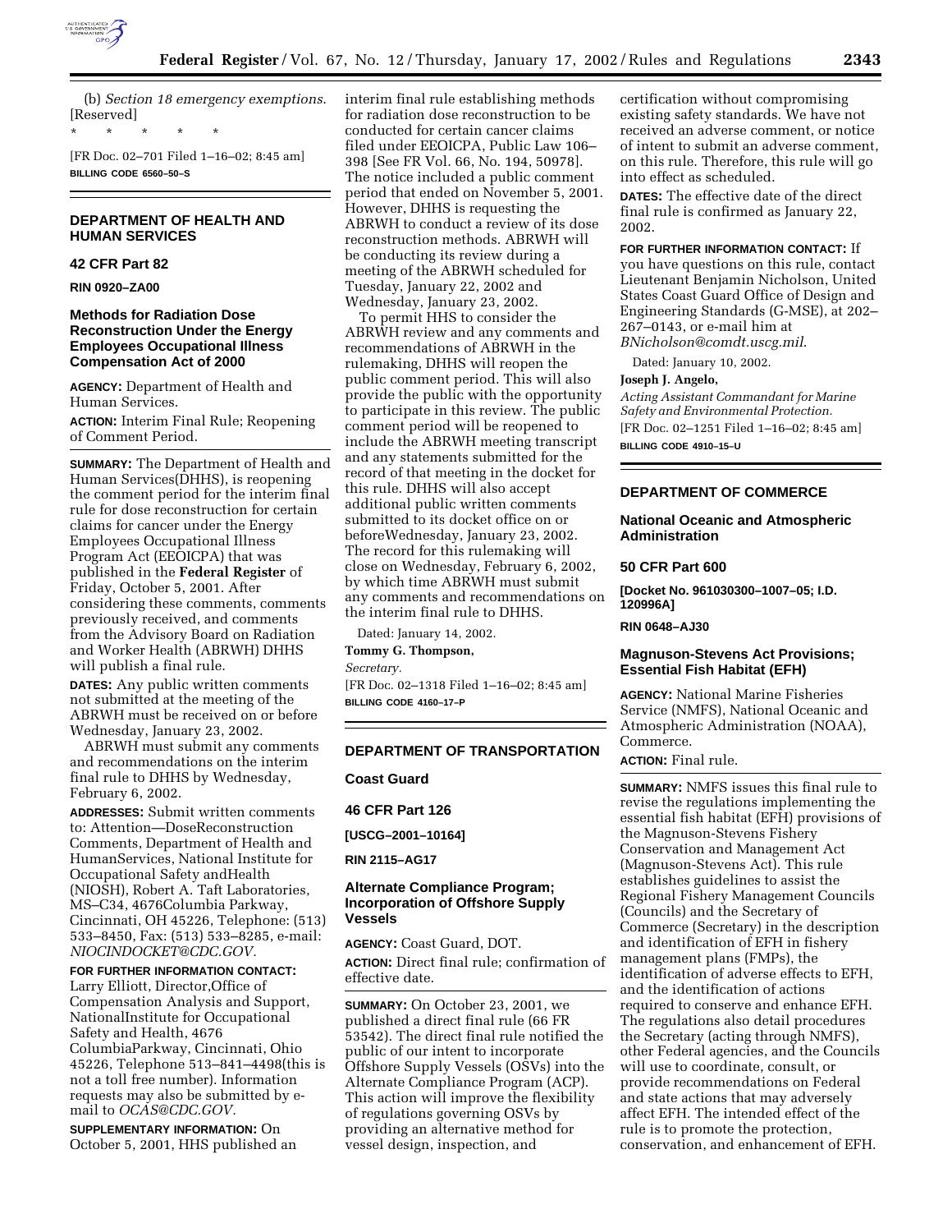(b) *Section 18 emergency exemptions.* [Reserved]

\* \* \* \* \*

[FR Doc. 02–701 Filed 1–16–02; 8:45 am]

**BILLING CODE 6560–50–S**

## DEPARTMENT OF HEALTH AND HUMAN SERVICES

### 42 CFR Part 82

**RIN 0920–ZA00**

### Methods for Radiation Dose Reconstruction Under the Energy Employees Occupational Illness Compensation Act of 2000

**AGENCY:** Department of Health and Human Services.

**ACTION:** Interim Final Rule; Reopening of Comment Period.

**SUMMARY:** The Department of Health and Human Services(DHHS), is reopening the comment period for the interim final rule for dose reconstruction for certain claims for cancer under the Energy Employees Occupational Illness Program Act (EEOICPA) that was published in the **Federal Register** of Friday, October 5, 2001. After considering these comments, comments previously received, and comments from the Advisory Board on Radiation and Worker Health (ABRWH) DHHS will publish a final rule.

**DATES:** Any public written comments not submitted at the meeting of the ABRWH must be received on or before Wednesday, January 23, 2002.

ABRWH must submit any comments and recommendations on the interim final rule to DHHS by Wednesday, February 6, 2002.

**ADDRESSES:** Submit written comments to: Attention—DoseReconstruction Comments, Department of Health and HumanServices, National Institute for Occupational Safety andHealth (NIOSH), Robert A. Taft Laboratories, MS–C34, 4676Columbia Parkway, Cincinnati, OH 45226, Telephone: (513) 533–8450, Fax: (513) 533–8285, e-mail: *NIOCINDOCKET@CDC.GOV.*

**FOR FURTHER INFORMATION CONTACT:** Larry Elliott, Director,Office of Compensation Analysis and Support, NationalInstitute for Occupational Safety and Health, 4676 ColumbiaParkway, Cincinnati, Ohio 45226, Telephone 513–841–4498(this is not a toll free number). Information requests may also be submitted by e-mail to *OCAS@CDC.GOV.*

**SUPPLEMENTARY INFORMATION:** On October 5, 2001, HHS published an interim final rule establishing methods for radiation dose reconstruction to be conducted for certain cancer claims filed under EEOICPA, Public Law 106–398 [See FR Vol. 66, No. 194, 50978]. The notice included a public comment period that ended on November 5, 2001. However, DHHS is requesting the ABRWH to conduct a review of its dose reconstruction methods. ABRWH will be conducting its review during a meeting of the ABRWH scheduled for Tuesday, January 22, 2002 and Wednesday, January 23, 2002.

To permit HHS to consider the ABRWH review and any comments and recommendations of ABRWH in the rulemaking, DHHS will reopen the public comment period. This will also provide the public with the opportunity to participate in this review. The public comment period will be reopened to include the ABRWH meeting transcript and any statements submitted for the record of that meeting in the docket for this rule. DHHS will also accept additional public written comments submitted to its docket office on or beforeWednesday, January 23, 2002. The record for this rulemaking will close on Wednesday, February 6, 2002, by which time ABRWH must submit any comments and recommendations on the interim final rule to DHHS.

Dated: January 14, 2002.

**Tommy G. Thompson,**

*Secretary.*

[FR Doc. 02–1318 Filed 1–16–02; 8:45 am]

**BILLING CODE 4160–17–P**

## DEPARTMENT OF TRANSPORTATION

### Coast Guard

### 46 CFR Part 126

**[USCG–2001–10164]**

**RIN 2115–AG17**

### Alternate Compliance Program; Incorporation of Offshore Supply Vessels

**AGENCY:** Coast Guard, DOT.

**ACTION:** Direct final rule; confirmation of effective date.

**SUMMARY:** On October 23, 2001, we published a direct final rule (66 FR 53542). The direct final rule notified the public of our intent to incorporate Offshore Supply Vessels (OSVs) into the Alternate Compliance Program (ACP). This action will improve the flexibility of regulations governing OSVs by providing an alternative method for vessel design, inspection, and certification without compromising existing safety standards. We have not received an adverse comment, or notice of intent to submit an adverse comment, on this rule. Therefore, this rule will go into effect as scheduled.

**DATES:** The effective date of the direct final rule is confirmed as January 22, 2002.

**FOR FURTHER INFORMATION CONTACT:** If you have questions on this rule, contact Lieutenant Benjamin Nicholson, United States Coast Guard Office of Design and Engineering Standards (G-MSE), at 202–267–0143, or e-mail him at *BNicholson@comdt.uscg.mil.*

Dated: January 10, 2002.

**Joseph J. Angelo,**

*Acting Assistant Commandant for Marine Safety and Environmental Protection.*

[FR Doc. 02–1251 Filed 1–16–02; 8:45 am]

**BILLING CODE 4910–15–U**

## DEPARTMENT OF COMMERCE

### National Oceanic and Atmospheric Administration

### 50 CFR Part 600

**[Docket No. 961030300–1007–05; I.D. 120996A]**

**RIN 0648–AJ30**

### Magnuson-Stevens Act Provisions; Essential Fish Habitat (EFH)

**AGENCY:** National Marine Fisheries Service (NMFS), National Oceanic and Atmospheric Administration (NOAA), Commerce.

**ACTION:** Final rule.

**SUMMARY:** NMFS issues this final rule to revise the regulations implementing the essential fish habitat (EFH) provisions of the Magnuson-Stevens Fishery Conservation and Management Act (Magnuson-Stevens Act). This rule establishes guidelines to assist the Regional Fishery Management Councils (Councils) and the Secretary of Commerce (Secretary) in the description and identification of EFH in fishery management plans (FMPs), the identification of adverse effects to EFH, and the identification of actions required to conserve and enhance EFH. The regulations also detail procedures the Secretary (acting through NMFS), other Federal agencies, and the Councils will use to coordinate, consult, or provide recommendations on Federal and state actions that may adversely affect EFH. The intended effect of the rule is to promote the protection, conservation, and enhancement of EFH.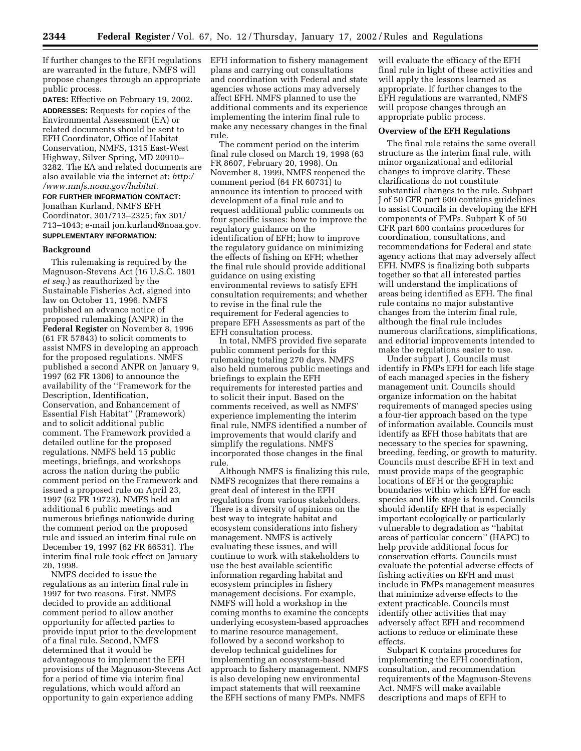If further changes to the EFH regulations are warranted in the future, NMFS will propose changes through an appropriate public process.

**DATES:** Effective on February 19, 2002.

**ADDRESSES:** Requests for copies of the Environmental Assessment (EA) or related documents should be sent to EFH Coordinator, Office of Habitat Conservation, NMFS, 1315 East-West Highway, Silver Spring, MD 20910–3282. The EA and related documents are also available via the internet at: *http://www.nmfs.noaa.gov/habitat*.

**FOR FURTHER INFORMATION CONTACT:** Jonathan Kurland, NMFS EFH Coordinator, 301/713–2325; fax 301/713–1043; e-mail jon.kurland@noaa.gov.

**SUPPLEMENTARY INFORMATION:**

**Background**

This rulemaking is required by the Magnuson-Stevens Act (16 U.S.C. 1801 *et seq.*) as reauthorized by the Sustainable Fisheries Act, signed into law on October 11, 1996. NMFS published an advance notice of proposed rulemaking (ANPR) in the **Federal Register** on November 8, 1996 (61 FR 57843) to solicit comments to assist NMFS in developing an approach for the proposed regulations. NMFS published a second ANPR on January 9, 1997 (62 FR 1306) to announce the availability of the ''Framework for the Description, Identification, Conservation, and Enhancement of Essential Fish Habitat'' (Framework) and to solicit additional public comment. The Framework provided a detailed outline for the proposed regulations. NMFS held 15 public meetings, briefings, and workshops across the nation during the public comment period on the Framework and issued a proposed rule on April 23, 1997 (62 FR 19723). NMFS held an additional 6 public meetings and numerous briefings nationwide during the comment period on the proposed rule and issued an interim final rule on December 19, 1997 (62 FR 66531). The interim final rule took effect on January 20, 1998.

NMFS decided to issue the regulations as an interim final rule in 1997 for two reasons. First, NMFS decided to provide an additional comment period to allow another opportunity for affected parties to provide input prior to the development of a final rule. Second, NMFS determined that it would be advantageous to implement the EFH provisions of the Magnuson-Stevens Act for a period of time via interim final regulations, which would afford an opportunity to gain experience adding EFH information to fishery management plans and carrying out consultations and coordination with Federal and state agencies whose actions may adversely affect EFH. NMFS planned to use the additional comments and its experience implementing the interim final rule to make any necessary changes in the final rule.

The comment period on the interim final rule closed on March 19, 1998 (63 FR 8607, February 20, 1998). On November 8, 1999, NMFS reopened the comment period (64 FR 60731) to announce its intention to proceed with development of a final rule and to request additional public comments on four specific issues: how to improve the regulatory guidance on the identification of EFH; how to improve the regulatory guidance on minimizing the effects of fishing on EFH; whether the final rule should provide additional guidance on using existing environmental reviews to satisfy EFH consultation requirements; and whether to revise in the final rule the requirement for Federal agencies to prepare EFH Assessments as part of the EFH consultation process.

In total, NMFS provided five separate public comment periods for this rulemaking totaling 270 days. NMFS also held numerous public meetings and briefings to explain the EFH requirements for interested parties and to solicit their input. Based on the comments received, as well as NMFS' experience implementing the interim final rule, NMFS identified a number of improvements that would clarify and simplify the regulations. NMFS incorporated those changes in the final rule.

Although NMFS is finalizing this rule, NMFS recognizes that there remains a great deal of interest in the EFH regulations from various stakeholders. There is a diversity of opinions on the best way to integrate habitat and ecosystem considerations into fishery management. NMFS is actively evaluating these issues, and will continue to work with stakeholders to use the best available scientific information regarding habitat and ecosystem principles in fishery management decisions. For example, NMFS will hold a workshop in the coming months to examine the concepts underlying ecosystem-based approaches to marine resource management, followed by a second workshop to develop technical guidelines for implementing an ecosystem-based approach to fishery management. NMFS is also developing new environmental impact statements that will reexamine the EFH sections of many FMPs. NMFS will evaluate the efficacy of the EFH final rule in light of these activities and will apply the lessons learned as appropriate. If further changes to the EFH regulations are warranted, NMFS will propose changes through an appropriate public process.

**Overview of the EFH Regulations**

The final rule retains the same overall structure as the interim final rule, with minor organizational and editorial changes to improve clarity. These clarifications do not constitute substantial changes to the rule. Subpart J of 50 CFR part 600 contains guidelines to assist Councils in developing the EFH components of FMPs. Subpart K of 50 CFR part 600 contains procedures for coordination, consultations, and recommendations for Federal and state agency actions that may adversely affect EFH. NMFS is finalizing both subparts together so that all interested parties will understand the implications of areas being identified as EFH. The final rule contains no major substantive changes from the interim final rule, although the final rule includes numerous clarifications, simplifications, and editorial improvements intended to make the regulations easier to use.

Under subpart J, Councils must identify in FMPs EFH for each life stage of each managed species in the fishery management unit. Councils should organize information on the habitat requirements of managed species using a four-tier approach based on the type of information available. Councils must identify as EFH those habitats that are necessary to the species for spawning, breeding, feeding, or growth to maturity. Councils must describe EFH in text and must provide maps of the geographic locations of EFH or the geographic boundaries within which EFH for each species and life stage is found. Councils should identify EFH that is especially important ecologically or particularly vulnerable to degradation as ''habitat areas of particular concern'' (HAPC) to help provide additional focus for conservation efforts. Councils must evaluate the potential adverse effects of fishing activities on EFH and must include in FMPs management measures that minimize adverse effects to the extent practicable. Councils must identify other activities that may adversely affect EFH and recommend actions to reduce or eliminate these effects.

Subpart K contains procedures for implementing the EFH coordination, consultation, and recommendation requirements of the Magnuson-Stevens Act. NMFS will make available descriptions and maps of EFH to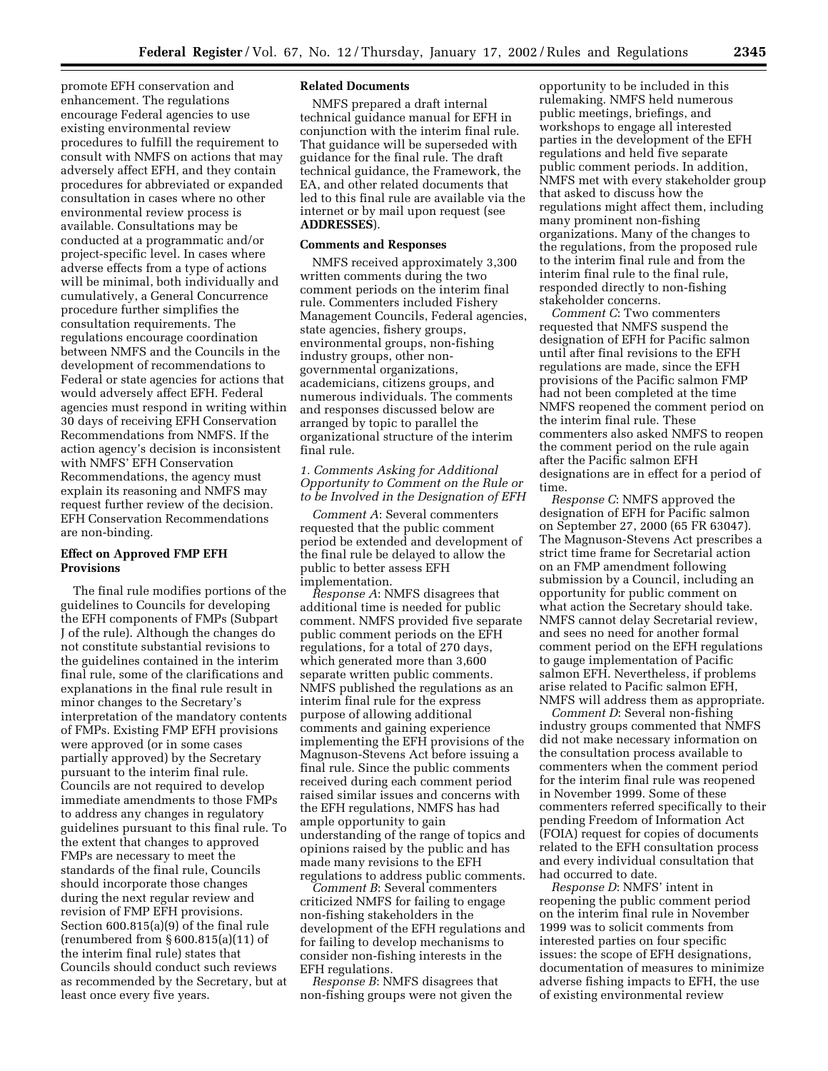promote EFH conservation and enhancement. The regulations encourage Federal agencies to use existing environmental review procedures to fulfill the requirement to consult with NMFS on actions that may adversely affect EFH, and they contain procedures for abbreviated or expanded consultation in cases where no other environmental review process is available. Consultations may be conducted at a programmatic and/or project-specific level. In cases where adverse effects from a type of actions will be minimal, both individually and cumulatively, a General Concurrence procedure further simplifies the consultation requirements. The regulations encourage coordination between NMFS and the Councils in the development of recommendations to Federal or state agencies for actions that would adversely affect EFH. Federal agencies must respond in writing within 30 days of receiving EFH Conservation Recommendations from NMFS. If the action agency's decision is inconsistent with NMFS' EFH Conservation Recommendations, the agency must explain its reasoning and NMFS may request further review of the decision. EFH Conservation Recommendations are non-binding.

## Effect on Approved FMP EFH Provisions

The final rule modifies portions of the guidelines to Councils for developing the EFH components of FMPs (Subpart J of the rule). Although the changes do not constitute substantial revisions to the guidelines contained in the interim final rule, some of the clarifications and explanations in the final rule result in minor changes to the Secretary's interpretation of the mandatory contents of FMPs. Existing FMP EFH provisions were approved (or in some cases partially approved) by the Secretary pursuant to the interim final rule. Councils are not required to develop immediate amendments to those FMPs to address any changes in regulatory guidelines pursuant to this final rule. To the extent that changes to approved FMPs are necessary to meet the standards of the final rule, Councils should incorporate those changes during the next regular review and revision of FMP EFH provisions. Section 600.815(a)(9) of the final rule (renumbered from § 600.815(a)(11) of the interim final rule) states that Councils should conduct such reviews as recommended by the Secretary, but at least once every five years.

## Related Documents

NMFS prepared a draft internal technical guidance manual for EFH in conjunction with the interim final rule. That guidance will be superseded with guidance for the final rule. The draft technical guidance, the Framework, the EA, and other related documents that led to this final rule are available via the internet or by mail upon request (see **ADDRESSES**).

## Comments and Responses

NMFS received approximately 3,300 written comments during the two comment periods on the interim final rule. Commenters included Fishery Management Councils, Federal agencies, state agencies, fishery groups, environmental groups, non-fishing industry groups, other non-governmental organizations, academicians, citizens groups, and numerous individuals. The comments and responses discussed below are arranged by topic to parallel the organizational structure of the interim final rule.

### *1. Comments Asking for Additional Opportunity to Comment on the Rule or to be Involved in the Designation of EFH*

*Comment A*: Several commenters requested that the public comment period be extended and development of the final rule be delayed to allow the public to better assess EFH implementation.

*Response A*: NMFS disagrees that additional time is needed for public comment. NMFS provided five separate public comment periods on the EFH regulations, for a total of 270 days, which generated more than 3,600 separate written public comments. NMFS published the regulations as an interim final rule for the express purpose of allowing additional comments and gaining experience implementing the EFH provisions of the Magnuson-Stevens Act before issuing a final rule. Since the public comments received during each comment period raised similar issues and concerns with the EFH regulations, NMFS has had ample opportunity to gain understanding of the range of topics and opinions raised by the public and has made many revisions to the EFH regulations to address public comments.

*Comment B*: Several commenters criticized NMFS for failing to engage non-fishing stakeholders in the development of the EFH regulations and for failing to develop mechanisms to consider non-fishing interests in the EFH regulations.

*Response B*: NMFS disagrees that non-fishing groups were not given the opportunity to be included in this rulemaking. NMFS held numerous public meetings, briefings, and workshops to engage all interested parties in the development of the EFH regulations and held five separate public comment periods. In addition, NMFS met with every stakeholder group that asked to discuss how the regulations might affect them, including many prominent non-fishing organizations. Many of the changes to the regulations, from the proposed rule to the interim final rule and from the interim final rule to the final rule, responded directly to non-fishing stakeholder concerns.

*Comment C*: Two commenters requested that NMFS suspend the designation of EFH for Pacific salmon until after final revisions to the EFH regulations are made, since the EFH provisions of the Pacific salmon FMP had not been completed at the time NMFS reopened the comment period on the interim final rule. These commenters also asked NMFS to reopen the comment period on the rule again after the Pacific salmon EFH designations are in effect for a period of time.

*Response C*: NMFS approved the designation of EFH for Pacific salmon on September 27, 2000 (65 FR 63047). The Magnuson-Stevens Act prescribes a strict time frame for Secretarial action on an FMP amendment following submission by a Council, including an opportunity for public comment on what action the Secretary should take. NMFS cannot delay Secretarial review, and sees no need for another formal comment period on the EFH regulations to gauge implementation of Pacific salmon EFH. Nevertheless, if problems arise related to Pacific salmon EFH, NMFS will address them as appropriate.

*Comment D*: Several non-fishing industry groups commented that NMFS did not make necessary information on the consultation process available to commenters when the comment period for the interim final rule was reopened in November 1999. Some of these commenters referred specifically to their pending Freedom of Information Act (FOIA) request for copies of documents related to the EFH consultation process and every individual consultation that had occurred to date.

*Response D*: NMFS' intent in reopening the public comment period on the interim final rule in November 1999 was to solicit comments from interested parties on four specific issues: the scope of EFH designations, documentation of measures to minimize adverse fishing impacts to EFH, the use of existing environmental review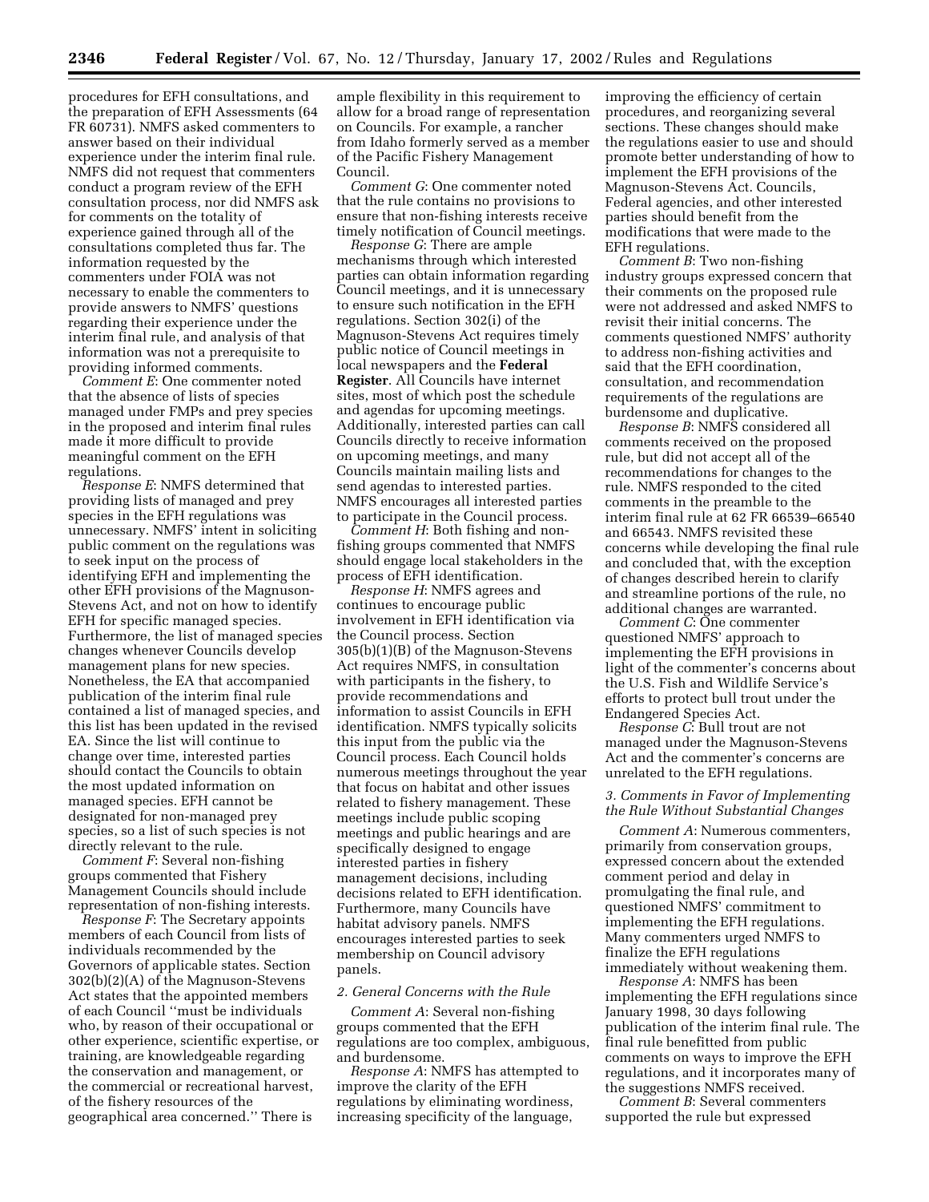procedures for EFH consultations, and the preparation of EFH Assessments (64 FR 60731). NMFS asked commenters to answer based on their individual experience under the interim final rule. NMFS did not request that commenters conduct a program review of the EFH consultation process, nor did NMFS ask for comments on the totality of experience gained through all of the consultations completed thus far. The information requested by the commenters under FOIA was not necessary to enable the commenters to provide answers to NMFS' questions regarding their experience under the interim final rule, and analysis of that information was not a prerequisite to providing informed comments.

*Comment E*: One commenter noted that the absence of lists of species managed under FMPs and prey species in the proposed and interim final rules made it more difficult to provide meaningful comment on the EFH regulations.

*Response E*: NMFS determined that providing lists of managed and prey species in the EFH regulations was unnecessary. NMFS' intent in soliciting public comment on the regulations was to seek input on the process of identifying EFH and implementing the other EFH provisions of the Magnuson-Stevens Act, and not on how to identify EFH for specific managed species. Furthermore, the list of managed species changes whenever Councils develop management plans for new species. Nonetheless, the EA that accompanied publication of the interim final rule contained a list of managed species, and this list has been updated in the revised EA. Since the list will continue to change over time, interested parties should contact the Councils to obtain the most updated information on managed species. EFH cannot be designated for non-managed prey species, so a list of such species is not directly relevant to the rule.

*Comment F*: Several non-fishing groups commented that Fishery Management Councils should include representation of non-fishing interests.

*Response F*: The Secretary appoints members of each Council from lists of individuals recommended by the Governors of applicable states. Section 302(b)(2)(A) of the Magnuson-Stevens Act states that the appointed members of each Council ''must be individuals who, by reason of their occupational or other experience, scientific expertise, or training, are knowledgeable regarding the conservation and management, or the commercial or recreational harvest, of the fishery resources of the geographical area concerned.'' There is ample flexibility in this requirement to allow for a broad range of representation on Councils. For example, a rancher from Idaho formerly served as a member of the Pacific Fishery Management Council.

*Comment G*: One commenter noted that the rule contains no provisions to ensure that non-fishing interests receive timely notification of Council meetings.

*Response G*: There are ample mechanisms through which interested parties can obtain information regarding Council meetings, and it is unnecessary to ensure such notification in the EFH regulations. Section 302(i) of the Magnuson-Stevens Act requires timely public notice of Council meetings in local newspapers and the **Federal Register**. All Councils have internet sites, most of which post the schedule and agendas for upcoming meetings. Additionally, interested parties can call Councils directly to receive information on upcoming meetings, and many Councils maintain mailing lists and send agendas to interested parties. NMFS encourages all interested parties to participate in the Council process.

*Comment H*: Both fishing and non-fishing groups commented that NMFS should engage local stakeholders in the process of EFH identification.

*Response H*: NMFS agrees and continues to encourage public involvement in EFH identification via the Council process. Section 305(b)(1)(B) of the Magnuson-Stevens Act requires NMFS, in consultation with participants in the fishery, to provide recommendations and information to assist Councils in EFH identification. NMFS typically solicits this input from the public via the Council process. Each Council holds numerous meetings throughout the year that focus on habitat and other issues related to fishery management. These meetings include public scoping meetings and public hearings and are specifically designed to engage interested parties in fishery management decisions, including decisions related to EFH identification. Furthermore, many Councils have habitat advisory panels. NMFS encourages interested parties to seek membership on Council advisory panels.

*2. General Concerns with the Rule*

*Comment A*: Several non-fishing groups commented that the EFH regulations are too complex, ambiguous, and burdensome.

*Response A*: NMFS has attempted to improve the clarity of the EFH regulations by eliminating wordiness, increasing specificity of the language, improving the efficiency of certain procedures, and reorganizing several sections. These changes should make the regulations easier to use and should promote better understanding of how to implement the EFH provisions of the Magnuson-Stevens Act. Councils, Federal agencies, and other interested parties should benefit from the modifications that were made to the EFH regulations.

*Comment B*: Two non-fishing industry groups expressed concern that their comments on the proposed rule were not addressed and asked NMFS to revisit their initial concerns. The comments questioned NMFS' authority to address non-fishing activities and said that the EFH coordination, consultation, and recommendation requirements of the regulations are burdensome and duplicative.

*Response B*: NMFS considered all comments received on the proposed rule, but did not accept all of the recommendations for changes to the rule. NMFS responded to the cited comments in the preamble to the interim final rule at 62 FR 66539–66540 and 66543. NMFS revisited these concerns while developing the final rule and concluded that, with the exception of changes described herein to clarify and streamline portions of the rule, no additional changes are warranted.

*Comment C*: One commenter questioned NMFS' approach to implementing the EFH provisions in light of the commenter's concerns about the U.S. Fish and Wildlife Service's efforts to protect bull trout under the Endangered Species Act.

*Response C*: Bull trout are not managed under the Magnuson-Stevens Act and the commenter's concerns are unrelated to the EFH regulations.

*3. Comments in Favor of Implementing the Rule Without Substantial Changes*

*Comment A*: Numerous commenters, primarily from conservation groups, expressed concern about the extended comment period and delay in promulgating the final rule, and questioned NMFS' commitment to implementing the EFH regulations. Many commenters urged NMFS to finalize the EFH regulations immediately without weakening them.

*Response A*: NMFS has been implementing the EFH regulations since January 1998, 30 days following publication of the interim final rule. The final rule benefitted from public comments on ways to improve the EFH regulations, and it incorporates many of the suggestions NMFS received.

*Comment B*: Several commenters supported the rule but expressed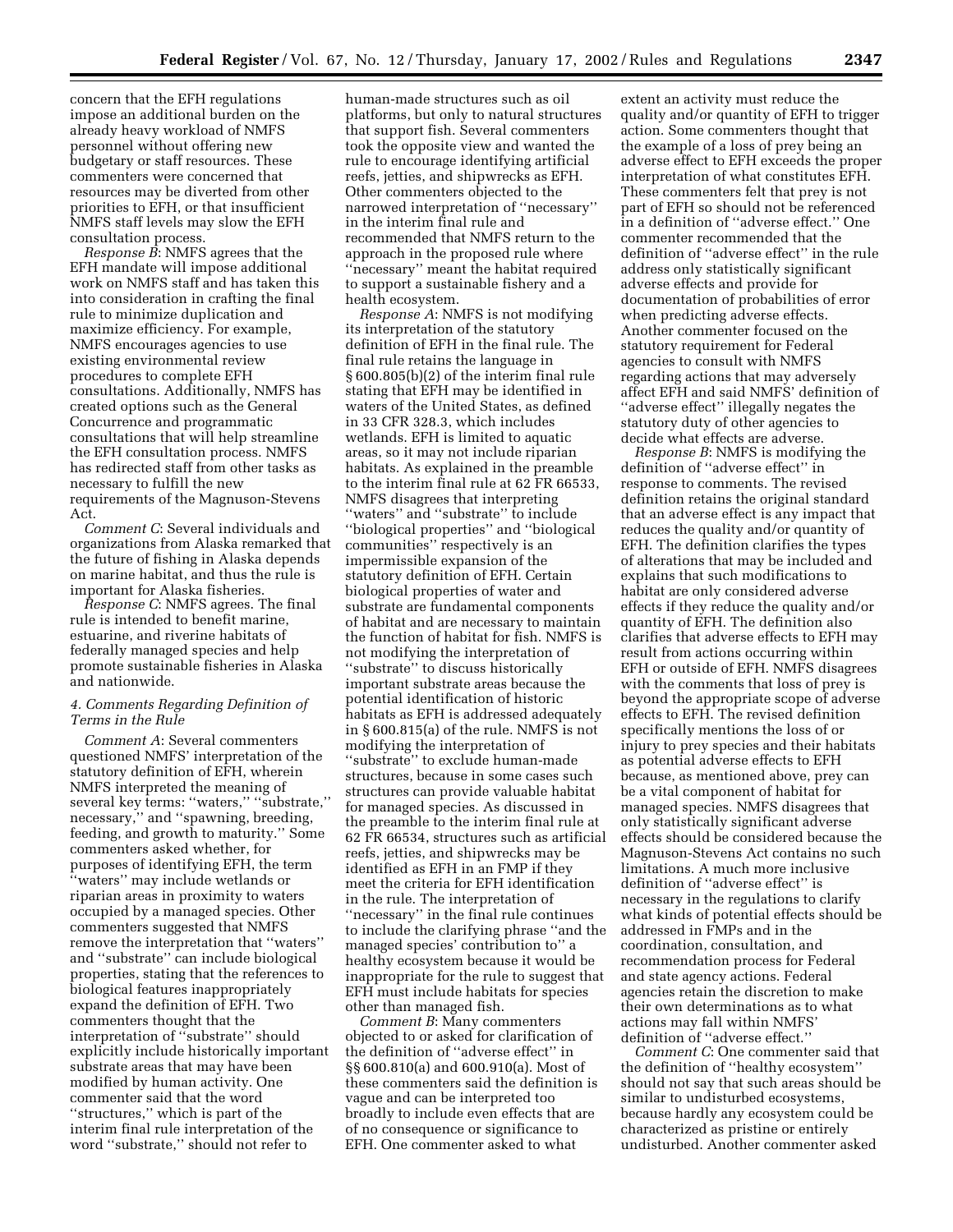concern that the EFH regulations impose an additional burden on the already heavy workload of NMFS personnel without offering new budgetary or staff resources. These commenters were concerned that resources may be diverted from other priorities to EFH, or that insufficient NMFS staff levels may slow the EFH consultation process.

*Response B*: NMFS agrees that the EFH mandate will impose additional work on NMFS staff and has taken this into consideration in crafting the final rule to minimize duplication and maximize efficiency. For example, NMFS encourages agencies to use existing environmental review procedures to complete EFH consultations. Additionally, NMFS has created options such as the General Concurrence and programmatic consultations that will help streamline the EFH consultation process. NMFS has redirected staff from other tasks as necessary to fulfill the new requirements of the Magnuson-Stevens Act.

*Comment C*: Several individuals and organizations from Alaska remarked that the future of fishing in Alaska depends on marine habitat, and thus the rule is important for Alaska fisheries.

*Response C*: NMFS agrees. The final rule is intended to benefit marine, estuarine, and riverine habitats of federally managed species and help promote sustainable fisheries in Alaska and nationwide.

*4. Comments Regarding Definition of Terms in the Rule*

*Comment A*: Several commenters questioned NMFS' interpretation of the statutory definition of EFH, wherein NMFS interpreted the meaning of several key terms: ''waters,'' ''substrate,'' necessary,'' and ''spawning, breeding, feeding, and growth to maturity.'' Some commenters asked whether, for purposes of identifying EFH, the term ''waters'' may include wetlands or riparian areas in proximity to waters occupied by a managed species. Other commenters suggested that NMFS remove the interpretation that ''waters'' and ''substrate'' can include biological properties, stating that the references to biological features inappropriately expand the definition of EFH. Two commenters thought that the interpretation of ''substrate'' should explicitly include historically important substrate areas that may have been modified by human activity. One commenter said that the word ''structures,'' which is part of the interim final rule interpretation of the word ''substrate,'' should not refer to human-made structures such as oil platforms, but only to natural structures that support fish. Several commenters took the opposite view and wanted the rule to encourage identifying artificial reefs, jetties, and shipwrecks as EFH. Other commenters objected to the narrowed interpretation of ''necessary'' in the interim final rule and recommended that NMFS return to the approach in the proposed rule where ''necessary'' meant the habitat required to support a sustainable fishery and a health ecosystem.

*Response A*: NMFS is not modifying its interpretation of the statutory definition of EFH in the final rule. The final rule retains the language in § 600.805(b)(2) of the interim final rule stating that EFH may be identified in waters of the United States, as defined in 33 CFR 328.3, which includes wetlands. EFH is limited to aquatic areas, so it may not include riparian habitats. As explained in the preamble to the interim final rule at 62 FR 66533, NMFS disagrees that interpreting ''waters'' and ''substrate'' to include ''biological properties'' and ''biological communities'' respectively is an impermissible expansion of the statutory definition of EFH. Certain biological properties of water and substrate are fundamental components of habitat and are necessary to maintain the function of habitat for fish. NMFS is not modifying the interpretation of ''substrate'' to discuss historically important substrate areas because the potential identification of historic habitats as EFH is addressed adequately in § 600.815(a) of the rule. NMFS is not modifying the interpretation of ''substrate'' to exclude human-made structures, because in some cases such structures can provide valuable habitat for managed species. As discussed in the preamble to the interim final rule at 62 FR 66534, structures such as artificial reefs, jetties, and shipwrecks may be identified as EFH in an FMP if they meet the criteria for EFH identification in the rule. The interpretation of ''necessary'' in the final rule continues to include the clarifying phrase ''and the managed species' contribution to'' a healthy ecosystem because it would be inappropriate for the rule to suggest that EFH must include habitats for species other than managed fish.

*Comment B*: Many commenters objected to or asked for clarification of the definition of ''adverse effect'' in §§ 600.810(a) and 600.910(a). Most of these commenters said the definition is vague and can be interpreted too broadly to include even effects that are of no consequence or significance to EFH. One commenter asked to what extent an activity must reduce the quality and/or quantity of EFH to trigger action. Some commenters thought that the example of a loss of prey being an adverse effect to EFH exceeds the proper interpretation of what constitutes EFH. These commenters felt that prey is not part of EFH so should not be referenced in a definition of ''adverse effect.'' One commenter recommended that the definition of ''adverse effect'' in the rule address only statistically significant adverse effects and provide for documentation of probabilities of error when predicting adverse effects. Another commenter focused on the statutory requirement for Federal agencies to consult with NMFS regarding actions that may adversely affect EFH and said NMFS' definition of ''adverse effect'' illegally negates the statutory duty of other agencies to decide what effects are adverse.

*Response B*: NMFS is modifying the definition of ''adverse effect'' in response to comments. The revised definition retains the original standard that an adverse effect is any impact that reduces the quality and/or quantity of EFH. The definition clarifies the types of alterations that may be included and explains that such modifications to habitat are only considered adverse effects if they reduce the quality and/or quantity of EFH. The definition also clarifies that adverse effects to EFH may result from actions occurring within EFH or outside of EFH. NMFS disagrees with the comments that loss of prey is beyond the appropriate scope of adverse effects to EFH. The revised definition specifically mentions the loss of or injury to prey species and their habitats as potential adverse effects to EFH because, as mentioned above, prey can be a vital component of habitat for managed species. NMFS disagrees that only statistically significant adverse effects should be considered because the Magnuson-Stevens Act contains no such limitations. A much more inclusive definition of ''adverse effect'' is necessary in the regulations to clarify what kinds of potential effects should be addressed in FMPs and in the coordination, consultation, and recommendation process for Federal and state agency actions. Federal agencies retain the discretion to make their own determinations as to what actions may fall within NMFS' definition of ''adverse effect.''

*Comment C*: One commenter said that the definition of ''healthy ecosystem'' should not say that such areas should be similar to undisturbed ecosystems, because hardly any ecosystem could be characterized as pristine or entirely undisturbed. Another commenter asked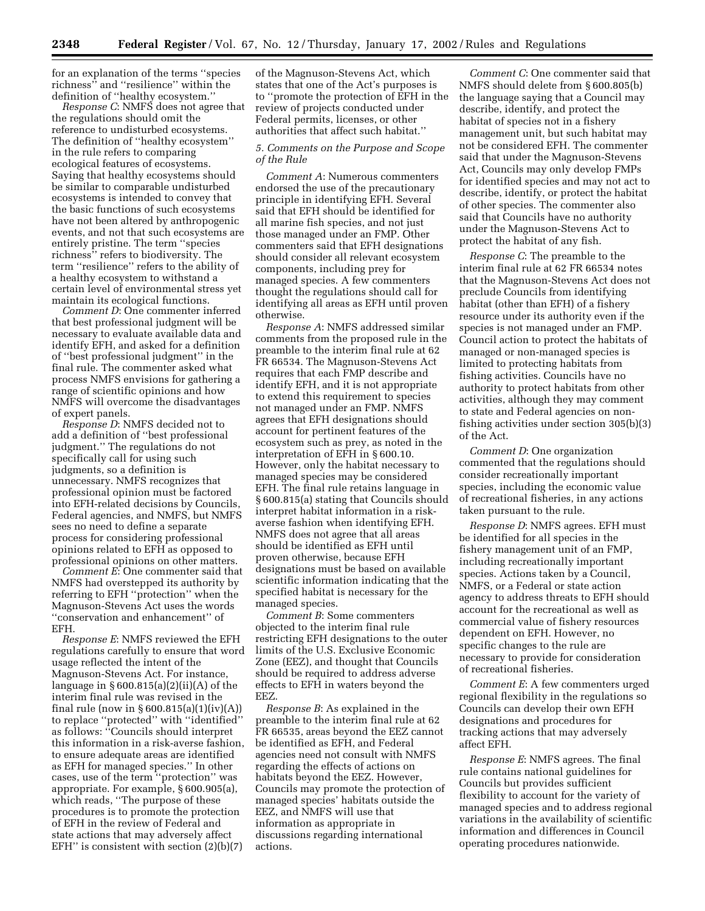for an explanation of the terms ''species richness'' and ''resilience'' within the definition of ''healthy ecosystem.''

*Response C*: NMFS does not agree that the regulations should omit the reference to undisturbed ecosystems. The definition of ''healthy ecosystem'' in the rule refers to comparing ecological features of ecosystems. Saying that healthy ecosystems should be similar to comparable undisturbed ecosystems is intended to convey that the basic functions of such ecosystems have not been altered by anthropogenic events, and not that such ecosystems are entirely pristine. The term ''species richness'' refers to biodiversity. The term ''resilience'' refers to the ability of a healthy ecosystem to withstand a certain level of environmental stress yet maintain its ecological functions.

*Comment D*: One commenter inferred that best professional judgment will be necessary to evaluate available data and identify EFH, and asked for a definition of ''best professional judgment'' in the final rule. The commenter asked what process NMFS envisions for gathering a range of scientific opinions and how NMFS will overcome the disadvantages of expert panels.

*Response D*: NMFS decided not to add a definition of ''best professional judgment.'' The regulations do not specifically call for using such judgments, so a definition is unnecessary. NMFS recognizes that professional opinion must be factored into EFH-related decisions by Councils, Federal agencies, and NMFS, but NMFS sees no need to define a separate process for considering professional opinions related to EFH as opposed to professional opinions on other matters.

*Comment E*: One commenter said that NMFS had overstepped its authority by referring to EFH ''protection'' when the Magnuson-Stevens Act uses the words ''conservation and enhancement'' of EFH.

*Response E*: NMFS reviewed the EFH regulations carefully to ensure that word usage reflected the intent of the Magnuson-Stevens Act. For instance, language in § 600.815(a)(2)(ii)(A) of the interim final rule was revised in the final rule (now in § 600.815(a)(1)(iv)(A)) to replace ''protected'' with ''identified'' as follows: ''Councils should interpret this information in a risk-averse fashion, to ensure adequate areas are identified as EFH for managed species.'' In other cases, use of the term ''protection'' was appropriate. For example, § 600.905(a), which reads, ''The purpose of these procedures is to promote the protection of EFH in the review of Federal and state actions that may adversely affect EFH'' is consistent with section (2)(b)(7) of the Magnuson-Stevens Act, which states that one of the Act's purposes is to ''promote the protection of EFH in the review of projects conducted under Federal permits, licenses, or other authorities that affect such habitat.''

### 5. Comments on the Purpose and Scope of the Rule

*Comment A*: Numerous commenters endorsed the use of the precautionary principle in identifying EFH. Several said that EFH should be identified for all marine fish species, and not just those managed under an FMP. Other commenters said that EFH designations should consider all relevant ecosystem components, including prey for managed species. A few commenters thought the regulations should call for identifying all areas as EFH until proven otherwise.

*Response A*: NMFS addressed similar comments from the proposed rule in the preamble to the interim final rule at 62 FR 66534. The Magnuson-Stevens Act requires that each FMP describe and identify EFH, and it is not appropriate to extend this requirement to species not managed under an FMP. NMFS agrees that EFH designations should account for pertinent features of the ecosystem such as prey, as noted in the interpretation of EFH in § 600.10. However, only the habitat necessary to managed species may be considered EFH. The final rule retains language in § 600.815(a) stating that Councils should interpret habitat information in a risk-averse fashion when identifying EFH. NMFS does not agree that all areas should be identified as EFH until proven otherwise, because EFH designations must be based on available scientific information indicating that the specified habitat is necessary for the managed species.

*Comment B*: Some commenters objected to the interim final rule restricting EFH designations to the outer limits of the U.S. Exclusive Economic Zone (EEZ), and thought that Councils should be required to address adverse effects to EFH in waters beyond the EEZ.

*Response B*: As explained in the preamble to the interim final rule at 62 FR 66535, areas beyond the EEZ cannot be identified as EFH, and Federal agencies need not consult with NMFS regarding the effects of actions on habitats beyond the EEZ. However, Councils may promote the protection of managed species' habitats outside the EEZ, and NMFS will use that information as appropriate in discussions regarding international actions.

*Comment C*: One commenter said that NMFS should delete from § 600.805(b) the language saying that a Council may describe, identify, and protect the habitat of species not in a fishery management unit, but such habitat may not be considered EFH. The commenter said that under the Magnuson-Stevens Act, Councils may only develop FMPs for identified species and may not act to describe, identify, or protect the habitat of other species. The commenter also said that Councils have no authority under the Magnuson-Stevens Act to protect the habitat of any fish.

*Response C*: The preamble to the interim final rule at 62 FR 66534 notes that the Magnuson-Stevens Act does not preclude Councils from identifying habitat (other than EFH) of a fishery resource under its authority even if the species is not managed under an FMP. Council action to protect the habitats of managed or non-managed species is limited to protecting habitats from fishing activities. Councils have no authority to protect habitats from other activities, although they may comment to state and Federal agencies on non-fishing activities under section 305(b)(3) of the Act.

*Comment D*: One organization commented that the regulations should consider recreationally important species, including the economic value of recreational fisheries, in any actions taken pursuant to the rule.

*Response D*: NMFS agrees. EFH must be identified for all species in the fishery management unit of an FMP, including recreationally important species. Actions taken by a Council, NMFS, or a Federal or state action agency to address threats to EFH should account for the recreational as well as commercial value of fishery resources dependent on EFH. However, no specific changes to the rule are necessary to provide for consideration of recreational fisheries.

*Comment E*: A few commenters urged regional flexibility in the regulations so Councils can develop their own EFH designations and procedures for tracking actions that may adversely affect EFH.

*Response E*: NMFS agrees. The final rule contains national guidelines for Councils but provides sufficient flexibility to account for the variety of managed species and to address regional variations in the availability of scientific information and differences in Council operating procedures nationwide.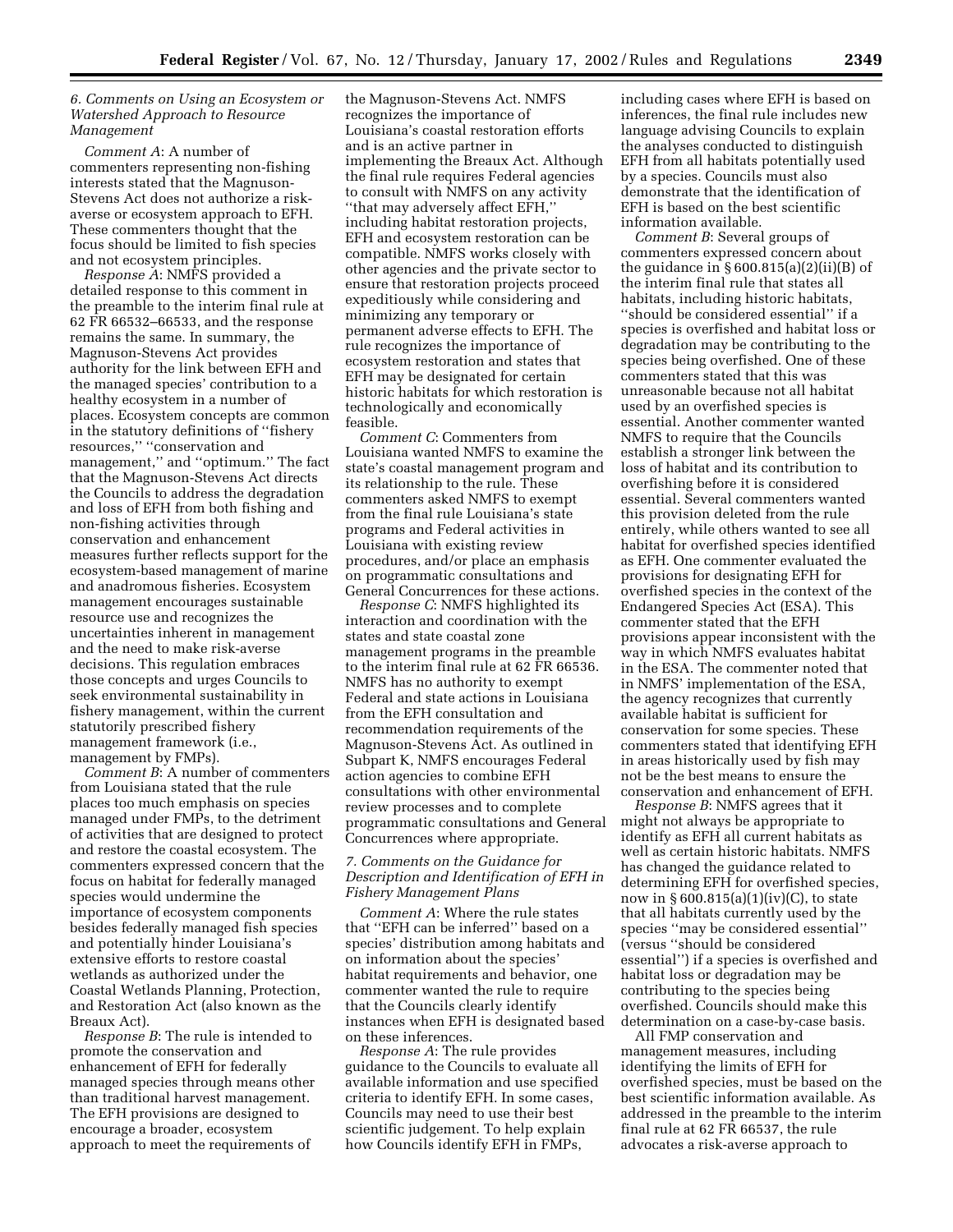### 6. Comments on Using an Ecosystem or Watershed Approach to Resource Management

*Comment A*: A number of commenters representing non-fishing interests stated that the Magnuson-Stevens Act does not authorize a risk-averse or ecosystem approach to EFH. These commenters thought that the focus should be limited to fish species and not ecosystem principles.

*Response A*: NMFS provided a detailed response to this comment in the preamble to the interim final rule at 62 FR 66532–66533, and the response remains the same. In summary, the Magnuson-Stevens Act provides authority for the link between EFH and the managed species' contribution to a healthy ecosystem in a number of places. Ecosystem concepts are common in the statutory definitions of ''fishery resources,'' ''conservation and management,'' and ''optimum.'' The fact that the Magnuson-Stevens Act directs the Councils to address the degradation and loss of EFH from both fishing and non-fishing activities through conservation and enhancement measures further reflects support for the ecosystem-based management of marine and anadromous fisheries. Ecosystem management encourages sustainable resource use and recognizes the uncertainties inherent in management and the need to make risk-averse decisions. This regulation embraces those concepts and urges Councils to seek environmental sustainability in fishery management, within the current statutorily prescribed fishery management framework (i.e., management by FMPs).

*Comment B*: A number of commenters from Louisiana stated that the rule places too much emphasis on species managed under FMPs, to the detriment of activities that are designed to protect and restore the coastal ecosystem. The commenters expressed concern that the focus on habitat for federally managed species would undermine the importance of ecosystem components besides federally managed fish species and potentially hinder Louisiana's extensive efforts to restore coastal wetlands as authorized under the Coastal Wetlands Planning, Protection, and Restoration Act (also known as the Breaux Act).

*Response B*: The rule is intended to promote the conservation and enhancement of EFH for federally managed species through means other than traditional harvest management. The EFH provisions are designed to encourage a broader, ecosystem approach to meet the requirements of the Magnuson-Stevens Act. NMFS recognizes the importance of Louisiana's coastal restoration efforts and is an active partner in implementing the Breaux Act. Although the final rule requires Federal agencies to consult with NMFS on any activity ''that may adversely affect EFH,'' including habitat restoration projects, EFH and ecosystem restoration can be compatible. NMFS works closely with other agencies and the private sector to ensure that restoration projects proceed expeditiously while considering and minimizing any temporary or permanent adverse effects to EFH. The rule recognizes the importance of ecosystem restoration and states that EFH may be designated for certain historic habitats for which restoration is technologically and economically feasible.

*Comment C*: Commenters from Louisiana wanted NMFS to examine the state's coastal management program and its relationship to the rule. These commenters asked NMFS to exempt from the final rule Louisiana's state programs and Federal activities in Louisiana with existing review procedures, and/or place an emphasis on programmatic consultations and General Concurrences for these actions.

*Response C*: NMFS highlighted its interaction and coordination with the states and state coastal zone management programs in the preamble to the interim final rule at 62 FR 66536. NMFS has no authority to exempt Federal and state actions in Louisiana from the EFH consultation and recommendation requirements of the Magnuson-Stevens Act. As outlined in Subpart K, NMFS encourages Federal action agencies to combine EFH consultations with other environmental review processes and to complete programmatic consultations and General Concurrences where appropriate.

### 7. Comments on the Guidance for Description and Identification of EFH in Fishery Management Plans

*Comment A*: Where the rule states that ''EFH can be inferred'' based on a species' distribution among habitats and on information about the species' habitat requirements and behavior, one commenter wanted the rule to require that the Councils clearly identify instances when EFH is designated based on these inferences.

*Response A*: The rule provides guidance to the Councils to evaluate all available information and use specified criteria to identify EFH. In some cases, Councils may need to use their best scientific judgement. To help explain how Councils identify EFH in FMPs, including cases where EFH is based on inferences, the final rule includes new language advising Councils to explain the analyses conducted to distinguish EFH from all habitats potentially used by a species. Councils must also demonstrate that the identification of EFH is based on the best scientific information available.

*Comment B*: Several groups of commenters expressed concern about the guidance in § 600.815(a)(2)(ii)(B) of the interim final rule that states all habitats, including historic habitats, ''should be considered essential'' if a species is overfished and habitat loss or degradation may be contributing to the species being overfished. One of these commenters stated that this was unreasonable because not all habitat used by an overfished species is essential. Another commenter wanted NMFS to require that the Councils establish a stronger link between the loss of habitat and its contribution to overfishing before it is considered essential. Several commenters wanted this provision deleted from the rule entirely, while others wanted to see all habitat for overfished species identified as EFH. One commenter evaluated the provisions for designating EFH for overfished species in the context of the Endangered Species Act (ESA). This commenter stated that the EFH provisions appear inconsistent with the way in which NMFS evaluates habitat in the ESA. The commenter noted that in NMFS' implementation of the ESA, the agency recognizes that currently available habitat is sufficient for conservation for some species. These commenters stated that identifying EFH in areas historically used by fish may not be the best means to ensure the conservation and enhancement of EFH.

*Response B*: NMFS agrees that it might not always be appropriate to identify as EFH all current habitats as well as certain historic habitats. NMFS has changed the guidance related to determining EFH for overfished species, now in § 600.815(a)(1)(iv)(C), to state that all habitats currently used by the species ''may be considered essential'' (versus ''should be considered essential'') if a species is overfished and habitat loss or degradation may be contributing to the species being overfished. Councils should make this determination on a case-by-case basis.

All FMP conservation and management measures, including identifying the limits of EFH for overfished species, must be based on the best scientific information available. As addressed in the preamble to the interim final rule at 62 FR 66537, the rule advocates a risk-averse approach to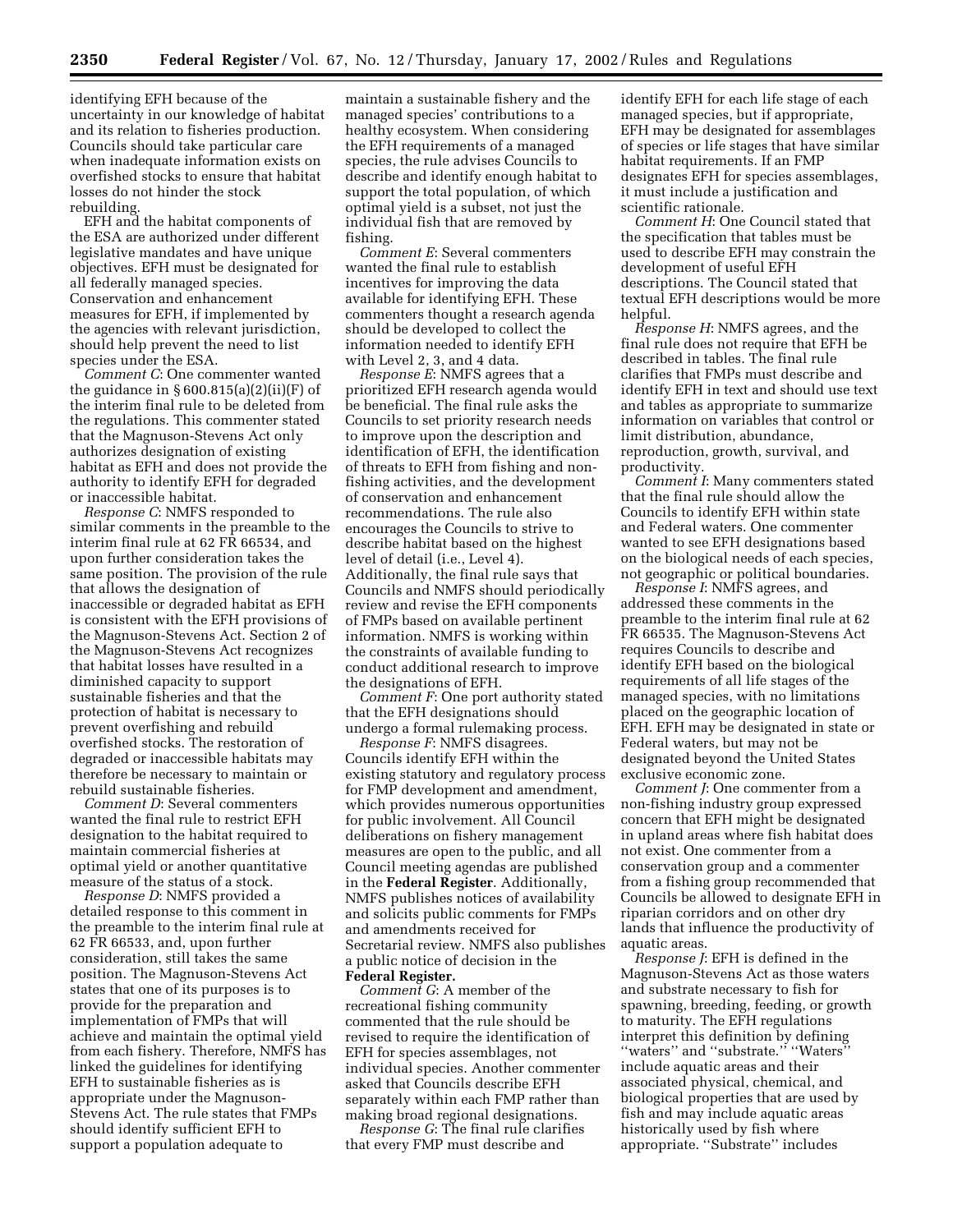identifying EFH because of the uncertainty in our knowledge of habitat and its relation to fisheries production. Councils should take particular care when inadequate information exists on overfished stocks to ensure that habitat losses do not hinder the stock rebuilding.

EFH and the habitat components of the ESA are authorized under different legislative mandates and have unique objectives. EFH must be designated for all federally managed species. Conservation and enhancement measures for EFH, if implemented by the agencies with relevant jurisdiction, should help prevent the need to list species under the ESA.

*Comment C*: One commenter wanted the guidance in § 600.815(a)(2)(ii)(F) of the interim final rule to be deleted from the regulations. This commenter stated that the Magnuson-Stevens Act only authorizes designation of existing habitat as EFH and does not provide the authority to identify EFH for degraded or inaccessible habitat.

*Response C*: NMFS responded to similar comments in the preamble to the interim final rule at 62 FR 66534, and upon further consideration takes the same position. The provision of the rule that allows the designation of inaccessible or degraded habitat as EFH is consistent with the EFH provisions of the Magnuson-Stevens Act. Section 2 of the Magnuson-Stevens Act recognizes that habitat losses have resulted in a diminished capacity to support sustainable fisheries and that the protection of habitat is necessary to prevent overfishing and rebuild overfished stocks. The restoration of degraded or inaccessible habitats may therefore be necessary to maintain or rebuild sustainable fisheries.

*Comment D*: Several commenters wanted the final rule to restrict EFH designation to the habitat required to maintain commercial fisheries at optimal yield or another quantitative measure of the status of a stock.

*Response D*: NMFS provided a detailed response to this comment in the preamble to the interim final rule at 62 FR 66533, and, upon further consideration, still takes the same position. The Magnuson-Stevens Act states that one of its purposes is to provide for the preparation and implementation of FMPs that will achieve and maintain the optimal yield from each fishery. Therefore, NMFS has linked the guidelines for identifying EFH to sustainable fisheries as is appropriate under the Magnuson-Stevens Act. The rule states that FMPs should identify sufficient EFH to support a population adequate to maintain a sustainable fishery and the managed species' contributions to a healthy ecosystem. When considering the EFH requirements of a managed species, the rule advises Councils to describe and identify enough habitat to support the total population, of which optimal yield is a subset, not just the individual fish that are removed by fishing.

*Comment E*: Several commenters wanted the final rule to establish incentives for improving the data available for identifying EFH. These commenters thought a research agenda should be developed to collect the information needed to identify EFH with Level 2, 3, and 4 data.

*Response E*: NMFS agrees that a prioritized EFH research agenda would be beneficial. The final rule asks the Councils to set priority research needs to improve upon the description and identification of EFH, the identification of threats to EFH from fishing and non-fishing activities, and the development of conservation and enhancement recommendations. The rule also encourages the Councils to strive to describe habitat based on the highest level of detail (i.e., Level 4). Additionally, the final rule says that Councils and NMFS should periodically review and revise the EFH components of FMPs based on available pertinent information. NMFS is working within the constraints of available funding to conduct additional research to improve the designations of EFH.

*Comment F*: One port authority stated that the EFH designations should undergo a formal rulemaking process.

*Response F*: NMFS disagrees. Councils identify EFH within the existing statutory and regulatory process for FMP development and amendment, which provides numerous opportunities for public involvement. All Council deliberations on fishery management measures are open to the public, and all Council meeting agendas are published in the **Federal Register**. Additionally, NMFS publishes notices of availability and solicits public comments for FMPs and amendments received for Secretarial review. NMFS also publishes a public notice of decision in the **Federal Register.**

*Comment G*: A member of the recreational fishing community commented that the rule should be revised to require the identification of EFH for species assemblages, not individual species. Another commenter asked that Councils describe EFH separately within each FMP rather than making broad regional designations.

*Response G*: The final rule clarifies that every FMP must describe and identify EFH for each life stage of each managed species, but if appropriate, EFH may be designated for assemblages of species or life stages that have similar habitat requirements. If an FMP designates EFH for species assemblages, it must include a justification and scientific rationale.

*Comment H*: One Council stated that the specification that tables must be used to describe EFH may constrain the development of useful EFH descriptions. The Council stated that textual EFH descriptions would be more helpful.

*Response H*: NMFS agrees, and the final rule does not require that EFH be described in tables. The final rule clarifies that FMPs must describe and identify EFH in text and should use text and tables as appropriate to summarize information on variables that control or limit distribution, abundance, reproduction, growth, survival, and productivity.

*Comment I*: Many commenters stated that the final rule should allow the Councils to identify EFH within state and Federal waters. One commenter wanted to see EFH designations based on the biological needs of each species, not geographic or political boundaries.

*Response I*: NMFS agrees, and addressed these comments in the preamble to the interim final rule at 62 FR 66535. The Magnuson-Stevens Act requires Councils to describe and identify EFH based on the biological requirements of all life stages of the managed species, with no limitations placed on the geographic location of EFH. EFH may be designated in state or Federal waters, but may not be designated beyond the United States exclusive economic zone.

*Comment J*: One commenter from a non-fishing industry group expressed concern that EFH might be designated in upland areas where fish habitat does not exist. One commenter from a conservation group and a commenter from a fishing group recommended that Councils be allowed to designate EFH in riparian corridors and on other dry lands that influence the productivity of aquatic areas.

*Response J*: EFH is defined in the Magnuson-Stevens Act as those waters and substrate necessary to fish for spawning, breeding, feeding, or growth to maturity. The EFH regulations interpret this definition by defining ''waters'' and ''substrate.'' ''Waters'' include aquatic areas and their associated physical, chemical, and biological properties that are used by fish and may include aquatic areas historically used by fish where appropriate. ''Substrate'' includes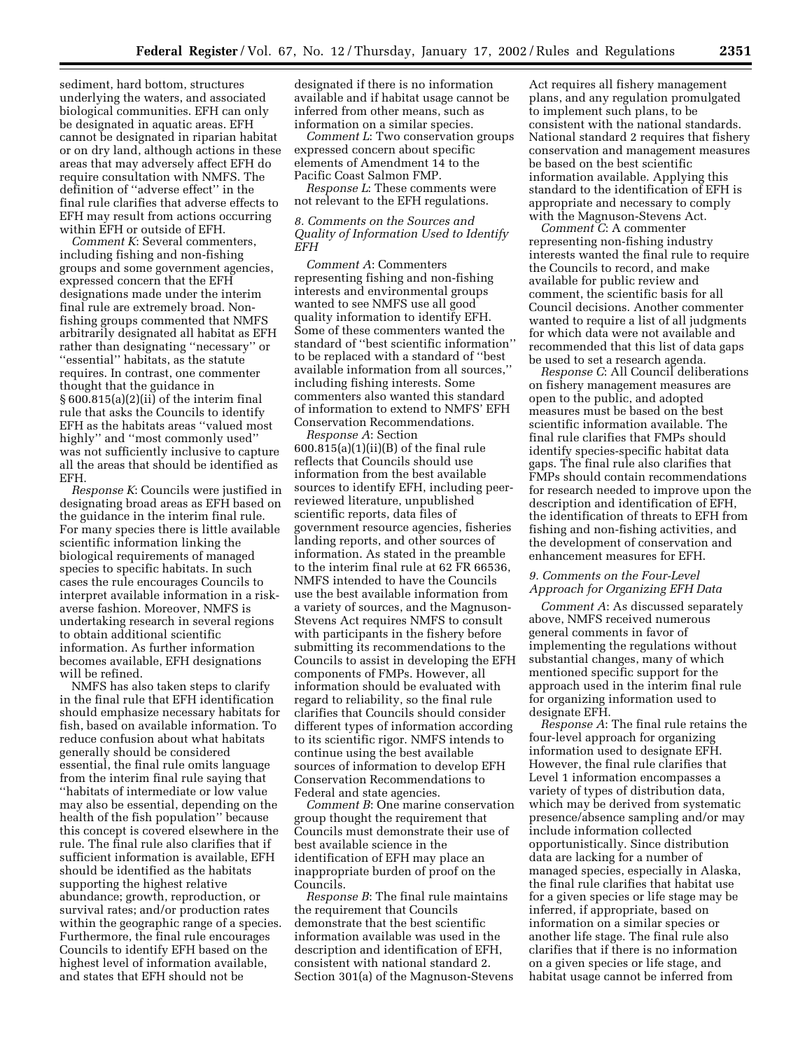sediment, hard bottom, structures underlying the waters, and associated biological communities. EFH can only be designated in aquatic areas. EFH cannot be designated in riparian habitat or on dry land, although actions in these areas that may adversely affect EFH do require consultation with NMFS. The definition of ''adverse effect'' in the final rule clarifies that adverse effects to EFH may result from actions occurring within EFH or outside of EFH.

*Comment K*: Several commenters, including fishing and non-fishing groups and some government agencies, expressed concern that the EFH designations made under the interim final rule are extremely broad. Non-fishing groups commented that NMFS arbitrarily designated all habitat as EFH rather than designating ''necessary'' or ''essential'' habitats, as the statute requires. In contrast, one commenter thought that the guidance in § 600.815(a)(2)(ii) of the interim final rule that asks the Councils to identify EFH as the habitats areas ''valued most highly'' and ''most commonly used'' was not sufficiently inclusive to capture all the areas that should be identified as EFH.

*Response K*: Councils were justified in designating broad areas as EFH based on the guidance in the interim final rule. For many species there is little available scientific information linking the biological requirements of managed species to specific habitats. In such cases the rule encourages Councils to interpret available information in a risk-averse fashion. Moreover, NMFS is undertaking research in several regions to obtain additional scientific information. As further information becomes available, EFH designations will be refined.

NMFS has also taken steps to clarify in the final rule that EFH identification should emphasize necessary habitats for fish, based on available information. To reduce confusion about what habitats generally should be considered essential, the final rule omits language from the interim final rule saying that ''habitats of intermediate or low value may also be essential, depending on the health of the fish population'' because this concept is covered elsewhere in the rule. The final rule also clarifies that if sufficient information is available, EFH should be identified as the habitats supporting the highest relative abundance; growth, reproduction, or survival rates; and/or production rates within the geographic range of a species. Furthermore, the final rule encourages Councils to identify EFH based on the highest level of information available, and states that EFH should not be designated if there is no information available and if habitat usage cannot be inferred from other means, such as information on a similar species.

*Comment L*: Two conservation groups expressed concern about specific elements of Amendment 14 to the Pacific Coast Salmon FMP.

*Response L*: These comments were not relevant to the EFH regulations.

### *8. Comments on the Sources and Quality of Information Used to Identify EFH*

*Comment A*: Commenters representing fishing and non-fishing interests and environmental groups wanted to see NMFS use all good quality information to identify EFH. Some of these commenters wanted the standard of ''best scientific information'' to be replaced with a standard of ''best available information from all sources,'' including fishing interests. Some commenters also wanted this standard of information to extend to NMFS' EFH Conservation Recommendations.

*Response A*: Section 600.815(a)(1)(ii)(B) of the final rule reflects that Councils should use information from the best available sources to identify EFH, including peer-reviewed literature, unpublished scientific reports, data files of government resource agencies, fisheries landing reports, and other sources of information. As stated in the preamble to the interim final rule at 62 FR 66536, NMFS intended to have the Councils use the best available information from a variety of sources, and the Magnuson-Stevens Act requires NMFS to consult with participants in the fishery before submitting its recommendations to the Councils to assist in developing the EFH components of FMPs. However, all information should be evaluated with regard to reliability, so the final rule clarifies that Councils should consider different types of information according to its scientific rigor. NMFS intends to continue using the best available sources of information to develop EFH Conservation Recommendations to Federal and state agencies.

*Comment B*: One marine conservation group thought the requirement that Councils must demonstrate their use of best available science in the identification of EFH may place an inappropriate burden of proof on the Councils.

*Response B*: The final rule maintains the requirement that Councils demonstrate that the best scientific information available was used in the description and identification of EFH, consistent with national standard 2. Section 301(a) of the Magnuson-Stevens Act requires all fishery management plans, and any regulation promulgated to implement such plans, to be consistent with the national standards. National standard 2 requires that fishery conservation and management measures be based on the best scientific information available. Applying this standard to the identification of EFH is appropriate and necessary to comply with the Magnuson-Stevens Act.

*Comment C*: A commenter representing non-fishing industry interests wanted the final rule to require the Councils to record, and make available for public review and comment, the scientific basis for all Council decisions. Another commenter wanted to require a list of all judgments for which data were not available and recommended that this list of data gaps be used to set a research agenda.

*Response C*: All Council deliberations on fishery management measures are open to the public, and adopted measures must be based on the best scientific information available. The final rule clarifies that FMPs should identify species-specific habitat data gaps. The final rule also clarifies that FMPs should contain recommendations for research needed to improve upon the description and identification of EFH, the identification of threats to EFH from fishing and non-fishing activities, and the development of conservation and enhancement measures for EFH.

### *9. Comments on the Four-Level Approach for Organizing EFH Data*

*Comment A*: As discussed separately above, NMFS received numerous general comments in favor of implementing the regulations without substantial changes, many of which mentioned specific support for the approach used in the interim final rule for organizing information used to designate EFH.

*Response A*: The final rule retains the four-level approach for organizing information used to designate EFH. However, the final rule clarifies that Level 1 information encompasses a variety of types of distribution data, which may be derived from systematic presence/absence sampling and/or may include information collected opportunistically. Since distribution data are lacking for a number of managed species, especially in Alaska, the final rule clarifies that habitat use for a given species or life stage may be inferred, if appropriate, based on information on a similar species or another life stage. The final rule also clarifies that if there is no information on a given species or life stage, and habitat usage cannot be inferred from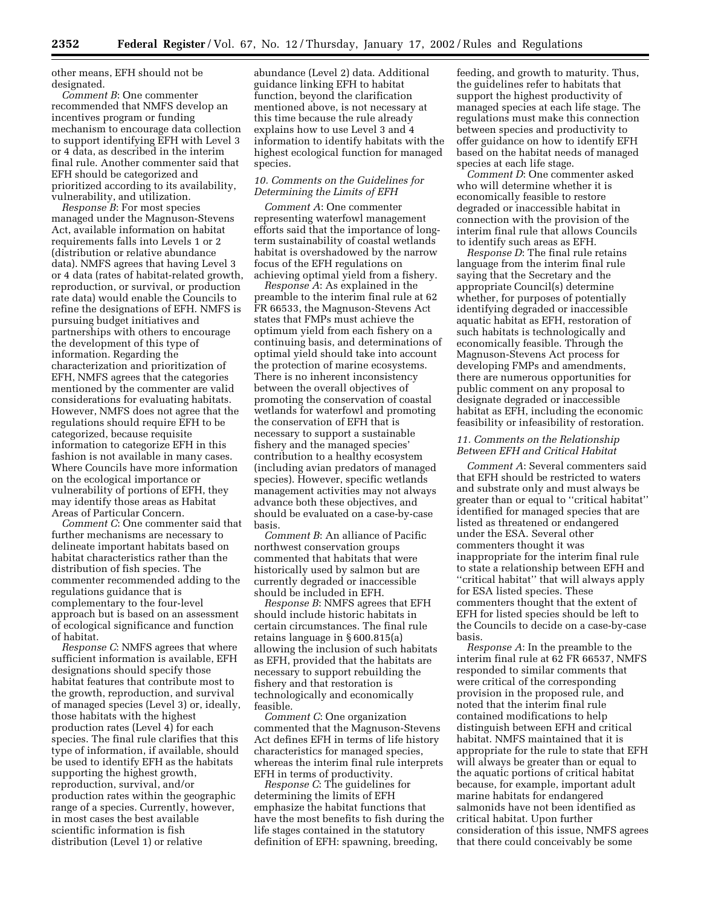other means, EFH should not be designated.

*Comment B*: One commenter recommended that NMFS develop an incentives program or funding mechanism to encourage data collection to support identifying EFH with Level 3 or 4 data, as described in the interim final rule. Another commenter said that EFH should be categorized and prioritized according to its availability, vulnerability, and utilization.

*Response B*: For most species managed under the Magnuson-Stevens Act, available information on habitat requirements falls into Levels 1 or 2 (distribution or relative abundance data). NMFS agrees that having Level 3 or 4 data (rates of habitat-related growth, reproduction, or survival, or production rate data) would enable the Councils to refine the designations of EFH. NMFS is pursuing budget initiatives and partnerships with others to encourage the development of this type of information. Regarding the characterization and prioritization of EFH, NMFS agrees that the categories mentioned by the commenter are valid considerations for evaluating habitats. However, NMFS does not agree that the regulations should require EFH to be categorized, because requisite information to categorize EFH in this fashion is not available in many cases. Where Councils have more information on the ecological importance or vulnerability of portions of EFH, they may identify those areas as Habitat Areas of Particular Concern.

*Comment C*: One commenter said that further mechanisms are necessary to delineate important habitats based on habitat characteristics rather than the distribution of fish species. The commenter recommended adding to the regulations guidance that is complementary to the four-level approach but is based on an assessment of ecological significance and function of habitat.

*Response C*: NMFS agrees that where sufficient information is available, EFH designations should specify those habitat features that contribute most to the growth, reproduction, and survival of managed species (Level 3) or, ideally, those habitats with the highest production rates (Level 4) for each species. The final rule clarifies that this type of information, if available, should be used to identify EFH as the habitats supporting the highest growth, reproduction, survival, and/or production rates within the geographic range of a species. Currently, however, in most cases the best available scientific information is fish distribution (Level 1) or relative abundance (Level 2) data. Additional guidance linking EFH to habitat function, beyond the clarification mentioned above, is not necessary at this time because the rule already explains how to use Level 3 and 4 information to identify habitats with the highest ecological function for managed species.

### 10. Comments on the Guidelines for Determining the Limits of EFH

*Comment A*: One commenter representing waterfowl management efforts said that the importance of long-term sustainability of coastal wetlands habitat is overshadowed by the narrow focus of the EFH regulations on achieving optimal yield from a fishery.

*Response A*: As explained in the preamble to the interim final rule at 62 FR 66533, the Magnuson-Stevens Act states that FMPs must achieve the optimum yield from each fishery on a continuing basis, and determinations of optimal yield should take into account the protection of marine ecosystems. There is no inherent inconsistency between the overall objectives of promoting the conservation of coastal wetlands for waterfowl and promoting the conservation of EFH that is necessary to support a sustainable fishery and the managed species' contribution to a healthy ecosystem (including avian predators of managed species). However, specific wetlands management activities may not always advance both these objectives, and should be evaluated on a case-by-case basis.

*Comment B*: An alliance of Pacific northwest conservation groups commented that habitats that were historically used by salmon but are currently degraded or inaccessible should be included in EFH.

*Response B*: NMFS agrees that EFH should include historic habitats in certain circumstances. The final rule retains language in § 600.815(a) allowing the inclusion of such habitats as EFH, provided that the habitats are necessary to support rebuilding the fishery and that restoration is technologically and economically feasible.

*Comment C*: One organization commented that the Magnuson-Stevens Act defines EFH in terms of life history characteristics for managed species, whereas the interim final rule interprets EFH in terms of productivity.

*Response C*: The guidelines for determining the limits of EFH emphasize the habitat functions that have the most benefits to fish during the life stages contained in the statutory definition of EFH: spawning, breeding, feeding, and growth to maturity. Thus, the guidelines refer to habitats that support the highest productivity of managed species at each life stage. The regulations must make this connection between species and productivity to offer guidance on how to identify EFH based on the habitat needs of managed species at each life stage.

*Comment D*: One commenter asked who will determine whether it is economically feasible to restore degraded or inaccessible habitat in connection with the provision of the interim final rule that allows Councils to identify such areas as EFH.

*Response D*: The final rule retains language from the interim final rule saying that the Secretary and the appropriate Council(s) determine whether, for purposes of potentially identifying degraded or inaccessible aquatic habitat as EFH, restoration of such habitats is technologically and economically feasible. Through the Magnuson-Stevens Act process for developing FMPs and amendments, there are numerous opportunities for public comment on any proposal to designate degraded or inaccessible habitat as EFH, including the economic feasibility or infeasibility of restoration.

### 11. Comments on the Relationship Between EFH and Critical Habitat

*Comment A*: Several commenters said that EFH should be restricted to waters and substrate only and must always be greater than or equal to "critical habitat" identified for managed species that are listed as threatened or endangered under the ESA. Several other commenters thought it was inappropriate for the interim final rule to state a relationship between EFH and "critical habitat" that will always apply for ESA listed species. These commenters thought that the extent of EFH for listed species should be left to the Councils to decide on a case-by-case basis.

*Response A*: In the preamble to the interim final rule at 62 FR 66537, NMFS responded to similar comments that were critical of the corresponding provision in the proposed rule, and noted that the interim final rule contained modifications to help distinguish between EFH and critical habitat. NMFS maintained that it is appropriate for the rule to state that EFH will always be greater than or equal to the aquatic portions of critical habitat because, for example, important adult marine habitats for endangered salmonids have not been identified as critical habitat. Upon further consideration of this issue, NMFS agrees that there could conceivably be some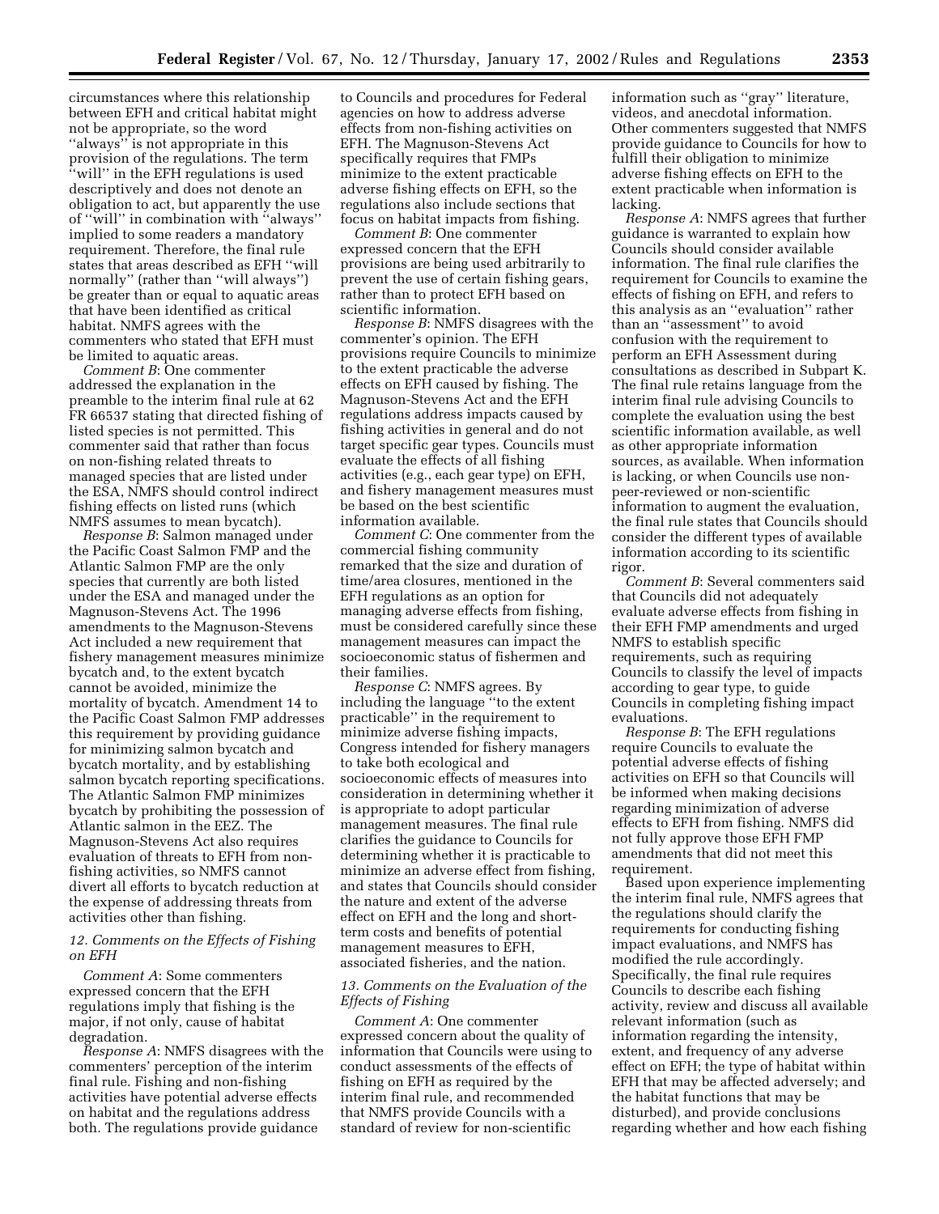circumstances where this relationship between EFH and critical habitat might not be appropriate, so the word ''always'' is not appropriate in this provision of the regulations. The term ''will'' in the EFH regulations is used descriptively and does not denote an obligation to act, but apparently the use of ''will'' in combination with ''always'' implied to some readers a mandatory requirement. Therefore, the final rule states that areas described as EFH ''will normally'' (rather than ''will always'') be greater than or equal to aquatic areas that have been identified as critical habitat. NMFS agrees with the commenters who stated that EFH must be limited to aquatic areas.

*Comment B*: One commenter addressed the explanation in the preamble to the interim final rule at 62 FR 66537 stating that directed fishing of listed species is not permitted. This commenter said that rather than focus on non-fishing related threats to managed species that are listed under the ESA, NMFS should control indirect fishing effects on listed runs (which NMFS assumes to mean bycatch).

*Response B*: Salmon managed under the Pacific Coast Salmon FMP and the Atlantic Salmon FMP are the only species that currently are both listed under the ESA and managed under the Magnuson-Stevens Act. The 1996 amendments to the Magnuson-Stevens Act included a new requirement that fishery management measures minimize bycatch and, to the extent bycatch cannot be avoided, minimize the mortality of bycatch. Amendment 14 to the Pacific Coast Salmon FMP addresses this requirement by providing guidance for minimizing salmon bycatch and bycatch mortality, and by establishing salmon bycatch reporting specifications. The Atlantic Salmon FMP minimizes bycatch by prohibiting the possession of Atlantic salmon in the EEZ. The Magnuson-Stevens Act also requires evaluation of threats to EFH from non-fishing activities, so NMFS cannot divert all efforts to bycatch reduction at the expense of addressing threats from activities other than fishing.

*12. Comments on the Effects of Fishing on EFH*

*Comment A*: Some commenters expressed concern that the EFH regulations imply that fishing is the major, if not only, cause of habitat degradation.

*Response A*: NMFS disagrees with the commenters' perception of the interim final rule. Fishing and non-fishing activities have potential adverse effects on habitat and the regulations address both. The regulations provide guidance to Councils and procedures for Federal agencies on how to address adverse effects from non-fishing activities on EFH. The Magnuson-Stevens Act specifically requires that FMPs minimize to the extent practicable adverse fishing effects on EFH, so the regulations also include sections that focus on habitat impacts from fishing.

*Comment B*: One commenter expressed concern that the EFH provisions are being used arbitrarily to prevent the use of certain fishing gears, rather than to protect EFH based on scientific information.

*Response B*: NMFS disagrees with the commenter's opinion. The EFH provisions require Councils to minimize to the extent practicable the adverse effects on EFH caused by fishing. The Magnuson-Stevens Act and the EFH regulations address impacts caused by fishing activities in general and do not target specific gear types. Councils must evaluate the effects of all fishing activities (e.g., each gear type) on EFH, and fishery management measures must be based on the best scientific information available.

*Comment C*: One commenter from the commercial fishing community remarked that the size and duration of time/area closures, mentioned in the EFH regulations as an option for managing adverse effects from fishing, must be considered carefully since these management measures can impact the socioeconomic status of fishermen and their families.

*Response C*: NMFS agrees. By including the language ''to the extent practicable'' in the requirement to minimize adverse fishing impacts, Congress intended for fishery managers to take both ecological and socioeconomic effects of measures into consideration in determining whether it is appropriate to adopt particular management measures. The final rule clarifies the guidance to Councils for determining whether it is practicable to minimize an adverse effect from fishing, and states that Councils should consider the nature and extent of the adverse effect on EFH and the long and short-term costs and benefits of potential management measures to EFH, associated fisheries, and the nation.

*13. Comments on the Evaluation of the Effects of Fishing*

*Comment A*: One commenter expressed concern about the quality of information that Councils were using to conduct assessments of the effects of fishing on EFH as required by the interim final rule, and recommended that NMFS provide Councils with a standard of review for non-scientific information such as ''gray'' literature, videos, and anecdotal information. Other commenters suggested that NMFS provide guidance to Councils for how to fulfill their obligation to minimize adverse fishing effects on EFH to the extent practicable when information is lacking.

*Response A*: NMFS agrees that further guidance is warranted to explain how Councils should consider available information. The final rule clarifies the requirement for Councils to examine the effects of fishing on EFH, and refers to this analysis as an ''evaluation'' rather than an ''assessment'' to avoid confusion with the requirement to perform an EFH Assessment during consultations as described in Subpart K. The final rule retains language from the interim final rule advising Councils to complete the evaluation using the best scientific information available, as well as other appropriate information sources, as available. When information is lacking, or when Councils use non-peer-reviewed or non-scientific information to augment the evaluation, the final rule states that Councils should consider the different types of available information according to its scientific rigor.

*Comment B*: Several commenters said that Councils did not adequately evaluate adverse effects from fishing in their EFH FMP amendments and urged NMFS to establish specific requirements, such as requiring Councils to classify the level of impacts according to gear type, to guide Councils in completing fishing impact evaluations.

*Response B*: The EFH regulations require Councils to evaluate the potential adverse effects of fishing activities on EFH so that Councils will be informed when making decisions regarding minimization of adverse effects to EFH from fishing. NMFS did not fully approve those EFH FMP amendments that did not meet this requirement.

Based upon experience implementing the interim final rule, NMFS agrees that the regulations should clarify the requirements for conducting fishing impact evaluations, and NMFS has modified the rule accordingly. Specifically, the final rule requires Councils to describe each fishing activity, review and discuss all available relevant information (such as information regarding the intensity, extent, and frequency of any adverse effect on EFH; the type of habitat within EFH that may be affected adversely; and the habitat functions that may be disturbed), and provide conclusions regarding whether and how each fishing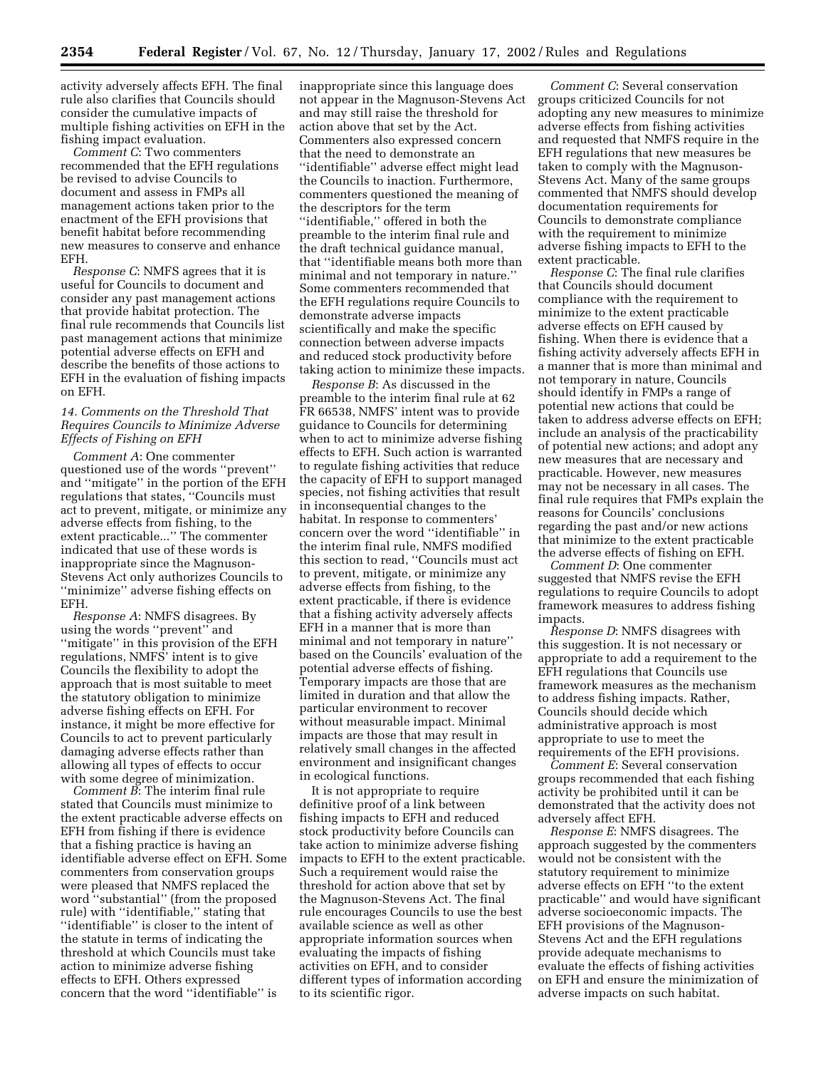activity adversely affects EFH. The final rule also clarifies that Councils should consider the cumulative impacts of multiple fishing activities on EFH in the fishing impact evaluation.

*Comment C*: Two commenters recommended that the EFH regulations be revised to advise Councils to document and assess in FMPs all management actions taken prior to the enactment of the EFH provisions that benefit habitat before recommending new measures to conserve and enhance EFH.

*Response C*: NMFS agrees that it is useful for Councils to document and consider any past management actions that provide habitat protection. The final rule recommends that Councils list past management actions that minimize potential adverse effects on EFH and describe the benefits of those actions to EFH in the evaluation of fishing impacts on EFH.

### *14. Comments on the Threshold That Requires Councils to Minimize Adverse Effects of Fishing on EFH*

*Comment A*: One commenter questioned use of the words ''prevent'' and ''mitigate'' in the portion of the EFH regulations that states, ''Councils must act to prevent, mitigate, or minimize any adverse effects from fishing, to the extent practicable...'' The commenter indicated that use of these words is inappropriate since the Magnuson-Stevens Act only authorizes Councils to ''minimize'' adverse fishing effects on EFH.

*Response A*: NMFS disagrees. By using the words ''prevent'' and ''mitigate'' in this provision of the EFH regulations, NMFS' intent is to give Councils the flexibility to adopt the approach that is most suitable to meet the statutory obligation to minimize adverse fishing effects on EFH. For instance, it might be more effective for Councils to act to prevent particularly damaging adverse effects rather than allowing all types of effects to occur with some degree of minimization.

*Comment B*: The interim final rule stated that Councils must minimize to the extent practicable adverse effects on EFH from fishing if there is evidence that a fishing practice is having an identifiable adverse effect on EFH. Some commenters from conservation groups were pleased that NMFS replaced the word ''substantial'' (from the proposed rule) with ''identifiable,'' stating that ''identifiable'' is closer to the intent of the statute in terms of indicating the threshold at which Councils must take action to minimize adverse fishing effects to EFH. Others expressed concern that the word ''identifiable'' is inappropriate since this language does not appear in the Magnuson-Stevens Act and may still raise the threshold for action above that set by the Act. Commenters also expressed concern that the need to demonstrate an ''identifiable'' adverse effect might lead the Councils to inaction. Furthermore, commenters questioned the meaning of the descriptors for the term ''identifiable,'' offered in both the preamble to the interim final rule and the draft technical guidance manual, that ''identifiable means both more than minimal and not temporary in nature.'' Some commenters recommended that the EFH regulations require Councils to demonstrate adverse impacts scientifically and make the specific connection between adverse impacts and reduced stock productivity before taking action to minimize these impacts.

*Response B*: As discussed in the preamble to the interim final rule at 62 FR 66538, NMFS' intent was to provide guidance to Councils for determining when to act to minimize adverse fishing effects to EFH. Such action is warranted to regulate fishing activities that reduce the capacity of EFH to support managed species, not fishing activities that result in inconsequential changes to the habitat. In response to commenters' concern over the word ''identifiable'' in the interim final rule, NMFS modified this section to read, ''Councils must act to prevent, mitigate, or minimize any adverse effects from fishing, to the extent practicable, if there is evidence that a fishing activity adversely affects EFH in a manner that is more than minimal and not temporary in nature'' based on the Councils' evaluation of the potential adverse effects of fishing. Temporary impacts are those that are limited in duration and that allow the particular environment to recover without measurable impact. Minimal impacts are those that may result in relatively small changes in the affected environment and insignificant changes in ecological functions.

It is not appropriate to require definitive proof of a link between fishing impacts to EFH and reduced stock productivity before Councils can take action to minimize adverse fishing impacts to EFH to the extent practicable. Such a requirement would raise the threshold for action above that set by the Magnuson-Stevens Act. The final rule encourages Councils to use the best available science as well as other appropriate information sources when evaluating the impacts of fishing activities on EFH, and to consider different types of information according to its scientific rigor.

*Comment C*: Several conservation groups criticized Councils for not adopting any new measures to minimize adverse effects from fishing activities and requested that NMFS require in the EFH regulations that new measures be taken to comply with the Magnuson-Stevens Act. Many of the same groups commented that NMFS should develop documentation requirements for Councils to demonstrate compliance with the requirement to minimize adverse fishing impacts to EFH to the extent practicable.

*Response C*: The final rule clarifies that Councils should document compliance with the requirement to minimize to the extent practicable adverse effects on EFH caused by fishing. When there is evidence that a fishing activity adversely affects EFH in a manner that is more than minimal and not temporary in nature, Councils should identify in FMPs a range of potential new actions that could be taken to address adverse effects on EFH; include an analysis of the practicability of potential new actions; and adopt any new measures that are necessary and practicable. However, new measures may not be necessary in all cases. The final rule requires that FMPs explain the reasons for Councils' conclusions regarding the past and/or new actions that minimize to the extent practicable the adverse effects of fishing on EFH.

*Comment D*: One commenter suggested that NMFS revise the EFH regulations to require Councils to adopt framework measures to address fishing impacts.

*Response D*: NMFS disagrees with this suggestion. It is not necessary or appropriate to add a requirement to the EFH regulations that Councils use framework measures as the mechanism to address fishing impacts. Rather, Councils should decide which administrative approach is most appropriate to use to meet the requirements of the EFH provisions.

*Comment E*: Several conservation groups recommended that each fishing activity be prohibited until it can be demonstrated that the activity does not adversely affect EFH.

*Response E*: NMFS disagrees. The approach suggested by the commenters would not be consistent with the statutory requirement to minimize adverse effects on EFH ''to the extent practicable'' and would have significant adverse socioeconomic impacts. The EFH provisions of the Magnuson-Stevens Act and the EFH regulations provide adequate mechanisms to evaluate the effects of fishing activities on EFH and ensure the minimization of adverse impacts on such habitat.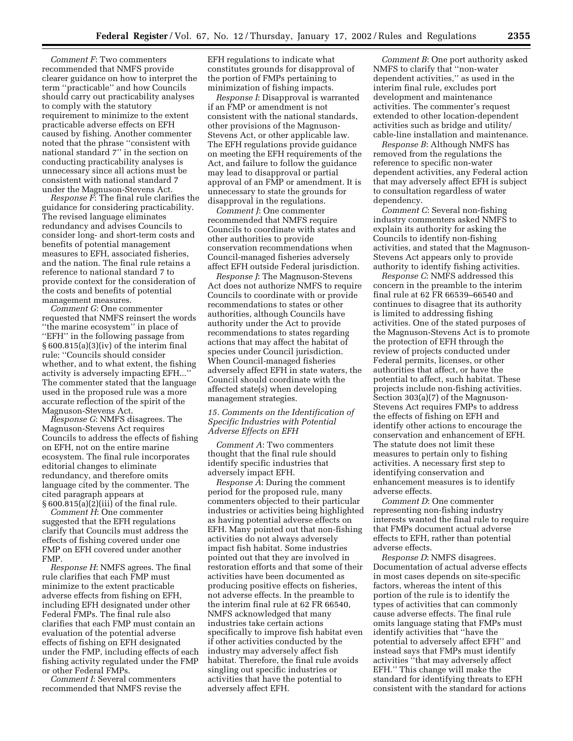*Comment F*: Two commenters recommended that NMFS provide clearer guidance on how to interpret the term ''practicable'' and how Councils should carry out practicability analyses to comply with the statutory requirement to minimize to the extent practicable adverse effects on EFH caused by fishing. Another commenter noted that the phrase ''consistent with national standard 7'' in the section on conducting practicability analyses is unnecessary since all actions must be consistent with national standard 7 under the Magnuson-Stevens Act.

*Response F*: The final rule clarifies the guidance for considering practicability. The revised language eliminates redundancy and advises Councils to consider long- and short-term costs and benefits of potential management measures to EFH, associated fisheries, and the nation. The final rule retains a reference to national standard 7 to provide context for the consideration of the costs and benefits of potential management measures.

*Comment G*: One commenter requested that NMFS reinsert the words ''the marine ecosystem'' in place of ''EFH'' in the following passage from § 600.815(a)(3)(iv) of the interim final rule: ''Councils should consider whether, and to what extent, the fishing activity is adversely impacting EFH...'' The commenter stated that the language used in the proposed rule was a more accurate reflection of the spirit of the Magnuson-Stevens Act.

*Response G*: NMFS disagrees. The Magnuson-Stevens Act requires Councils to address the effects of fishing on EFH, not on the entire marine ecosystem. The final rule incorporates editorial changes to eliminate redundancy, and therefore omits language cited by the commenter. The cited paragraph appears at § 600.815(a)(2)(iii) of the final rule.

*Comment H*: One commenter suggested that the EFH regulations clarify that Councils must address the effects of fishing covered under one FMP on EFH covered under another FMP.

*Response H*: NMFS agrees. The final rule clarifies that each FMP must minimize to the extent practicable adverse effects from fishing on EFH, including EFH designated under other Federal FMPs. The final rule also clarifies that each FMP must contain an evaluation of the potential adverse effects of fishing on EFH designated under the FMP, including effects of each fishing activity regulated under the FMP or other Federal FMPs.

*Comment I*: Several commenters recommended that NMFS revise the EFH regulations to indicate what constitutes grounds for disapproval of the portion of FMPs pertaining to minimization of fishing impacts.

*Response I*: Disapproval is warranted if an FMP or amendment is not consistent with the national standards, other provisions of the Magnuson-Stevens Act, or other applicable law. The EFH regulations provide guidance on meeting the EFH requirements of the Act, and failure to follow the guidance may lead to disapproval or partial approval of an FMP or amendment. It is unnecessary to state the grounds for disapproval in the regulations.

*Comment J*: One commenter recommended that NMFS require Councils to coordinate with states and other authorities to provide conservation recommendations when Council-managed fisheries adversely affect EFH outside Federal jurisdiction.

*Response J*: The Magnuson-Stevens Act does not authorize NMFS to require Councils to coordinate with or provide recommendations to states or other authorities, although Councils have authority under the Act to provide recommendations to states regarding actions that may affect the habitat of species under Council jurisdiction. When Council-managed fisheries adversely affect EFH in state waters, the Council should coordinate with the affected state(s) when developing management strategies.

*15. Comments on the Identification of Specific Industries with Potential Adverse Effects on EFH*

*Comment A*: Two commenters thought that the final rule should identify specific industries that adversely impact EFH.

*Response A*: During the comment period for the proposed rule, many commenters objected to their particular industries or activities being highlighted as having potential adverse effects on EFH. Many pointed out that non-fishing activities do not always adversely impact fish habitat. Some industries pointed out that they are involved in restoration efforts and that some of their activities have been documented as producing positive effects on fisheries, not adverse effects. In the preamble to the interim final rule at 62 FR 66540, NMFS acknowledged that many industries take certain actions specifically to improve fish habitat even if other activities conducted by the industry may adversely affect fish habitat. Therefore, the final rule avoids singling out specific industries or activities that have the potential to adversely affect EFH.

*Comment B*: One port authority asked NMFS to clarify that ''non-water dependent activities,'' as used in the interim final rule, excludes port development and maintenance activities. The commenter's request extended to other location-dependent activities such as bridge and utility/cable-line installation and maintenance.

*Response B*: Although NMFS has removed from the regulations the reference to specific non-water dependent activities, any Federal action that may adversely affect EFH is subject to consultation regardless of water dependency.

*Comment C*: Several non-fishing industry commenters asked NMFS to explain its authority for asking the Councils to identify non-fishing activities, and stated that the Magnuson-Stevens Act appears only to provide authority to identify fishing activities.

*Response C*: NMFS addressed this concern in the preamble to the interim final rule at 62 FR 66539–66540 and continues to disagree that its authority is limited to addressing fishing activities. One of the stated purposes of the Magnuson-Stevens Act is to promote the protection of EFH through the review of projects conducted under Federal permits, licenses, or other authorities that affect, or have the potential to affect, such habitat. These projects include non-fishing activities. Section 303(a)(7) of the Magnuson-Stevens Act requires FMPs to address the effects of fishing on EFH and identify other actions to encourage the conservation and enhancement of EFH. The statute does not limit these measures to pertain only to fishing activities. A necessary first step to identifying conservation and enhancement measures is to identify adverse effects.

*Comment D*: One commenter representing non-fishing industry interests wanted the final rule to require that FMPs document actual adverse effects to EFH, rather than potential adverse effects.

*Response D*: NMFS disagrees. Documentation of actual adverse effects in most cases depends on site-specific factors, whereas the intent of this portion of the rule is to identify the types of activities that can commonly cause adverse effects. The final rule omits language stating that FMPs must identify activities that ''have the potential to adversely affect EFH'' and instead says that FMPs must identify activities ''that may adversely affect EFH.'' This change will make the standard for identifying threats to EFH consistent with the standard for actions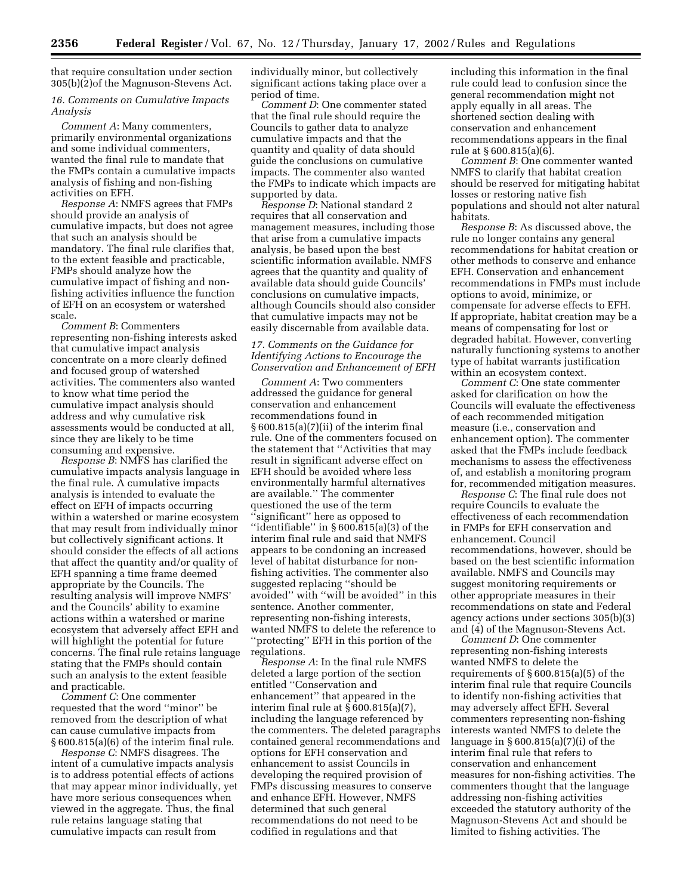that require consultation under section 305(b)(2)of the Magnuson-Stevens Act.

### 16. Comments on Cumulative Impacts Analysis

*Comment A*: Many commenters, primarily environmental organizations and some individual commenters, wanted the final rule to mandate that the FMPs contain a cumulative impacts analysis of fishing and non-fishing activities on EFH.

*Response A*: NMFS agrees that FMPs should provide an analysis of cumulative impacts, but does not agree that such an analysis should be mandatory. The final rule clarifies that, to the extent feasible and practicable, FMPs should analyze how the cumulative impact of fishing and non-fishing activities influence the function of EFH on an ecosystem or watershed scale.

*Comment B*: Commenters representing non-fishing interests asked that cumulative impact analysis concentrate on a more clearly defined and focused group of watershed activities. The commenters also wanted to know what time period the cumulative impact analysis should address and why cumulative risk assessments would be conducted at all, since they are likely to be time consuming and expensive.

*Response B*: NMFS has clarified the cumulative impacts analysis language in the final rule. A cumulative impacts analysis is intended to evaluate the effect on EFH of impacts occurring within a watershed or marine ecosystem that may result from individually minor but collectively significant actions. It should consider the effects of all actions that affect the quantity and/or quality of EFH spanning a time frame deemed appropriate by the Councils. The resulting analysis will improve NMFS' and the Councils' ability to examine actions within a watershed or marine ecosystem that adversely affect EFH and will highlight the potential for future concerns. The final rule retains language stating that the FMPs should contain such an analysis to the extent feasible and practicable.

*Comment C*: One commenter requested that the word "minor" be removed from the description of what can cause cumulative impacts from § 600.815(a)(6) of the interim final rule.

*Response C*: NMFS disagrees. The intent of a cumulative impacts analysis is to address potential effects of actions that may appear minor individually, yet have more serious consequences when viewed in the aggregate. Thus, the final rule retains language stating that cumulative impacts can result from individually minor, but collectively significant actions taking place over a period of time.

*Comment D*: One commenter stated that the final rule should require the Councils to gather data to analyze cumulative impacts and that the quantity and quality of data should guide the conclusions on cumulative impacts. The commenter also wanted the FMPs to indicate which impacts are supported by data.

*Response D*: National standard 2 requires that all conservation and management measures, including those that arise from a cumulative impacts analysis, be based upon the best scientific information available. NMFS agrees that the quantity and quality of available data should guide Councils' conclusions on cumulative impacts, although Councils should also consider that cumulative impacts may not be easily discernable from available data.

### 17. Comments on the Guidance for Identifying Actions to Encourage the Conservation and Enhancement of EFH

*Comment A*: Two commenters addressed the guidance for general conservation and enhancement recommendations found in § 600.815(a)(7)(ii) of the interim final rule. One of the commenters focused on the statement that "Activities that may result in significant adverse effect on EFH should be avoided where less environmentally harmful alternatives are available." The commenter questioned the use of the term "significant" here as opposed to "identifiable" in § 600.815(a)(3) of the interim final rule and said that NMFS appears to be condoning an increased level of habitat disturbance for non-fishing activities. The commenter also suggested replacing "should be avoided" with "will be avoided" in this sentence. Another commenter, representing non-fishing interests, wanted NMFS to delete the reference to "protecting" EFH in this portion of the regulations.

*Response A*: In the final rule NMFS deleted a large portion of the section entitled "Conservation and enhancement" that appeared in the interim final rule at § 600.815(a)(7), including the language referenced by the commenters. The deleted paragraphs contained general recommendations and options for EFH conservation and enhancement to assist Councils in developing the required provision of FMPs discussing measures to conserve and enhance EFH. However, NMFS determined that such general recommendations do not need to be codified in regulations and that including this information in the final rule could lead to confusion since the general recommendation might not apply equally in all areas. The shortened section dealing with conservation and enhancement recommendations appears in the final rule at § 600.815(a)(6).

*Comment B*: One commenter wanted NMFS to clarify that habitat creation should be reserved for mitigating habitat losses or restoring native fish populations and should not alter natural habitats.

*Response B*: As discussed above, the rule no longer contains any general recommendations for habitat creation or other methods to conserve and enhance EFH. Conservation and enhancement recommendations in FMPs must include options to avoid, minimize, or compensate for adverse effects to EFH. If appropriate, habitat creation may be a means of compensating for lost or degraded habitat. However, converting naturally functioning systems to another type of habitat warrants justification within an ecosystem context.

*Comment C*: One state commenter asked for clarification on how the Councils will evaluate the effectiveness of each recommended mitigation measure (i.e., conservation and enhancement option). The commenter asked that the FMPs include feedback mechanisms to assess the effectiveness of, and establish a monitoring program for, recommended mitigation measures.

*Response C*: The final rule does not require Councils to evaluate the effectiveness of each recommendation in FMPs for EFH conservation and enhancement. Council recommendations, however, should be based on the best scientific information available. NMFS and Councils may suggest monitoring requirements or other appropriate measures in their recommendations on state and Federal agency actions under sections 305(b)(3) and (4) of the Magnuson-Stevens Act.

*Comment D*: One commenter representing non-fishing interests wanted NMFS to delete the requirements of § 600.815(a)(5) of the interim final rule that require Councils to identify non-fishing activities that may adversely affect EFH. Several commenters representing non-fishing interests wanted NMFS to delete the language in § 600.815(a)(7)(i) of the interim final rule that refers to conservation and enhancement measures for non-fishing activities. The commenters thought that the language addressing non-fishing activities exceeded the statutory authority of the Magnuson-Stevens Act and should be limited to fishing activities. The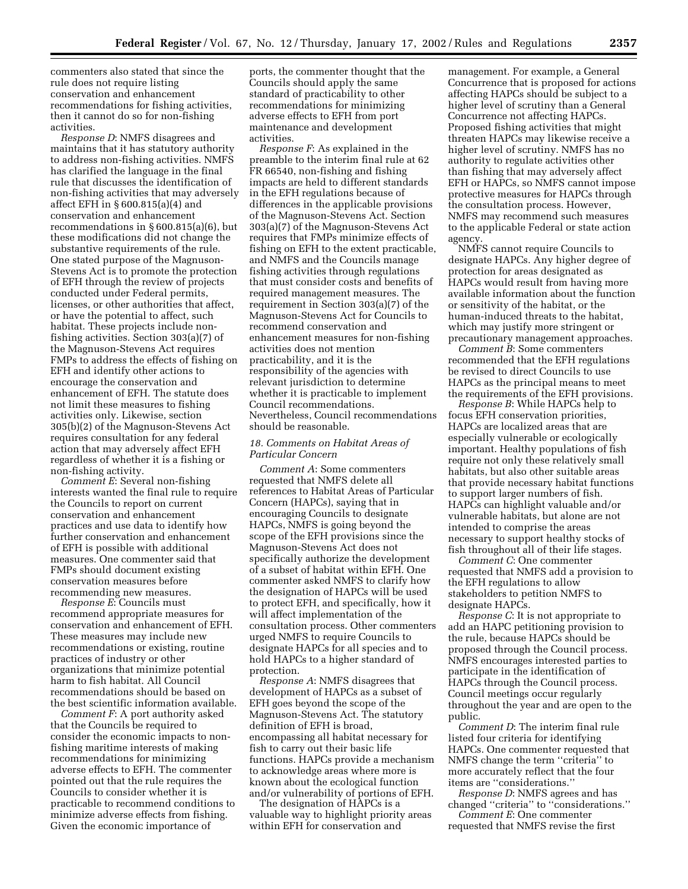commenters also stated that since the rule does not require listing conservation and enhancement recommendations for fishing activities, then it cannot do so for non-fishing activities.

*Response D*: NMFS disagrees and maintains that it has statutory authority to address non-fishing activities. NMFS has clarified the language in the final rule that discusses the identification of non-fishing activities that may adversely affect EFH in § 600.815(a)(4) and conservation and enhancement recommendations in § 600.815(a)(6), but these modifications did not change the substantive requirements of the rule. One stated purpose of the Magnuson-Stevens Act is to promote the protection of EFH through the review of projects conducted under Federal permits, licenses, or other authorities that affect, or have the potential to affect, such habitat. These projects include non-fishing activities. Section 303(a)(7) of the Magnuson-Stevens Act requires FMPs to address the effects of fishing on EFH and identify other actions to encourage the conservation and enhancement of EFH. The statute does not limit these measures to fishing activities only. Likewise, section 305(b)(2) of the Magnuson-Stevens Act requires consultation for any federal action that may adversely affect EFH regardless of whether it is a fishing or non-fishing activity.

*Comment E*: Several non-fishing interests wanted the final rule to require the Councils to report on current conservation and enhancement practices and use data to identify how further conservation and enhancement of EFH is possible with additional measures. One commenter said that FMPs should document existing conservation measures before recommending new measures.

*Response E*: Councils must recommend appropriate measures for conservation and enhancement of EFH. These measures may include new recommendations or existing, routine practices of industry or other organizations that minimize potential harm to fish habitat. All Council recommendations should be based on the best scientific information available.

*Comment F*: A port authority asked that the Councils be required to consider the economic impacts to non-fishing maritime interests of making recommendations for minimizing adverse effects to EFH. The commenter pointed out that the rule requires the Councils to consider whether it is practicable to recommend conditions to minimize adverse effects from fishing. Given the economic importance of ports, the commenter thought that the Councils should apply the same standard of practicability to other recommendations for minimizing adverse effects to EFH from port maintenance and development activities.

*Response F*: As explained in the preamble to the interim final rule at 62 FR 66540, non-fishing and fishing impacts are held to different standards in the EFH regulations because of differences in the applicable provisions of the Magnuson-Stevens Act. Section 303(a)(7) of the Magnuson-Stevens Act requires that FMPs minimize effects of fishing on EFH to the extent practicable, and NMFS and the Councils manage fishing activities through regulations that must consider costs and benefits of required management measures. The requirement in Section 303(a)(7) of the Magnuson-Stevens Act for Councils to recommend conservation and enhancement measures for non-fishing activities does not mention practicability, and it is the responsibility of the agencies with relevant jurisdiction to determine whether it is practicable to implement Council recommendations. Nevertheless, Council recommendations should be reasonable.

### *18. Comments on Habitat Areas of Particular Concern*

*Comment A*: Some commenters requested that NMFS delete all references to Habitat Areas of Particular Concern (HAPCs), saying that in encouraging Councils to designate HAPCs, NMFS is going beyond the scope of the EFH provisions since the Magnuson-Stevens Act does not specifically authorize the development of a subset of habitat within EFH. One commenter asked NMFS to clarify how the designation of HAPCs will be used to protect EFH, and specifically, how it will affect implementation of the consultation process. Other commenters urged NMFS to require Councils to designate HAPCs for all species and to hold HAPCs to a higher standard of protection.

*Response A*: NMFS disagrees that development of HAPCs as a subset of EFH goes beyond the scope of the Magnuson-Stevens Act. The statutory definition of EFH is broad, encompassing all habitat necessary for fish to carry out their basic life functions. HAPCs provide a mechanism to acknowledge areas where more is known about the ecological function and/or vulnerability of portions of EFH.

The designation of HAPCs is a valuable way to highlight priority areas within EFH for conservation and management. For example, a General Concurrence that is proposed for actions affecting HAPCs should be subject to a higher level of scrutiny than a General Concurrence not affecting HAPCs. Proposed fishing activities that might threaten HAPCs may likewise receive a higher level of scrutiny. NMFS has no authority to regulate activities other than fishing that may adversely affect EFH or HAPCs, so NMFS cannot impose protective measures for HAPCs through the consultation process. However, NMFS may recommend such measures to the applicable Federal or state action agency.

NMFS cannot require Councils to designate HAPCs. Any higher degree of protection for areas designated as HAPCs would result from having more available information about the function or sensitivity of the habitat, or the human-induced threats to the habitat, which may justify more stringent or precautionary management approaches.

*Comment B*: Some commenters recommended that the EFH regulations be revised to direct Councils to use HAPCs as the principal means to meet the requirements of the EFH provisions.

*Response B*: While HAPCs help to focus EFH conservation priorities, HAPCs are localized areas that are especially vulnerable or ecologically important. Healthy populations of fish require not only these relatively small habitats, but also other suitable areas that provide necessary habitat functions to support larger numbers of fish. HAPCs can highlight valuable and/or vulnerable habitats, but alone are not intended to comprise the areas necessary to support healthy stocks of fish throughout all of their life stages.

*Comment C*: One commenter requested that NMFS add a provision to the EFH regulations to allow stakeholders to petition NMFS to designate HAPCs.

*Response C*: It is not appropriate to add an HAPC petitioning provision to the rule, because HAPCs should be proposed through the Council process. NMFS encourages interested parties to participate in the identification of HAPCs through the Council process. Council meetings occur regularly throughout the year and are open to the public.

*Comment D*: The interim final rule listed four criteria for identifying HAPCs. One commenter requested that NMFS change the term ''criteria'' to more accurately reflect that the four items are ''considerations.''

*Response D*: NMFS agrees and has changed ''criteria'' to ''considerations.''

*Comment E*: One commenter requested that NMFS revise the first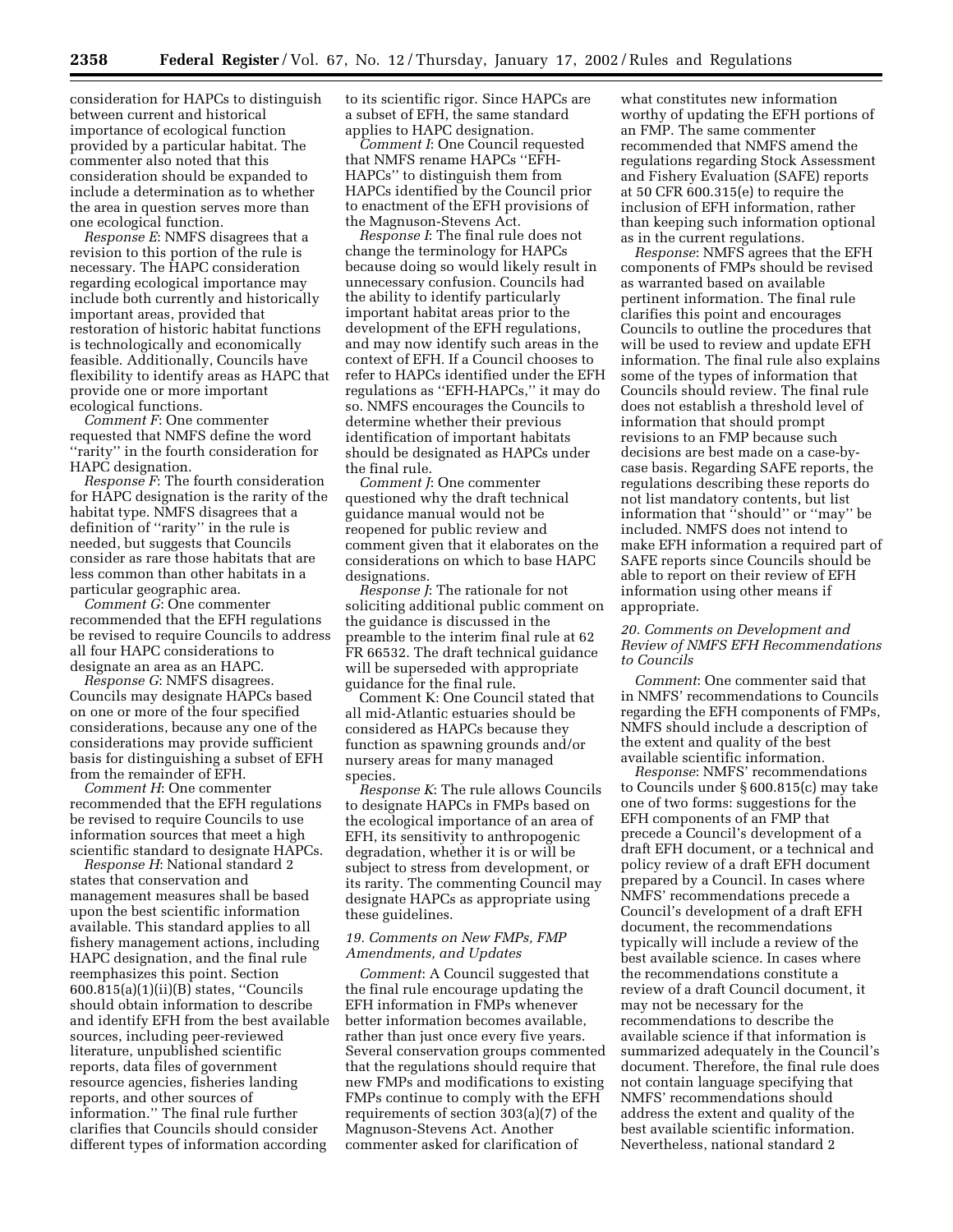consideration for HAPCs to distinguish between current and historical importance of ecological function provided by a particular habitat. The commenter also noted that this consideration should be expanded to include a determination as to whether the area in question serves more than one ecological function.

*Response E*: NMFS disagrees that a revision to this portion of the rule is necessary. The HAPC consideration regarding ecological importance may include both currently and historically important areas, provided that restoration of historic habitat functions is technologically and economically feasible. Additionally, Councils have flexibility to identify areas as HAPC that provide one or more important ecological functions.

*Comment F*: One commenter requested that NMFS define the word ''rarity'' in the fourth consideration for HAPC designation.

*Response F*: The fourth consideration for HAPC designation is the rarity of the habitat type. NMFS disagrees that a definition of ''rarity'' in the rule is needed, but suggests that Councils consider as rare those habitats that are less common than other habitats in a particular geographic area.

*Comment G*: One commenter recommended that the EFH regulations be revised to require Councils to address all four HAPC considerations to designate an area as an HAPC.

*Response G*: NMFS disagrees. Councils may designate HAPCs based on one or more of the four specified considerations, because any one of the considerations may provide sufficient basis for distinguishing a subset of EFH from the remainder of EFH.

*Comment H*: One commenter recommended that the EFH regulations be revised to require Councils to use information sources that meet a high scientific standard to designate HAPCs.

*Response H*: National standard 2 states that conservation and management measures shall be based upon the best scientific information available. This standard applies to all fishery management actions, including HAPC designation, and the final rule reemphasizes this point. Section 600.815(a)(1)(ii)(B) states, ''Councils should obtain information to describe and identify EFH from the best available sources, including peer-reviewed literature, unpublished scientific reports, data files of government resource agencies, fisheries landing reports, and other sources of information.'' The final rule further clarifies that Councils should consider different types of information according to its scientific rigor. Since HAPCs are a subset of EFH, the same standard applies to HAPC designation.

*Comment I*: One Council requested that NMFS rename HAPCs ''EFH-HAPCs'' to distinguish them from HAPCs identified by the Council prior to enactment of the EFH provisions of the Magnuson-Stevens Act.

*Response I*: The final rule does not change the terminology for HAPCs because doing so would likely result in unnecessary confusion. Councils had the ability to identify particularly important habitat areas prior to the development of the EFH regulations, and may now identify such areas in the context of EFH. If a Council chooses to refer to HAPCs identified under the EFH regulations as ''EFH-HAPCs,'' it may do so. NMFS encourages the Councils to determine whether their previous identification of important habitats should be designated as HAPCs under the final rule.

*Comment J*: One commenter questioned why the draft technical guidance manual would not be reopened for public review and comment given that it elaborates on the considerations on which to base HAPC designations.

*Response J*: The rationale for not soliciting additional public comment on the guidance is discussed in the preamble to the interim final rule at 62 FR 66532. The draft technical guidance will be superseded with appropriate guidance for the final rule.

Comment K: One Council stated that all mid-Atlantic estuaries should be considered as HAPCs because they function as spawning grounds and/or nursery areas for many managed species.

*Response K*: The rule allows Councils to designate HAPCs in FMPs based on the ecological importance of an area of EFH, its sensitivity to anthropogenic degradation, whether it is or will be subject to stress from development, or its rarity. The commenting Council may designate HAPCs as appropriate using these guidelines.

### *19. Comments on New FMPs, FMP Amendments, and Updates*

*Comment*: A Council suggested that the final rule encourage updating the EFH information in FMPs whenever better information becomes available, rather than just once every five years. Several conservation groups commented that the regulations should require that new FMPs and modifications to existing FMPs continue to comply with the EFH requirements of section 303(a)(7) of the Magnuson-Stevens Act. Another commenter asked for clarification of what constitutes new information worthy of updating the EFH portions of an FMP. The same commenter recommended that NMFS amend the regulations regarding Stock Assessment and Fishery Evaluation (SAFE) reports at 50 CFR 600.315(e) to require the inclusion of EFH information, rather than keeping such information optional as in the current regulations.

*Response*: NMFS agrees that the EFH components of FMPs should be revised as warranted based on available pertinent information. The final rule clarifies this point and encourages Councils to outline the procedures that will be used to review and update EFH information. The final rule also explains some of the types of information that Councils should review. The final rule does not establish a threshold level of information that should prompt revisions to an FMP because such decisions are best made on a case-by-case basis. Regarding SAFE reports, the regulations describing these reports do not list mandatory contents, but list information that ''should'' or ''may'' be included. NMFS does not intend to make EFH information a required part of SAFE reports since Councils should be able to report on their review of EFH information using other means if appropriate.

### *20. Comments on Development and Review of NMFS EFH Recommendations to Councils*

*Comment*: One commenter said that in NMFS' recommendations to Councils regarding the EFH components of FMPs, NMFS should include a description of the extent and quality of the best available scientific information.

*Response*: NMFS' recommendations to Councils under § 600.815(c) may take one of two forms: suggestions for the EFH components of an FMP that precede a Council's development of a draft EFH document, or a technical and policy review of a draft EFH document prepared by a Council. In cases where NMFS' recommendations precede a Council's development of a draft EFH document, the recommendations typically will include a review of the best available science. In cases where the recommendations constitute a review of a draft Council document, it may not be necessary for the recommendations to describe the available science if that information is summarized adequately in the Council's document. Therefore, the final rule does not contain language specifying that NMFS' recommendations should address the extent and quality of the best available scientific information. Nevertheless, national standard 2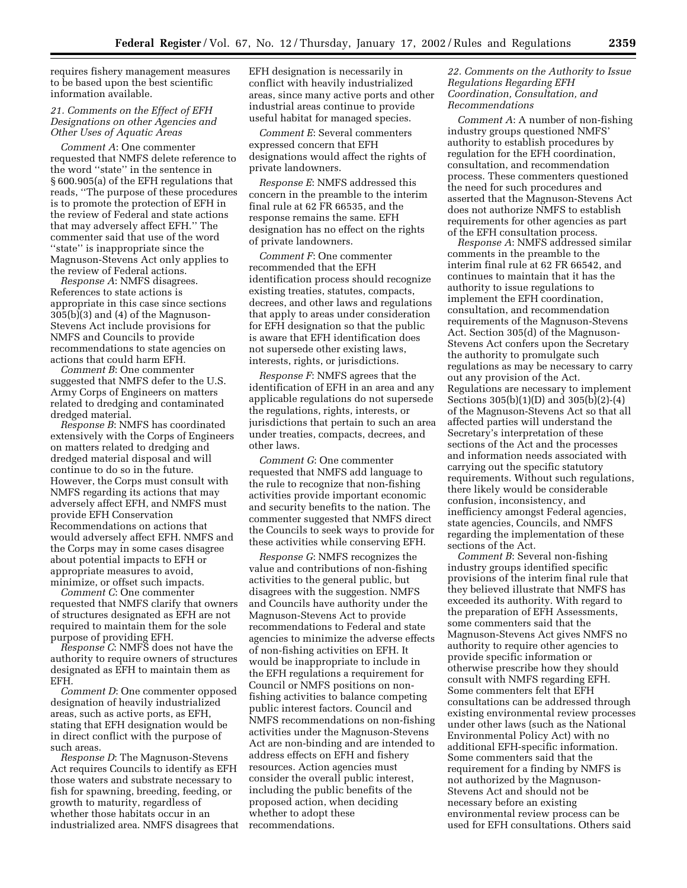requires fishery management measures to be based upon the best scientific information available.

*21. Comments on the Effect of EFH Designations on other Agencies and Other Uses of Aquatic Areas*

*Comment A*: One commenter requested that NMFS delete reference to the word ''state'' in the sentence in § 600.905(a) of the EFH regulations that reads, ''The purpose of these procedures is to promote the protection of EFH in the review of Federal and state actions that may adversely affect EFH.'' The commenter said that use of the word ''state'' is inappropriate since the Magnuson-Stevens Act only applies to the review of Federal actions.

*Response A*: NMFS disagrees. References to state actions is appropriate in this case since sections 305(b)(3) and (4) of the Magnuson-Stevens Act include provisions for NMFS and Councils to provide recommendations to state agencies on actions that could harm EFH.

*Comment B*: One commenter suggested that NMFS defer to the U.S. Army Corps of Engineers on matters related to dredging and contaminated dredged material.

*Response B*: NMFS has coordinated extensively with the Corps of Engineers on matters related to dredging and dredged material disposal and will continue to do so in the future. However, the Corps must consult with NMFS regarding its actions that may adversely affect EFH, and NMFS must provide EFH Conservation Recommendations on actions that would adversely affect EFH. NMFS and the Corps may in some cases disagree about potential impacts to EFH or appropriate measures to avoid, minimize, or offset such impacts.

*Comment C*: One commenter requested that NMFS clarify that owners of structures designated as EFH are not required to maintain them for the sole purpose of providing EFH.

*Response C*: NMFS does not have the authority to require owners of structures designated as EFH to maintain them as EFH.

*Comment D*: One commenter opposed designation of heavily industrialized areas, such as active ports, as EFH, stating that EFH designation would be in direct conflict with the purpose of such areas.

*Response D*: The Magnuson-Stevens Act requires Councils to identify as EFH those waters and substrate necessary to fish for spawning, breeding, feeding, or growth to maturity, regardless of whether those habitats occur in an industrialized area. NMFS disagrees that EFH designation is necessarily in conflict with heavily industrialized areas, since many active ports and other industrial areas continue to provide useful habitat for managed species.

*Comment E*: Several commenters expressed concern that EFH designations would affect the rights of private landowners.

*Response E*: NMFS addressed this concern in the preamble to the interim final rule at 62 FR 66535, and the response remains the same. EFH designation has no effect on the rights of private landowners.

*Comment F*: One commenter recommended that the EFH identification process should recognize existing treaties, statutes, compacts, decrees, and other laws and regulations that apply to areas under consideration for EFH designation so that the public is aware that EFH identification does not supersede other existing laws, interests, rights, or jurisdictions.

*Response F*: NMFS agrees that the identification of EFH in an area and any applicable regulations do not supersede the regulations, rights, interests, or jurisdictions that pertain to such an area under treaties, compacts, decrees, and other laws.

*Comment G*: One commenter requested that NMFS add language to the rule to recognize that non-fishing activities provide important economic and security benefits to the nation. The commenter suggested that NMFS direct the Councils to seek ways to provide for these activities while conserving EFH.

*Response G*: NMFS recognizes the value and contributions of non-fishing activities to the general public, but disagrees with the suggestion. NMFS and Councils have authority under the Magnuson-Stevens Act to provide recommendations to Federal and state agencies to minimize the adverse effects of non-fishing activities on EFH. It would be inappropriate to include in the EFH regulations a requirement for Council or NMFS positions on non-fishing activities to balance competing public interest factors. Council and NMFS recommendations on non-fishing activities under the Magnuson-Stevens Act are non-binding and are intended to address effects on EFH and fishery resources. Action agencies must consider the overall public interest, including the public benefits of the proposed action, when deciding whether to adopt these recommendations.

*22. Comments on the Authority to Issue Regulations Regarding EFH Coordination, Consultation, and Recommendations*

*Comment A*: A number of non-fishing industry groups questioned NMFS' authority to establish procedures by regulation for the EFH coordination, consultation, and recommendation process. These commenters questioned the need for such procedures and asserted that the Magnuson-Stevens Act does not authorize NMFS to establish requirements for other agencies as part of the EFH consultation process.

*Response A*: NMFS addressed similar comments in the preamble to the interim final rule at 62 FR 66542, and continues to maintain that it has the authority to issue regulations to implement the EFH coordination, consultation, and recommendation requirements of the Magnuson-Stevens Act. Section 305(d) of the Magnuson-Stevens Act confers upon the Secretary the authority to promulgate such regulations as may be necessary to carry out any provision of the Act. Regulations are necessary to implement Sections 305(b)(1)(D) and 305(b)(2)-(4) of the Magnuson-Stevens Act so that all affected parties will understand the Secretary's interpretation of these sections of the Act and the processes and information needs associated with carrying out the specific statutory requirements. Without such regulations, there likely would be considerable confusion, inconsistency, and inefficiency amongst Federal agencies, state agencies, Councils, and NMFS regarding the implementation of these sections of the Act.

*Comment B*: Several non-fishing industry groups identified specific provisions of the interim final rule that they believed illustrate that NMFS has exceeded its authority. With regard to the preparation of EFH Assessments, some commenters said that the Magnuson-Stevens Act gives NMFS no authority to require other agencies to provide specific information or otherwise prescribe how they should consult with NMFS regarding EFH. Some commenters felt that EFH consultations can be addressed through existing environmental review processes under other laws (such as the National Environmental Policy Act) with no additional EFH-specific information. Some commenters said that the requirement for a finding by NMFS is not authorized by the Magnuson-Stevens Act and should not be necessary before an existing environmental review process can be used for EFH consultations. Others said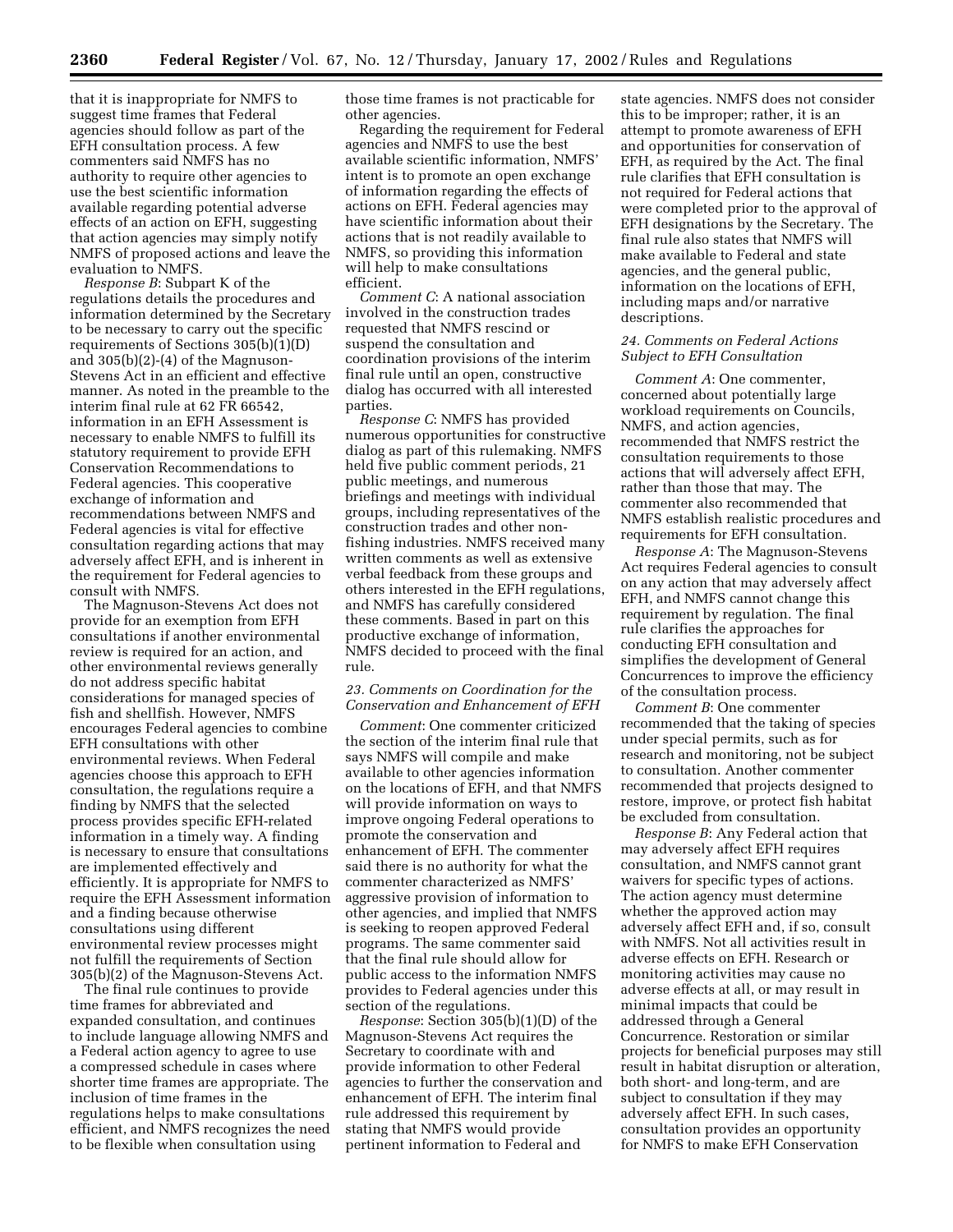that it is inappropriate for NMFS to suggest time frames that Federal agencies should follow as part of the EFH consultation process. A few commenters said NMFS has no authority to require other agencies to use the best scientific information available regarding potential adverse effects of an action on EFH, suggesting that action agencies may simply notify NMFS of proposed actions and leave the evaluation to NMFS.

*Response B*: Subpart K of the regulations details the procedures and information determined by the Secretary to be necessary to carry out the specific requirements of Sections 305(b)(1)(D) and 305(b)(2)-(4) of the Magnuson-Stevens Act in an efficient and effective manner. As noted in the preamble to the interim final rule at 62 FR 66542, information in an EFH Assessment is necessary to enable NMFS to fulfill its statutory requirement to provide EFH Conservation Recommendations to Federal agencies. This cooperative exchange of information and recommendations between NMFS and Federal agencies is vital for effective consultation regarding actions that may adversely affect EFH, and is inherent in the requirement for Federal agencies to consult with NMFS.

The Magnuson-Stevens Act does not provide for an exemption from EFH consultations if another environmental review is required for an action, and other environmental reviews generally do not address specific habitat considerations for managed species of fish and shellfish. However, NMFS encourages Federal agencies to combine EFH consultations with other environmental reviews. When Federal agencies choose this approach to EFH consultation, the regulations require a finding by NMFS that the selected process provides specific EFH-related information in a timely way. A finding is necessary to ensure that consultations are implemented effectively and efficiently. It is appropriate for NMFS to require the EFH Assessment information and a finding because otherwise consultations using different environmental review processes might not fulfill the requirements of Section 305(b)(2) of the Magnuson-Stevens Act.

The final rule continues to provide time frames for abbreviated and expanded consultation, and continues to include language allowing NMFS and a Federal action agency to agree to use a compressed schedule in cases where shorter time frames are appropriate. The inclusion of time frames in the regulations helps to make consultations efficient, and NMFS recognizes the need to be flexible when consultation using those time frames is not practicable for other agencies.

Regarding the requirement for Federal agencies and NMFS to use the best available scientific information, NMFS' intent is to promote an open exchange of information regarding the effects of actions on EFH. Federal agencies may have scientific information about their actions that is not readily available to NMFS, so providing this information will help to make consultations efficient.

*Comment C*: A national association involved in the construction trades requested that NMFS rescind or suspend the consultation and coordination provisions of the interim final rule until an open, constructive dialog has occurred with all interested parties.

*Response C*: NMFS has provided numerous opportunities for constructive dialog as part of this rulemaking. NMFS held five public comment periods, 21 public meetings, and numerous briefings and meetings with individual groups, including representatives of the construction trades and other non-fishing industries. NMFS received many written comments as well as extensive verbal feedback from these groups and others interested in the EFH regulations, and NMFS has carefully considered these comments. Based in part on this productive exchange of information, NMFS decided to proceed with the final rule.

### *23. Comments on Coordination for the Conservation and Enhancement of EFH*

*Comment*: One commenter criticized the section of the interim final rule that says NMFS will compile and make available to other agencies information on the locations of EFH, and that NMFS will provide information on ways to improve ongoing Federal operations to promote the conservation and enhancement of EFH. The commenter said there is no authority for what the commenter characterized as NMFS' aggressive provision of information to other agencies, and implied that NMFS is seeking to reopen approved Federal programs. The same commenter said that the final rule should allow for public access to the information NMFS provides to Federal agencies under this section of the regulations.

*Response*: Section 305(b)(1)(D) of the Magnuson-Stevens Act requires the Secretary to coordinate with and provide information to other Federal agencies to further the conservation and enhancement of EFH. The interim final rule addressed this requirement by stating that NMFS would provide pertinent information to Federal and state agencies. NMFS does not consider this to be improper; rather, it is an attempt to promote awareness of EFH and opportunities for conservation of EFH, as required by the Act. The final rule clarifies that EFH consultation is not required for Federal actions that were completed prior to the approval of EFH designations by the Secretary. The final rule also states that NMFS will make available to Federal and state agencies, and the general public, information on the locations of EFH, including maps and/or narrative descriptions.

### *24. Comments on Federal Actions Subject to EFH Consultation*

*Comment A*: One commenter, concerned about potentially large workload requirements on Councils, NMFS, and action agencies, recommended that NMFS restrict the consultation requirements to those actions that will adversely affect EFH, rather than those that may. The commenter also recommended that NMFS establish realistic procedures and requirements for EFH consultation.

*Response A*: The Magnuson-Stevens Act requires Federal agencies to consult on any action that may adversely affect EFH, and NMFS cannot change this requirement by regulation. The final rule clarifies the approaches for conducting EFH consultation and simplifies the development of General Concurrences to improve the efficiency of the consultation process.

*Comment B*: One commenter recommended that the taking of species under special permits, such as for research and monitoring, not be subject to consultation. Another commenter recommended that projects designed to restore, improve, or protect fish habitat be excluded from consultation.

*Response B*: Any Federal action that may adversely affect EFH requires consultation, and NMFS cannot grant waivers for specific types of actions. The action agency must determine whether the approved action may adversely affect EFH and, if so, consult with NMFS. Not all activities result in adverse effects on EFH. Research or monitoring activities may cause no adverse effects at all, or may result in minimal impacts that could be addressed through a General Concurrence. Restoration or similar projects for beneficial purposes may still result in habitat disruption or alteration, both short- and long-term, and are subject to consultation if they may adversely affect EFH. In such cases, consultation provides an opportunity for NMFS to make EFH Conservation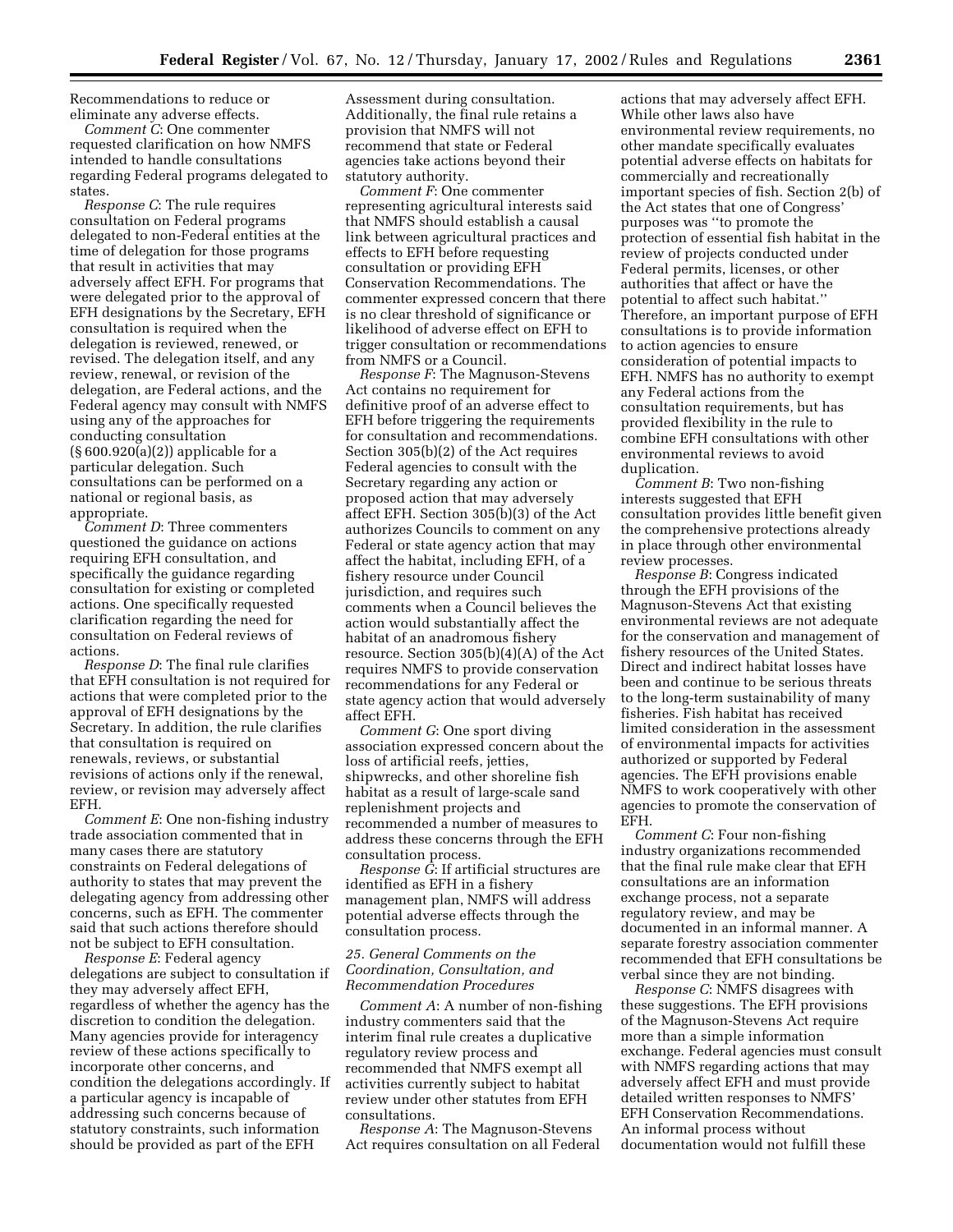Recommendations to reduce or eliminate any adverse effects.

*Comment C*: One commenter requested clarification on how NMFS intended to handle consultations regarding Federal programs delegated to states.

*Response C*: The rule requires consultation on Federal programs delegated to non-Federal entities at the time of delegation for those programs that result in activities that may adversely affect EFH. For programs that were delegated prior to the approval of EFH designations by the Secretary, EFH consultation is required when the delegation is reviewed, renewed, or revised. The delegation itself, and any review, renewal, or revision of the delegation, are Federal actions, and the Federal agency may consult with NMFS using any of the approaches for conducting consultation (§ 600.920(a)(2)) applicable for a particular delegation. Such consultations can be performed on a national or regional basis, as appropriate.

*Comment D*: Three commenters questioned the guidance on actions requiring EFH consultation, and specifically the guidance regarding consultation for existing or completed actions. One specifically requested clarification regarding the need for consultation on Federal reviews of actions.

*Response D*: The final rule clarifies that EFH consultation is not required for actions that were completed prior to the approval of EFH designations by the Secretary. In addition, the rule clarifies that consultation is required on renewals, reviews, or substantial revisions of actions only if the renewal, review, or revision may adversely affect EFH.

*Comment E*: One non-fishing industry trade association commented that in many cases there are statutory constraints on Federal delegations of authority to states that may prevent the delegating agency from addressing other concerns, such as EFH. The commenter said that such actions therefore should not be subject to EFH consultation.

*Response E*: Federal agency delegations are subject to consultation if they may adversely affect EFH, regardless of whether the agency has the discretion to condition the delegation. Many agencies provide for interagency review of these actions specifically to incorporate other concerns, and condition the delegations accordingly. If a particular agency is incapable of addressing such concerns because of statutory constraints, such information should be provided as part of the EFH Assessment during consultation. Additionally, the final rule retains a provision that NMFS will not recommend that state or Federal agencies take actions beyond their statutory authority.

*Comment F*: One commenter representing agricultural interests said that NMFS should establish a causal link between agricultural practices and effects to EFH before requesting consultation or providing EFH Conservation Recommendations. The commenter expressed concern that there is no clear threshold of significance or likelihood of adverse effect on EFH to trigger consultation or recommendations from NMFS or a Council.

*Response F*: The Magnuson-Stevens Act contains no requirement for definitive proof of an adverse effect to EFH before triggering the requirements for consultation and recommendations. Section 305(b)(2) of the Act requires Federal agencies to consult with the Secretary regarding any action or proposed action that may adversely affect EFH. Section 305(b)(3) of the Act authorizes Councils to comment on any Federal or state agency action that may affect the habitat, including EFH, of a fishery resource under Council jurisdiction, and requires such comments when a Council believes the action would substantially affect the habitat of an anadromous fishery resource. Section 305(b)(4)(A) of the Act requires NMFS to provide conservation recommendations for any Federal or state agency action that would adversely affect EFH.

*Comment G*: One sport diving association expressed concern about the loss of artificial reefs, jetties, shipwrecks, and other shoreline fish habitat as a result of large-scale sand replenishment projects and recommended a number of measures to address these concerns through the EFH consultation process.

*Response G*: If artificial structures are identified as EFH in a fishery management plan, NMFS will address potential adverse effects through the consultation process.

### *25. General Comments on the Coordination, Consultation, and Recommendation Procedures*

*Comment A*: A number of non-fishing industry commenters said that the interim final rule creates a duplicative regulatory review process and recommended that NMFS exempt all activities currently subject to habitat review under other statutes from EFH consultations.

*Response A*: The Magnuson-Stevens Act requires consultation on all Federal actions that may adversely affect EFH. While other laws also have environmental review requirements, no other mandate specifically evaluates potential adverse effects on habitats for commercially and recreationally important species of fish. Section 2(b) of the Act states that one of Congress' purposes was "to promote the protection of essential fish habitat in the review of projects conducted under Federal permits, licenses, or other authorities that affect or have the potential to affect such habitat." Therefore, an important purpose of EFH consultations is to provide information to action agencies to ensure consideration of potential impacts to EFH. NMFS has no authority to exempt any Federal actions from the consultation requirements, but has provided flexibility in the rule to combine EFH consultations with other environmental reviews to avoid duplication.

*Comment B*: Two non-fishing interests suggested that EFH consultation provides little benefit given the comprehensive protections already in place through other environmental review processes.

*Response B*: Congress indicated through the EFH provisions of the Magnuson-Stevens Act that existing environmental reviews are not adequate for the conservation and management of fishery resources of the United States. Direct and indirect habitat losses have been and continue to be serious threats to the long-term sustainability of many fisheries. Fish habitat has received limited consideration in the assessment of environmental impacts for activities authorized or supported by Federal agencies. The EFH provisions enable NMFS to work cooperatively with other agencies to promote the conservation of EFH.

*Comment C*: Four non-fishing industry organizations recommended that the final rule make clear that EFH consultations are an information exchange process, not a separate regulatory review, and may be documented in an informal manner. A separate forestry association commenter recommended that EFH consultations be verbal since they are not binding.

*Response C*: NMFS disagrees with these suggestions. The EFH provisions of the Magnuson-Stevens Act require more than a simple information exchange. Federal agencies must consult with NMFS regarding actions that may adversely affect EFH and must provide detailed written responses to NMFS' EFH Conservation Recommendations. An informal process without documentation would not fulfill these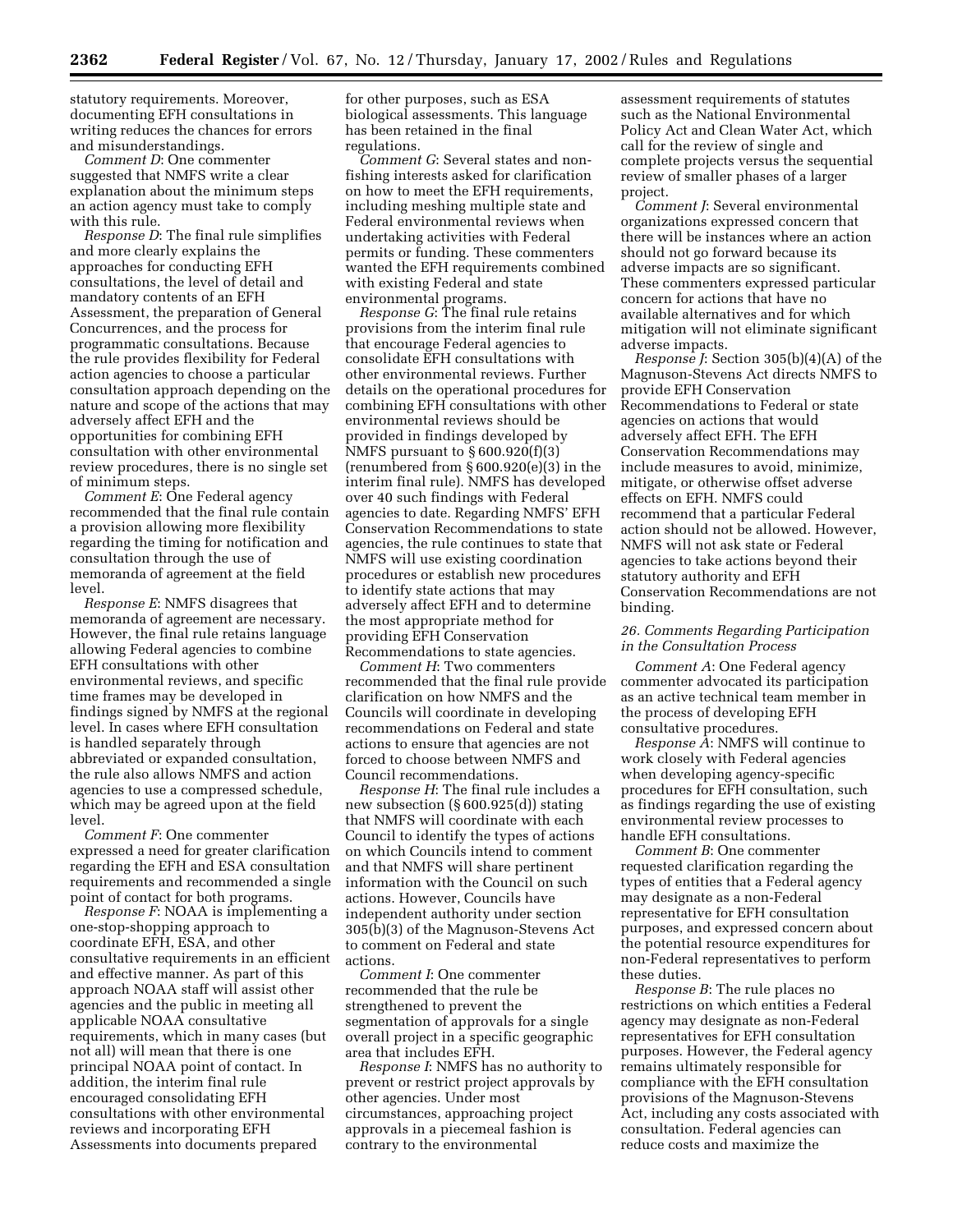statutory requirements. Moreover, documenting EFH consultations in writing reduces the chances for errors and misunderstandings.

*Comment D*: One commenter suggested that NMFS write a clear explanation about the minimum steps an action agency must take to comply with this rule.

*Response D*: The final rule simplifies and more clearly explains the approaches for conducting EFH consultations, the level of detail and mandatory contents of an EFH Assessment, the preparation of General Concurrences, and the process for programmatic consultations. Because the rule provides flexibility for Federal action agencies to choose a particular consultation approach depending on the nature and scope of the actions that may adversely affect EFH and the opportunities for combining EFH consultation with other environmental review procedures, there is no single set of minimum steps.

*Comment E*: One Federal agency recommended that the final rule contain a provision allowing more flexibility regarding the timing for notification and consultation through the use of memoranda of agreement at the field level.

*Response E*: NMFS disagrees that memoranda of agreement are necessary. However, the final rule retains language allowing Federal agencies to combine EFH consultations with other environmental reviews, and specific time frames may be developed in findings signed by NMFS at the regional level. In cases where EFH consultation is handled separately through abbreviated or expanded consultation, the rule also allows NMFS and action agencies to use a compressed schedule, which may be agreed upon at the field level.

*Comment F*: One commenter expressed a need for greater clarification regarding the EFH and ESA consultation requirements and recommended a single point of contact for both programs.

*Response F*: NOAA is implementing a one-stop-shopping approach to coordinate EFH, ESA, and other consultative requirements in an efficient and effective manner. As part of this approach NOAA staff will assist other agencies and the public in meeting all applicable NOAA consultative requirements, which in many cases (but not all) will mean that there is one principal NOAA point of contact. In addition, the interim final rule encouraged consolidating EFH consultations with other environmental reviews and incorporating EFH Assessments into documents prepared for other purposes, such as ESA biological assessments. This language has been retained in the final regulations.

*Comment G*: Several states and non-fishing interests asked for clarification on how to meet the EFH requirements, including meshing multiple state and Federal environmental reviews when undertaking activities with Federal permits or funding. These commenters wanted the EFH requirements combined with existing Federal and state environmental programs.

*Response G*: The final rule retains provisions from the interim final rule that encourage Federal agencies to consolidate EFH consultations with other environmental reviews. Further details on the operational procedures for combining EFH consultations with other environmental reviews should be provided in findings developed by NMFS pursuant to § 600.920(f)(3) (renumbered from § 600.920(e)(3) in the interim final rule). NMFS has developed over 40 such findings with Federal agencies to date. Regarding NMFS' EFH Conservation Recommendations to state agencies, the rule continues to state that NMFS will use existing coordination procedures or establish new procedures to identify state actions that may adversely affect EFH and to determine the most appropriate method for providing EFH Conservation Recommendations to state agencies.

*Comment H*: Two commenters recommended that the final rule provide clarification on how NMFS and the Councils will coordinate in developing recommendations on Federal and state actions to ensure that agencies are not forced to choose between NMFS and Council recommendations.

*Response H*: The final rule includes a new subsection (§ 600.925(d)) stating that NMFS will coordinate with each Council to identify the types of actions on which Councils intend to comment and that NMFS will share pertinent information with the Council on such actions. However, Councils have independent authority under section 305(b)(3) of the Magnuson-Stevens Act to comment on Federal and state actions.

*Comment I*: One commenter recommended that the rule be strengthened to prevent the segmentation of approvals for a single overall project in a specific geographic area that includes EFH.

*Response I*: NMFS has no authority to prevent or restrict project approvals by other agencies. Under most circumstances, approaching project approvals in a piecemeal fashion is contrary to the environmental assessment requirements of statutes such as the National Environmental Policy Act and Clean Water Act, which call for the review of single and complete projects versus the sequential review of smaller phases of a larger project.

*Comment J*: Several environmental organizations expressed concern that there will be instances where an action should not go forward because its adverse impacts are so significant. These commenters expressed particular concern for actions that have no available alternatives and for which mitigation will not eliminate significant adverse impacts.

*Response J*: Section 305(b)(4)(A) of the Magnuson-Stevens Act directs NMFS to provide EFH Conservation Recommendations to Federal or state agencies on actions that would adversely affect EFH. The EFH Conservation Recommendations may include measures to avoid, minimize, mitigate, or otherwise offset adverse effects on EFH. NMFS could recommend that a particular Federal action should not be allowed. However, NMFS will not ask state or Federal agencies to take actions beyond their statutory authority and EFH Conservation Recommendations are not binding.

*26. Comments Regarding Participation in the Consultation Process*

*Comment A*: One Federal agency commenter advocated its participation as an active technical team member in the process of developing EFH consultative procedures.

*Response A*: NMFS will continue to work closely with Federal agencies when developing agency-specific procedures for EFH consultation, such as findings regarding the use of existing environmental review processes to handle EFH consultations.

*Comment B*: One commenter requested clarification regarding the types of entities that a Federal agency may designate as a non-Federal representative for EFH consultation purposes, and expressed concern about the potential resource expenditures for non-Federal representatives to perform these duties.

*Response B*: The rule places no restrictions on which entities a Federal agency may designate as non-Federal representatives for EFH consultation purposes. However, the Federal agency remains ultimately responsible for compliance with the EFH consultation provisions of the Magnuson-Stevens Act, including any costs associated with consultation. Federal agencies can reduce costs and maximize the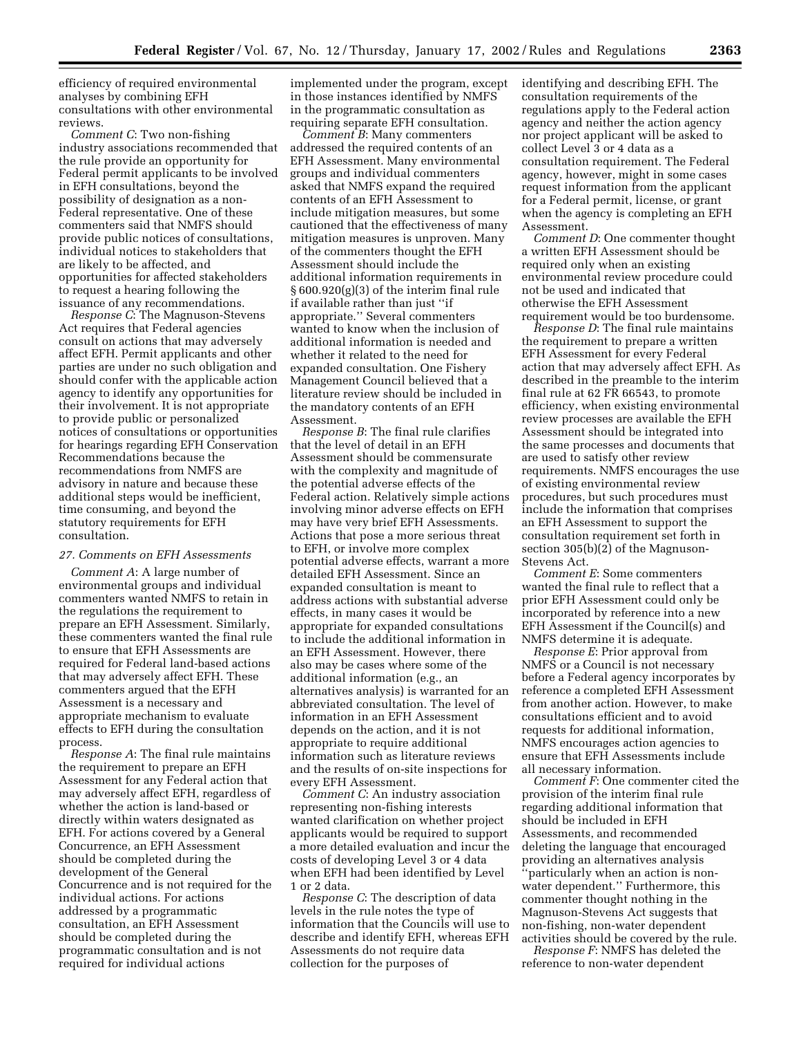efficiency of required environmental analyses by combining EFH consultations with other environmental reviews.

*Comment C*: Two non-fishing industry associations recommended that the rule provide an opportunity for Federal permit applicants to be involved in EFH consultations, beyond the possibility of designation as a non-Federal representative. One of these commenters said that NMFS should provide public notices of consultations, individual notices to stakeholders that are likely to be affected, and opportunities for affected stakeholders to request a hearing following the issuance of any recommendations.

*Response C*: The Magnuson-Stevens Act requires that Federal agencies consult on actions that may adversely affect EFH. Permit applicants and other parties are under no such obligation and should confer with the applicable action agency to identify any opportunities for their involvement. It is not appropriate to provide public or personalized notices of consultations or opportunities for hearings regarding EFH Conservation Recommendations because the recommendations from NMFS are advisory in nature and because these additional steps would be inefficient, time consuming, and beyond the statutory requirements for EFH consultation.

### *27. Comments on EFH Assessments*

*Comment A*: A large number of environmental groups and individual commenters wanted NMFS to retain in the regulations the requirement to prepare an EFH Assessment. Similarly, these commenters wanted the final rule to ensure that EFH Assessments are required for Federal land-based actions that may adversely affect EFH. These commenters argued that the EFH Assessment is a necessary and appropriate mechanism to evaluate effects to EFH during the consultation process.

*Response A*: The final rule maintains the requirement to prepare an EFH Assessment for any Federal action that may adversely affect EFH, regardless of whether the action is land-based or directly within waters designated as EFH. For actions covered by a General Concurrence, an EFH Assessment should be completed during the development of the General Concurrence and is not required for the individual actions. For actions addressed by a programmatic consultation, an EFH Assessment should be completed during the programmatic consultation and is not required for individual actions implemented under the program, except in those instances identified by NMFS in the programmatic consultation as requiring separate EFH consultation.

*Comment B*: Many commenters addressed the required contents of an EFH Assessment. Many environmental groups and individual commenters asked that NMFS expand the required contents of an EFH Assessment to include mitigation measures, but some cautioned that the effectiveness of many mitigation measures is unproven. Many of the commenters thought the EFH Assessment should include the additional information requirements in § 600.920(g)(3) of the interim final rule if available rather than just ''if appropriate.'' Several commenters wanted to know when the inclusion of additional information is needed and whether it related to the need for expanded consultation. One Fishery Management Council believed that a literature review should be included in the mandatory contents of an EFH Assessment.

*Response B*: The final rule clarifies that the level of detail in an EFH Assessment should be commensurate with the complexity and magnitude of the potential adverse effects of the Federal action. Relatively simple actions involving minor adverse effects on EFH may have very brief EFH Assessments. Actions that pose a more serious threat to EFH, or involve more complex potential adverse effects, warrant a more detailed EFH Assessment. Since an expanded consultation is meant to address actions with substantial adverse effects, in many cases it would be appropriate for expanded consultations to include the additional information in an EFH Assessment. However, there also may be cases where some of the additional information (e.g., an alternatives analysis) is warranted for an abbreviated consultation. The level of information in an EFH Assessment depends on the action, and it is not appropriate to require additional information such as literature reviews and the results of on-site inspections for every EFH Assessment.

*Comment C*: An industry association representing non-fishing interests wanted clarification on whether project applicants would be required to support a more detailed evaluation and incur the costs of developing Level 3 or 4 data when EFH had been identified by Level 1 or 2 data.

*Response C*: The description of data levels in the rule notes the type of information that the Councils will use to describe and identify EFH, whereas EFH Assessments do not require data collection for the purposes of identifying and describing EFH. The consultation requirements of the regulations apply to the Federal action agency and neither the action agency nor project applicant will be asked to collect Level 3 or 4 data as a consultation requirement. The Federal agency, however, might in some cases request information from the applicant for a Federal permit, license, or grant when the agency is completing an EFH Assessment.

*Comment D*: One commenter thought a written EFH Assessment should be required only when an existing environmental review procedure could not be used and indicated that otherwise the EFH Assessment requirement would be too burdensome.

*Response D*: The final rule maintains the requirement to prepare a written EFH Assessment for every Federal action that may adversely affect EFH. As described in the preamble to the interim final rule at 62 FR 66543, to promote efficiency, when existing environmental review processes are available the EFH Assessment should be integrated into the same processes and documents that are used to satisfy other review requirements. NMFS encourages the use of existing environmental review procedures, but such procedures must include the information that comprises an EFH Assessment to support the consultation requirement set forth in section 305(b)(2) of the Magnuson-Stevens Act.

*Comment E*: Some commenters wanted the final rule to reflect that a prior EFH Assessment could only be incorporated by reference into a new EFH Assessment if the Council(s) and NMFS determine it is adequate.

*Response E*: Prior approval from NMFS or a Council is not necessary before a Federal agency incorporates by reference a completed EFH Assessment from another action. However, to make consultations efficient and to avoid requests for additional information, NMFS encourages action agencies to ensure that EFH Assessments include all necessary information.

*Comment F*: One commenter cited the provision of the interim final rule regarding additional information that should be included in EFH Assessments, and recommended deleting the language that encouraged providing an alternatives analysis ''particularly when an action is non-water dependent.'' Furthermore, this commenter thought nothing in the Magnuson-Stevens Act suggests that non-fishing, non-water dependent activities should be covered by the rule.

*Response F*: NMFS has deleted the reference to non-water dependent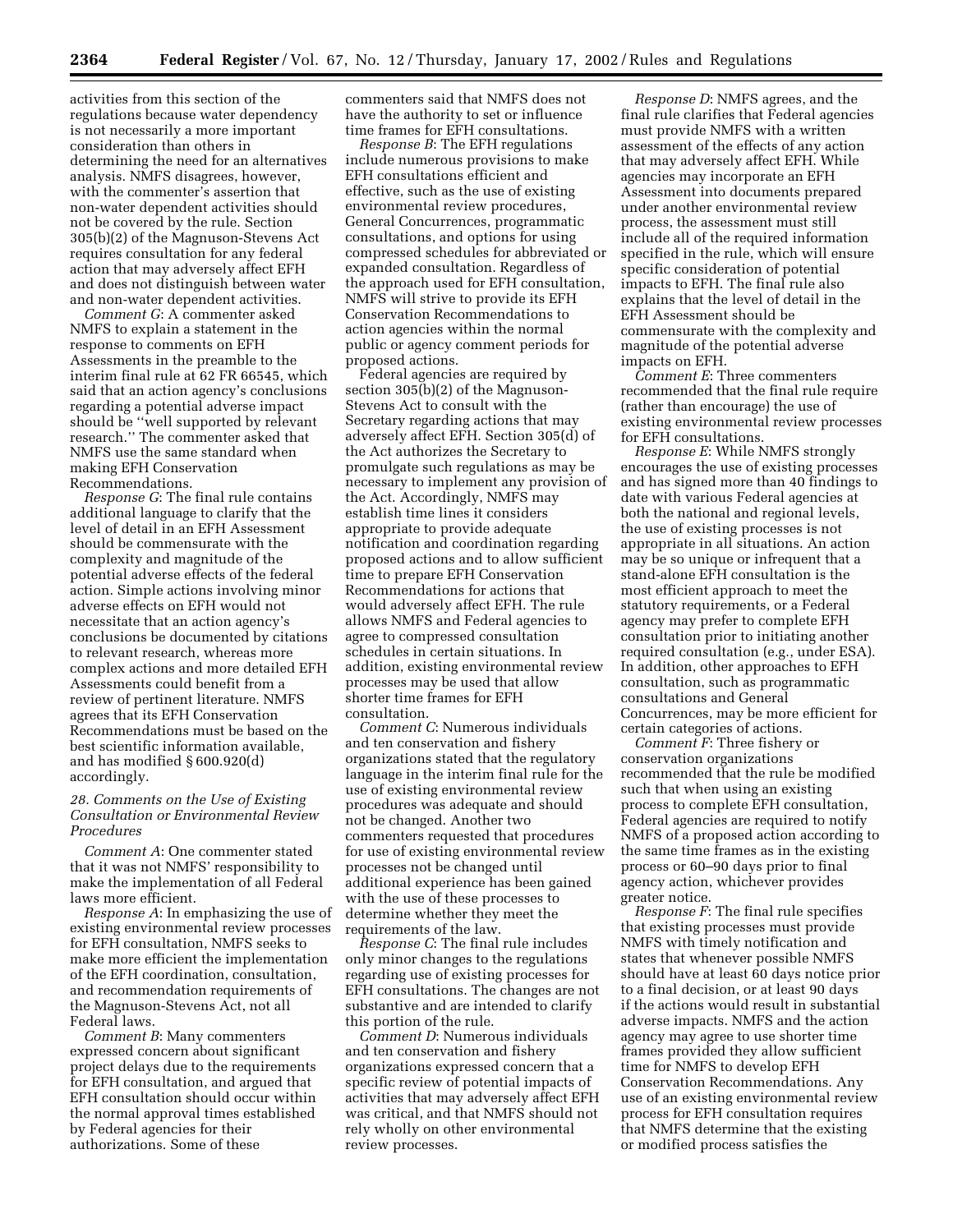activities from this section of the regulations because water dependency is not necessarily a more important consideration than others in determining the need for an alternatives analysis. NMFS disagrees, however, with the commenter's assertion that non-water dependent activities should not be covered by the rule. Section 305(b)(2) of the Magnuson-Stevens Act requires consultation for any federal action that may adversely affect EFH and does not distinguish between water and non-water dependent activities.

*Comment G*: A commenter asked NMFS to explain a statement in the response to comments on EFH Assessments in the preamble to the interim final rule at 62 FR 66545, which said that an action agency's conclusions regarding a potential adverse impact should be ''well supported by relevant research.'' The commenter asked that NMFS use the same standard when making EFH Conservation Recommendations.

*Response G*: The final rule contains additional language to clarify that the level of detail in an EFH Assessment should be commensurate with the complexity and magnitude of the potential adverse effects of the federal action. Simple actions involving minor adverse effects on EFH would not necessitate that an action agency's conclusions be documented by citations to relevant research, whereas more complex actions and more detailed EFH Assessments could benefit from a review of pertinent literature. NMFS agrees that its EFH Conservation Recommendations must be based on the best scientific information available, and has modified § 600.920(d) accordingly.

### *28. Comments on the Use of Existing Consultation or Environmental Review Procedures*

*Comment A*: One commenter stated that it was not NMFS' responsibility to make the implementation of all Federal laws more efficient.

*Response A*: In emphasizing the use of existing environmental review processes for EFH consultation, NMFS seeks to make more efficient the implementation of the EFH coordination, consultation, and recommendation requirements of the Magnuson-Stevens Act, not all Federal laws.

*Comment B*: Many commenters expressed concern about significant project delays due to the requirements for EFH consultation, and argued that EFH consultation should occur within the normal approval times established by Federal agencies for their authorizations. Some of these commenters said that NMFS does not have the authority to set or influence time frames for EFH consultations.

*Response B*: The EFH regulations include numerous provisions to make EFH consultations efficient and effective, such as the use of existing environmental review procedures, General Concurrences, programmatic consultations, and options for using compressed schedules for abbreviated or expanded consultation. Regardless of the approach used for EFH consultation, NMFS will strive to provide its EFH Conservation Recommendations to action agencies within the normal public or agency comment periods for proposed actions.

Federal agencies are required by section 305(b)(2) of the Magnuson-Stevens Act to consult with the Secretary regarding actions that may adversely affect EFH. Section 305(d) of the Act authorizes the Secretary to promulgate such regulations as may be necessary to implement any provision of the Act. Accordingly, NMFS may establish time lines it considers appropriate to provide adequate notification and coordination regarding proposed actions and to allow sufficient time to prepare EFH Conservation Recommendations for actions that would adversely affect EFH. The rule allows NMFS and Federal agencies to agree to compressed consultation schedules in certain situations. In addition, existing environmental review processes may be used that allow shorter time frames for EFH consultation.

*Comment C*: Numerous individuals and ten conservation and fishery organizations stated that the regulatory language in the interim final rule for the use of existing environmental review procedures was adequate and should not be changed. Another two commenters requested that procedures for use of existing environmental review processes not be changed until additional experience has been gained with the use of these processes to determine whether they meet the requirements of the law.

*Response C*: The final rule includes only minor changes to the regulations regarding use of existing processes for EFH consultations. The changes are not substantive and are intended to clarify this portion of the rule.

*Comment D*: Numerous individuals and ten conservation and fishery organizations expressed concern that a specific review of potential impacts of activities that may adversely affect EFH was critical, and that NMFS should not rely wholly on other environmental review processes.

*Response D*: NMFS agrees, and the final rule clarifies that Federal agencies must provide NMFS with a written assessment of the effects of any action that may adversely affect EFH. While agencies may incorporate an EFH Assessment into documents prepared under another environmental review process, the assessment must still include all of the required information specified in the rule, which will ensure specific consideration of potential impacts to EFH. The final rule also explains that the level of detail in the EFH Assessment should be commensurate with the complexity and magnitude of the potential adverse impacts on EFH.

*Comment E*: Three commenters recommended that the final rule require (rather than encourage) the use of existing environmental review processes for EFH consultations.

*Response E*: While NMFS strongly encourages the use of existing processes and has signed more than 40 findings to date with various Federal agencies at both the national and regional levels, the use of existing processes is not appropriate in all situations. An action may be so unique or infrequent that a stand-alone EFH consultation is the most efficient approach to meet the statutory requirements, or a Federal agency may prefer to complete EFH consultation prior to initiating another required consultation (e.g., under ESA). In addition, other approaches to EFH consultation, such as programmatic consultations and General Concurrences, may be more efficient for certain categories of actions.

*Comment F*: Three fishery or conservation organizations recommended that the rule be modified such that when using an existing process to complete EFH consultation, Federal agencies are required to notify NMFS of a proposed action according to the same time frames as in the existing process or 60–90 days prior to final agency action, whichever provides greater notice.

*Response F*: The final rule specifies that existing processes must provide NMFS with timely notification and states that whenever possible NMFS should have at least 60 days notice prior to a final decision, or at least 90 days if the actions would result in substantial adverse impacts. NMFS and the action agency may agree to use shorter time frames provided they allow sufficient time for NMFS to develop EFH Conservation Recommendations. Any use of an existing environmental review process for EFH consultation requires that NMFS determine that the existing or modified process satisfies the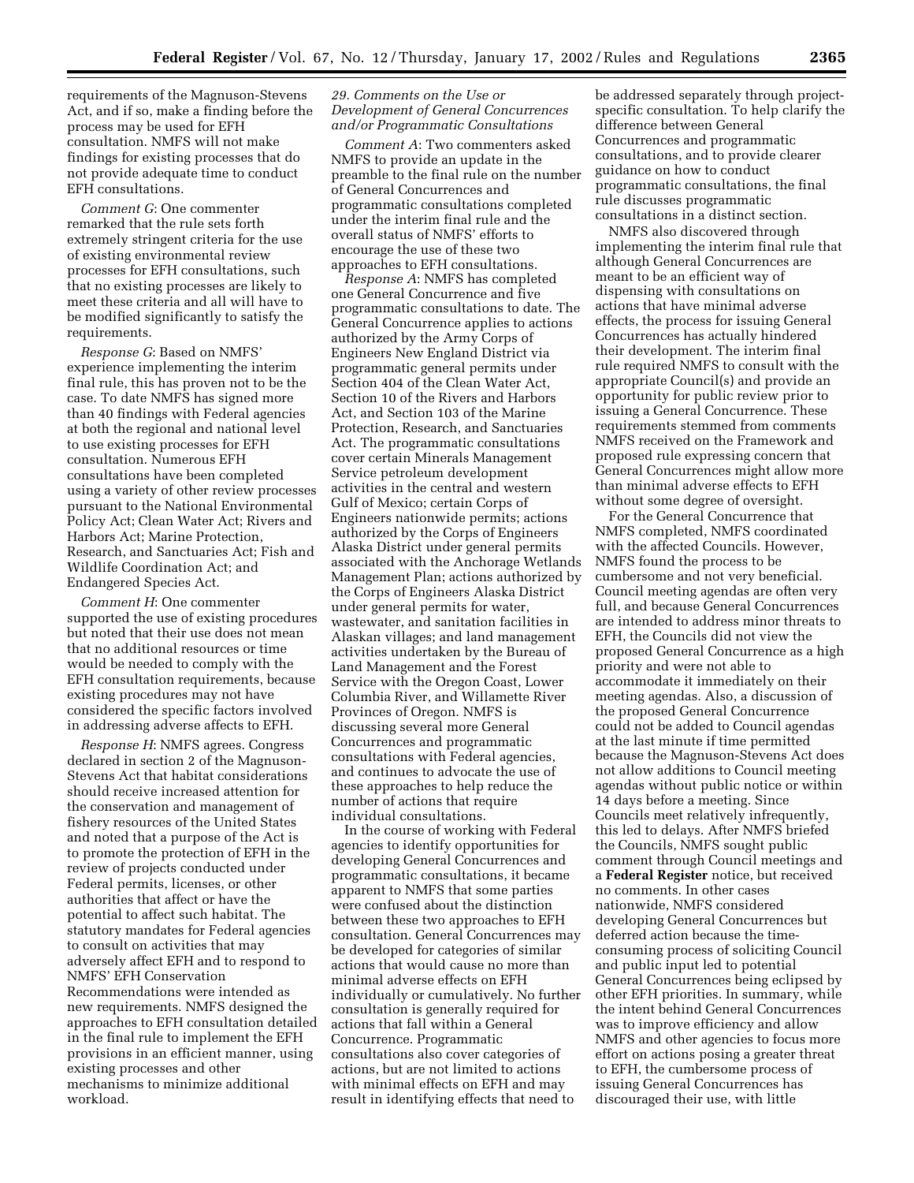requirements of the Magnuson-Stevens Act, and if so, make a finding before the process may be used for EFH consultation. NMFS will not make findings for existing processes that do not provide adequate time to conduct EFH consultations.

*Comment G*: One commenter remarked that the rule sets forth extremely stringent criteria for the use of existing environmental review processes for EFH consultations, such that no existing processes are likely to meet these criteria and all will have to be modified significantly to satisfy the requirements.

*Response G*: Based on NMFS' experience implementing the interim final rule, this has proven not to be the case. To date NMFS has signed more than 40 findings with Federal agencies at both the regional and national level to use existing processes for EFH consultation. Numerous EFH consultations have been completed using a variety of other review processes pursuant to the National Environmental Policy Act; Clean Water Act; Rivers and Harbors Act; Marine Protection, Research, and Sanctuaries Act; Fish and Wildlife Coordination Act; and Endangered Species Act.

*Comment H*: One commenter supported the use of existing procedures but noted that their use does not mean that no additional resources or time would be needed to comply with the EFH consultation requirements, because existing procedures may not have considered the specific factors involved in addressing adverse affects to EFH.

*Response H*: NMFS agrees. Congress declared in section 2 of the Magnuson-Stevens Act that habitat considerations should receive increased attention for the conservation and management of fishery resources of the United States and noted that a purpose of the Act is to promote the protection of EFH in the review of projects conducted under Federal permits, licenses, or other authorities that affect or have the potential to affect such habitat. The statutory mandates for Federal agencies to consult on activities that may adversely affect EFH and to respond to NMFS' EFH Conservation Recommendations were intended as new requirements. NMFS designed the approaches to EFH consultation detailed in the final rule to implement the EFH provisions in an efficient manner, using existing processes and other mechanisms to minimize additional workload.

*29. Comments on the Use or Development of General Concurrences and/or Programmatic Consultations*

*Comment A*: Two commenters asked NMFS to provide an update in the preamble to the final rule on the number of General Concurrences and programmatic consultations completed under the interim final rule and the overall status of NMFS' efforts to encourage the use of these two approaches to EFH consultations.

*Response A*: NMFS has completed one General Concurrence and five programmatic consultations to date. The General Concurrence applies to actions authorized by the Army Corps of Engineers New England District via programmatic general permits under Section 404 of the Clean Water Act, Section 10 of the Rivers and Harbors Act, and Section 103 of the Marine Protection, Research, and Sanctuaries Act. The programmatic consultations cover certain Minerals Management Service petroleum development activities in the central and western Gulf of Mexico; certain Corps of Engineers nationwide permits; actions authorized by the Corps of Engineers Alaska District under general permits associated with the Anchorage Wetlands Management Plan; actions authorized by the Corps of Engineers Alaska District under general permits for water, wastewater, and sanitation facilities in Alaskan villages; and land management activities undertaken by the Bureau of Land Management and the Forest Service with the Oregon Coast, Lower Columbia River, and Willamette River Provinces of Oregon. NMFS is discussing several more General Concurrences and programmatic consultations with Federal agencies, and continues to advocate the use of these approaches to help reduce the number of actions that require individual consultations.

In the course of working with Federal agencies to identify opportunities for developing General Concurrences and programmatic consultations, it became apparent to NMFS that some parties were confused about the distinction between these two approaches to EFH consultation. General Concurrences may be developed for categories of similar actions that would cause no more than minimal adverse effects on EFH individually or cumulatively. No further consultation is generally required for actions that fall within a General Concurrence. Programmatic consultations also cover categories of actions, but are not limited to actions with minimal effects on EFH and may result in identifying effects that need to be addressed separately through project-specific consultation. To help clarify the difference between General Concurrences and programmatic consultations, and to provide clearer guidance on how to conduct programmatic consultations, the final rule discusses programmatic consultations in a distinct section.

NMFS also discovered through implementing the interim final rule that although General Concurrences are meant to be an efficient way of dispensing with consultations on actions that have minimal adverse effects, the process for issuing General Concurrences has actually hindered their development. The interim final rule required NMFS to consult with the appropriate Council(s) and provide an opportunity for public review prior to issuing a General Concurrence. These requirements stemmed from comments NMFS received on the Framework and proposed rule expressing concern that General Concurrences might allow more than minimal adverse effects to EFH without some degree of oversight.

For the General Concurrence that NMFS completed, NMFS coordinated with the affected Councils. However, NMFS found the process to be cumbersome and not very beneficial. Council meeting agendas are often very full, and because General Concurrences are intended to address minor threats to EFH, the Councils did not view the proposed General Concurrence as a high priority and were not able to accommodate it immediately on their meeting agendas. Also, a discussion of the proposed General Concurrence could not be added to Council agendas at the last minute if time permitted because the Magnuson-Stevens Act does not allow additions to Council meeting agendas without public notice or within 14 days before a meeting. Since Councils meet relatively infrequently, this led to delays. After NMFS briefed the Councils, NMFS sought public comment through Council meetings and a **Federal Register** notice, but received no comments. In other cases nationwide, NMFS considered developing General Concurrences but deferred action because the time-consuming process of soliciting Council and public input led to potential General Concurrences being eclipsed by other EFH priorities. In summary, while the intent behind General Concurrences was to improve efficiency and allow NMFS and other agencies to focus more effort on actions posing a greater threat to EFH, the cumbersome process of issuing General Concurrences has discouraged their use, with little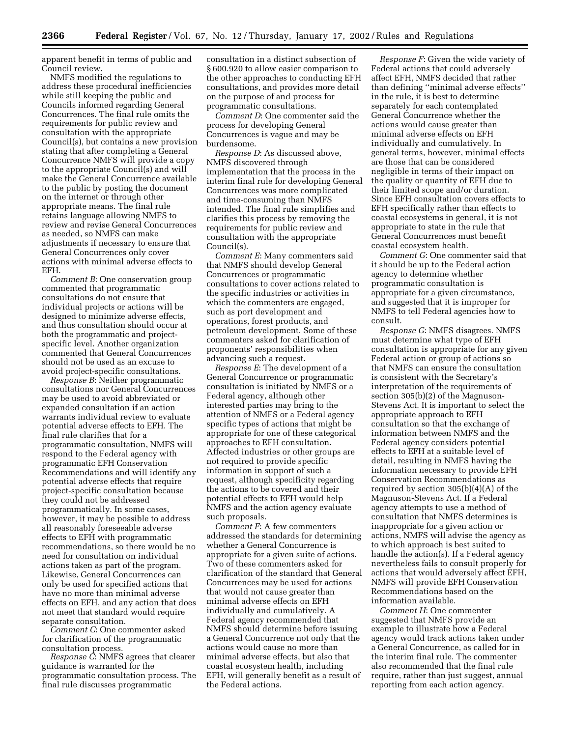apparent benefit in terms of public and Council review.

NMFS modified the regulations to address these procedural inefficiencies while still keeping the public and Councils informed regarding General Concurrences. The final rule omits the requirements for public review and consultation with the appropriate Council(s), but contains a new provision stating that after completing a General Concurrence NMFS will provide a copy to the appropriate Council(s) and will make the General Concurrence available to the public by posting the document on the internet or through other appropriate means. The final rule retains language allowing NMFS to review and revise General Concurrences as needed, so NMFS can make adjustments if necessary to ensure that General Concurrences only cover actions with minimal adverse effects to EFH.

*Comment B*: One conservation group commented that programmatic consultations do not ensure that individual projects or actions will be designed to minimize adverse effects, and thus consultation should occur at both the programmatic and project-specific level. Another organization commented that General Concurrences should not be used as an excuse to avoid project-specific consultations.

*Response B*: Neither programmatic consultations nor General Concurrences may be used to avoid abbreviated or expanded consultation if an action warrants individual review to evaluate potential adverse effects to EFH. The final rule clarifies that for a programmatic consultation, NMFS will respond to the Federal agency with programmatic EFH Conservation Recommendations and will identify any potential adverse effects that require project-specific consultation because they could not be addressed programmatically. In some cases, however, it may be possible to address all reasonably foreseeable adverse effects to EFH with programmatic recommendations, so there would be no need for consultation on individual actions taken as part of the program. Likewise, General Concurrences can only be used for specified actions that have no more than minimal adverse effects on EFH, and any action that does not meet that standard would require separate consultation.

*Comment C*: One commenter asked for clarification of the programmatic consultation process.

*Response C*: NMFS agrees that clearer guidance is warranted for the programmatic consultation process. The final rule discusses programmatic consultation in a distinct subsection of § 600.920 to allow easier comparison to the other approaches to conducting EFH consultations, and provides more detail on the purpose of and process for programmatic consultations.

*Comment D*: One commenter said the process for developing General Concurrences is vague and may be burdensome.

*Response D*: As discussed above, NMFS discovered through implementation that the process in the interim final rule for developing General Concurrences was more complicated and time-consuming than NMFS intended. The final rule simplifies and clarifies this process by removing the requirements for public review and consultation with the appropriate Council(s).

*Comment E*: Many commenters said that NMFS should develop General Concurrences or programmatic consultations to cover actions related to the specific industries or activities in which the commenters are engaged, such as port development and operations, forest products, and petroleum development. Some of these commenters asked for clarification of proponents' responsibilities when advancing such a request.

*Response E*: The development of a General Concurrence or programmatic consultation is initiated by NMFS or a Federal agency, although other interested parties may bring to the attention of NMFS or a Federal agency specific types of actions that might be appropriate for one of these categorical approaches to EFH consultation. Affected industries or other groups are not required to provide specific information in support of such a request, although specificity regarding the actions to be covered and their potential effects to EFH would help NMFS and the action agency evaluate such proposals.

*Comment F*: A few commenters addressed the standards for determining whether a General Concurrence is appropriate for a given suite of actions. Two of these commenters asked for clarification of the standard that General Concurrences may be used for actions that would not cause greater than minimal adverse effects on EFH individually and cumulatively. A Federal agency recommended that NMFS should determine before issuing a General Concurrence not only that the actions would cause no more than minimal adverse effects, but also that coastal ecosystem health, including EFH, will generally benefit as a result of the Federal actions.

*Response F*: Given the wide variety of Federal actions that could adversely affect EFH, NMFS decided that rather than defining "minimal adverse effects" in the rule, it is best to determine separately for each contemplated General Concurrence whether the actions would cause greater than minimal adverse effects on EFH individually and cumulatively. In general terms, however, minimal effects are those that can be considered negligible in terms of their impact on the quality or quantity of EFH due to their limited scope and/or duration. Since EFH consultation covers effects to EFH specifically rather than effects to coastal ecosystems in general, it is not appropriate to state in the rule that General Concurrences must benefit coastal ecosystem health.

*Comment G*: One commenter said that it should be up to the Federal action agency to determine whether programmatic consultation is appropriate for a given circumstance, and suggested that it is improper for NMFS to tell Federal agencies how to consult.

*Response G*: NMFS disagrees. NMFS must determine what type of EFH consultation is appropriate for any given Federal action or group of actions so that NMFS can ensure the consultation is consistent with the Secretary's interpretation of the requirements of section 305(b)(2) of the Magnuson-Stevens Act. It is important to select the appropriate approach to EFH consultation so that the exchange of information between NMFS and the Federal agency considers potential effects to EFH at a suitable level of detail, resulting in NMFS having the information necessary to provide EFH Conservation Recommendations as required by section 305(b)(4)(A) of the Magnuson-Stevens Act. If a Federal agency attempts to use a method of consultation that NMFS determines is inappropriate for a given action or actions, NMFS will advise the agency as to which approach is best suited to handle the action(s). If a Federal agency nevertheless fails to consult properly for actions that would adversely affect EFH, NMFS will provide EFH Conservation Recommendations based on the information available.

*Comment H*: One commenter suggested that NMFS provide an example to illustrate how a Federal agency would track actions taken under a General Concurrence, as called for in the interim final rule. The commenter also recommended that the final rule require, rather than just suggest, annual reporting from each action agency.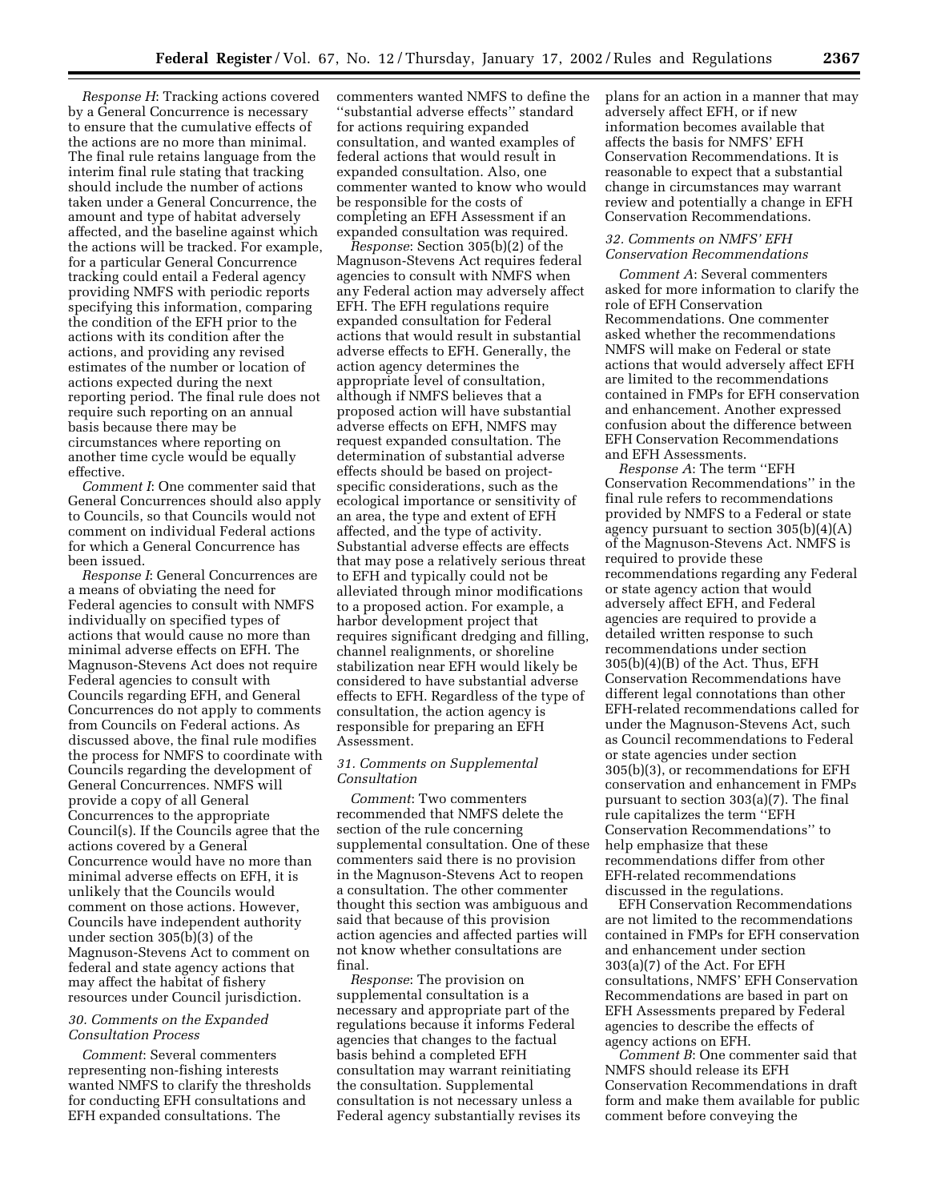*Response H*: Tracking actions covered by a General Concurrence is necessary to ensure that the cumulative effects of the actions are no more than minimal. The final rule retains language from the interim final rule stating that tracking should include the number of actions taken under a General Concurrence, the amount and type of habitat adversely affected, and the baseline against which the actions will be tracked. For example, for a particular General Concurrence tracking could entail a Federal agency providing NMFS with periodic reports specifying this information, comparing the condition of the EFH prior to the actions with its condition after the actions, and providing any revised estimates of the number or location of actions expected during the next reporting period. The final rule does not require such reporting on an annual basis because there may be circumstances where reporting on another time cycle would be equally effective.

*Comment I*: One commenter said that General Concurrences should also apply to Councils, so that Councils would not comment on individual Federal actions for which a General Concurrence has been issued.

*Response I*: General Concurrences are a means of obviating the need for Federal agencies to consult with NMFS individually on specified types of actions that would cause no more than minimal adverse effects on EFH. The Magnuson-Stevens Act does not require Federal agencies to consult with Councils regarding EFH, and General Concurrences do not apply to comments from Councils on Federal actions. As discussed above, the final rule modifies the process for NMFS to coordinate with Councils regarding the development of General Concurrences. NMFS will provide a copy of all General Concurrences to the appropriate Council(s). If the Councils agree that the actions covered by a General Concurrence would have no more than minimal adverse effects on EFH, it is unlikely that the Councils would comment on those actions. However, Councils have independent authority under section 305(b)(3) of the Magnuson-Stevens Act to comment on federal and state agency actions that may affect the habitat of fishery resources under Council jurisdiction.

### *30. Comments on the Expanded Consultation Process*

*Comment*: Several commenters representing non-fishing interests wanted NMFS to clarify the thresholds for conducting EFH consultations and EFH expanded consultations. The commenters wanted NMFS to define the ''substantial adverse effects'' standard for actions requiring expanded consultation, and wanted examples of federal actions that would result in expanded consultation. Also, one commenter wanted to know who would be responsible for the costs of completing an EFH Assessment if an expanded consultation was required.

*Response*: Section 305(b)(2) of the Magnuson-Stevens Act requires federal agencies to consult with NMFS when any Federal action may adversely affect EFH. The EFH regulations require expanded consultation for Federal actions that would result in substantial adverse effects to EFH. Generally, the action agency determines the appropriate level of consultation, although if NMFS believes that a proposed action will have substantial adverse effects on EFH, NMFS may request expanded consultation. The determination of substantial adverse effects should be based on project-specific considerations, such as the ecological importance or sensitivity of an area, the type and extent of EFH affected, and the type of activity. Substantial adverse effects are effects that may pose a relatively serious threat to EFH and typically could not be alleviated through minor modifications to a proposed action. For example, a harbor development project that requires significant dredging and filling, channel realignments, or shoreline stabilization near EFH would likely be considered to have substantial adverse effects to EFH. Regardless of the type of consultation, the action agency is responsible for preparing an EFH Assessment.

### *31. Comments on Supplemental Consultation*

*Comment*: Two commenters recommended that NMFS delete the section of the rule concerning supplemental consultation. One of these commenters said there is no provision in the Magnuson-Stevens Act to reopen a consultation. The other commenter thought this section was ambiguous and said that because of this provision action agencies and affected parties will not know whether consultations are final.

*Response*: The provision on supplemental consultation is a necessary and appropriate part of the regulations because it informs Federal agencies that changes to the factual basis behind a completed EFH consultation may warrant reinitiating the consultation. Supplemental consultation is not necessary unless a Federal agency substantially revises its plans for an action in a manner that may adversely affect EFH, or if new information becomes available that affects the basis for NMFS' EFH Conservation Recommendations. It is reasonable to expect that a substantial change in circumstances may warrant review and potentially a change in EFH Conservation Recommendations.

### *32. Comments on NMFS' EFH Conservation Recommendations*

*Comment A*: Several commenters asked for more information to clarify the role of EFH Conservation Recommendations. One commenter asked whether the recommendations NMFS will make on Federal or state actions that would adversely affect EFH are limited to the recommendations contained in FMPs for EFH conservation and enhancement. Another expressed confusion about the difference between EFH Conservation Recommendations and EFH Assessments.

*Response A*: The term ''EFH Conservation Recommendations'' in the final rule refers to recommendations provided by NMFS to a Federal or state agency pursuant to section 305(b)(4)(A) of the Magnuson-Stevens Act. NMFS is required to provide these recommendations regarding any Federal or state agency action that would adversely affect EFH, and Federal agencies are required to provide a detailed written response to such recommendations under section 305(b)(4)(B) of the Act. Thus, EFH Conservation Recommendations have different legal connotations than other EFH-related recommendations called for under the Magnuson-Stevens Act, such as Council recommendations to Federal or state agencies under section 305(b)(3), or recommendations for EFH conservation and enhancement in FMPs pursuant to section 303(a)(7). The final rule capitalizes the term ''EFH Conservation Recommendations'' to help emphasize that these recommendations differ from other EFH-related recommendations discussed in the regulations.

EFH Conservation Recommendations are not limited to the recommendations contained in FMPs for EFH conservation and enhancement under section 303(a)(7) of the Act. For EFH consultations, NMFS' EFH Conservation Recommendations are based in part on EFH Assessments prepared by Federal agencies to describe the effects of agency actions on EFH.

*Comment B*: One commenter said that NMFS should release its EFH Conservation Recommendations in draft form and make them available for public comment before conveying the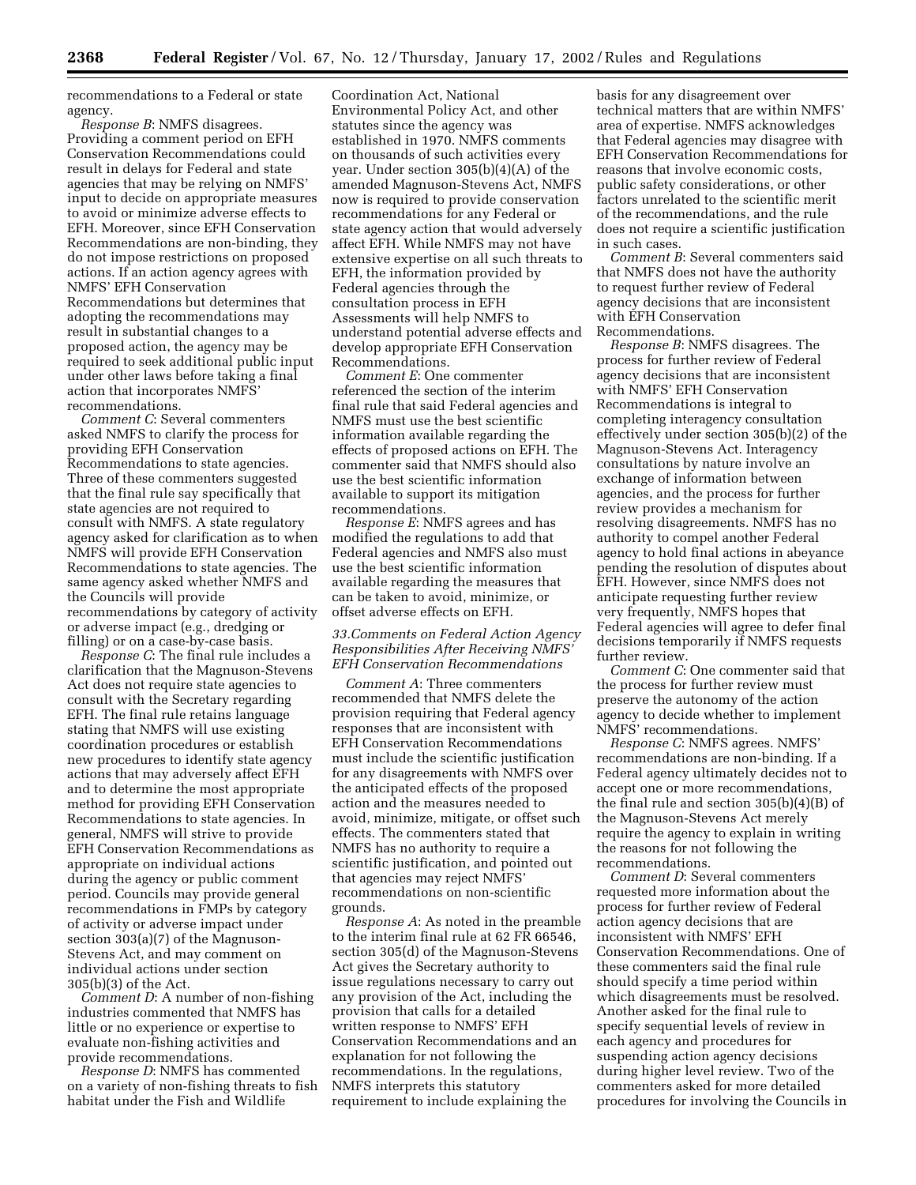recommendations to a Federal or state agency.

*Response B*: NMFS disagrees. Providing a comment period on EFH Conservation Recommendations could result in delays for Federal and state agencies that may be relying on NMFS' input to decide on appropriate measures to avoid or minimize adverse effects to EFH. Moreover, since EFH Conservation Recommendations are non-binding, they do not impose restrictions on proposed actions. If an action agency agrees with NMFS' EFH Conservation Recommendations but determines that adopting the recommendations may result in substantial changes to a proposed action, the agency may be required to seek additional public input under other laws before taking a final action that incorporates NMFS' recommendations.

*Comment C*: Several commenters asked NMFS to clarify the process for providing EFH Conservation Recommendations to state agencies. Three of these commenters suggested that the final rule say specifically that state agencies are not required to consult with NMFS. A state regulatory agency asked for clarification as to when NMFS will provide EFH Conservation Recommendations to state agencies. The same agency asked whether NMFS and the Councils will provide recommendations by category of activity or adverse impact (e.g., dredging or filling) or on a case-by-case basis.

*Response C*: The final rule includes a clarification that the Magnuson-Stevens Act does not require state agencies to consult with the Secretary regarding EFH. The final rule retains language stating that NMFS will use existing coordination procedures or establish new procedures to identify state agency actions that may adversely affect EFH and to determine the most appropriate method for providing EFH Conservation Recommendations to state agencies. In general, NMFS will strive to provide EFH Conservation Recommendations as appropriate on individual actions during the agency or public comment period. Councils may provide general recommendations in FMPs by category of activity or adverse impact under section 303(a)(7) of the Magnuson-Stevens Act, and may comment on individual actions under section 305(b)(3) of the Act.

*Comment D*: A number of non-fishing industries commented that NMFS has little or no experience or expertise to evaluate non-fishing activities and provide recommendations.

*Response D*: NMFS has commented on a variety of non-fishing threats to fish habitat under the Fish and Wildlife Coordination Act, National Environmental Policy Act, and other statutes since the agency was established in 1970. NMFS comments on thousands of such activities every year. Under section 305(b)(4)(A) of the amended Magnuson-Stevens Act, NMFS now is required to provide conservation recommendations for any Federal or state agency action that would adversely affect EFH. While NMFS may not have extensive expertise on all such threats to EFH, the information provided by Federal agencies through the consultation process in EFH Assessments will help NMFS to understand potential adverse effects and develop appropriate EFH Conservation Recommendations.

*Comment E*: One commenter referenced the section of the interim final rule that said Federal agencies and NMFS must use the best scientific information available regarding the effects of proposed actions on EFH. The commenter said that NMFS should also use the best scientific information available to support its mitigation recommendations.

*Response E*: NMFS agrees and has modified the regulations to add that Federal agencies and NMFS also must use the best scientific information available regarding the measures that can be taken to avoid, minimize, or offset adverse effects on EFH.

*33.Comments on Federal Action Agency Responsibilities After Receiving NMFS' EFH Conservation Recommendations*

*Comment A*: Three commenters recommended that NMFS delete the provision requiring that Federal agency responses that are inconsistent with EFH Conservation Recommendations must include the scientific justification for any disagreements with NMFS over the anticipated effects of the proposed action and the measures needed to avoid, minimize, mitigate, or offset such effects. The commenters stated that NMFS has no authority to require a scientific justification, and pointed out that agencies may reject NMFS' recommendations on non-scientific grounds.

*Response A*: As noted in the preamble to the interim final rule at 62 FR 66546, section 305(d) of the Magnuson-Stevens Act gives the Secretary authority to issue regulations necessary to carry out any provision of the Act, including the provision that calls for a detailed written response to NMFS' EFH Conservation Recommendations and an explanation for not following the recommendations. In the regulations, NMFS interprets this statutory requirement to include explaining the basis for any disagreement over technical matters that are within NMFS' area of expertise. NMFS acknowledges that Federal agencies may disagree with EFH Conservation Recommendations for reasons that involve economic costs, public safety considerations, or other factors unrelated to the scientific merit of the recommendations, and the rule does not require a scientific justification in such cases.

*Comment B*: Several commenters said that NMFS does not have the authority to request further review of Federal agency decisions that are inconsistent with EFH Conservation Recommendations.

*Response B*: NMFS disagrees. The process for further review of Federal agency decisions that are inconsistent with NMFS' EFH Conservation Recommendations is integral to completing interagency consultation effectively under section 305(b)(2) of the Magnuson-Stevens Act. Interagency consultations by nature involve an exchange of information between agencies, and the process for further review provides a mechanism for resolving disagreements. NMFS has no authority to compel another Federal agency to hold final actions in abeyance pending the resolution of disputes about EFH. However, since NMFS does not anticipate requesting further review very frequently, NMFS hopes that Federal agencies will agree to defer final decisions temporarily if NMFS requests further review.

*Comment C*: One commenter said that the process for further review must preserve the autonomy of the action agency to decide whether to implement NMFS' recommendations.

*Response C*: NMFS agrees. NMFS' recommendations are non-binding. If a Federal agency ultimately decides not to accept one or more recommendations, the final rule and section 305(b)(4)(B) of the Magnuson-Stevens Act merely require the agency to explain in writing the reasons for not following the recommendations.

*Comment D*: Several commenters requested more information about the process for further review of Federal action agency decisions that are inconsistent with NMFS' EFH Conservation Recommendations. One of these commenters said the final rule should specify a time period within which disagreements must be resolved. Another asked for the final rule to specify sequential levels of review in each agency and procedures for suspending action agency decisions during higher level review. Two of the commenters asked for more detailed procedures for involving the Councils in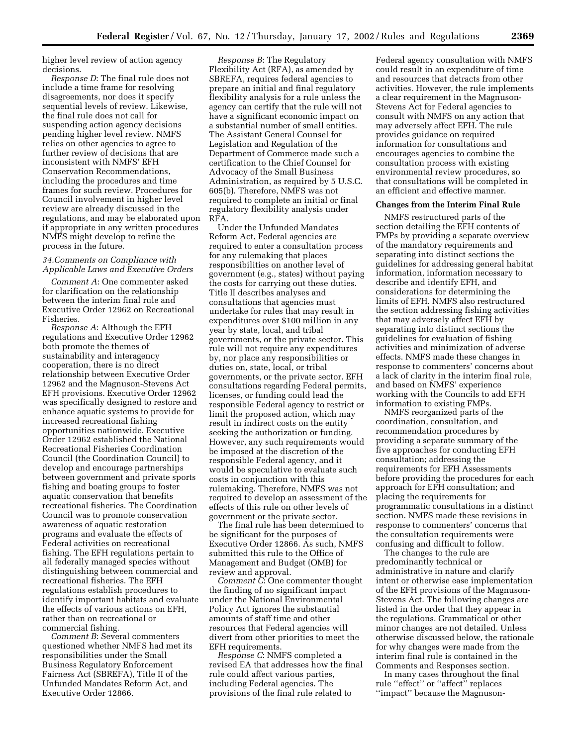higher level review of action agency decisions.

*Response D*: The final rule does not include a time frame for resolving disagreements, nor does it specify sequential levels of review. Likewise, the final rule does not call for suspending action agency decisions pending higher level review. NMFS relies on other agencies to agree to further review of decisions that are inconsistent with NMFS' EFH Conservation Recommendations, including the procedures and time frames for such review. Procedures for Council involvement in higher level review are already discussed in the regulations, and may be elaborated upon if appropriate in any written procedures NMFS might develop to refine the process in the future.

### *34.Comments on Compliance with Applicable Laws and Executive Orders*

*Comment A*: One commenter asked for clarification on the relationship between the interim final rule and Executive Order 12962 on Recreational Fisheries.

*Response A*: Although the EFH regulations and Executive Order 12962 both promote the themes of sustainability and interagency cooperation, there is no direct relationship between Executive Order 12962 and the Magnuson-Stevens Act EFH provisions. Executive Order 12962 was specifically designed to restore and enhance aquatic systems to provide for increased recreational fishing opportunities nationwide. Executive Order 12962 established the National Recreational Fisheries Coordination Council (the Coordination Council) to develop and encourage partnerships between government and private sports fishing and boating groups to foster aquatic conservation that benefits recreational fisheries. The Coordination Council was to promote conservation awareness of aquatic restoration programs and evaluate the effects of Federal activities on recreational fishing. The EFH regulations pertain to all federally managed species without distinguishing between commercial and recreational fisheries. The EFH regulations establish procedures to identify important habitats and evaluate the effects of various actions on EFH, rather than on recreational or commercial fishing.

*Comment B*: Several commenters questioned whether NMFS had met its responsibilities under the Small Business Regulatory Enforcement Fairness Act (SBREFA), Title II of the Unfunded Mandates Reform Act, and Executive Order 12866.

*Response B*: The Regulatory Flexibility Act (RFA), as amended by SBREFA, requires federal agencies to prepare an initial and final regulatory flexibility analysis for a rule unless the agency can certify that the rule will not have a significant economic impact on a substantial number of small entities. The Assistant General Counsel for Legislation and Regulation of the Department of Commerce made such a certification to the Chief Counsel for Advocacy of the Small Business Administration, as required by 5 U.S.C. 605(b). Therefore, NMFS was not required to complete an initial or final regulatory flexibility analysis under RFA.

Under the Unfunded Mandates Reform Act, Federal agencies are required to enter a consultation process for any rulemaking that places responsibilities on another level of government (e.g., states) without paying the costs for carrying out these duties. Title II describes analyses and consultations that agencies must undertake for rules that may result in expenditures over $100 million in any year by state, local, and tribal governments, or the private sector. This rule will not require any expenditures by, nor place any responsibilities or duties on, state, local, or tribal governments, or the private sector. EFH consultations regarding Federal permits, licenses, or funding could lead the responsible Federal agency to restrict or limit the proposed action, which may result in indirect costs on the entity seeking the authorization or funding. However, any such requirements would be imposed at the discretion of the responsible Federal agency, and it would be speculative to evaluate such costs in conjunction with this rulemaking. Therefore, NMFS was not required to develop an assessment of the effects of this rule on other levels of government or the private sector.

The final rule has been determined to be significant for the purposes of Executive Order 12866. As such, NMFS submitted this rule to the Office of Management and Budget (OMB) for review and approval.

*Comment C*: One commenter thought the finding of no significant impact under the National Environmental Policy Act ignores the substantial amounts of staff time and other resources that Federal agencies will divert from other priorities to meet the EFH requirements.

*Response C*: NMFS completed a revised EA that addresses how the final rule could affect various parties, including Federal agencies. The provisions of the final rule related to Federal agency consultation with NMFS could result in an expenditure of time and resources that detracts from other activities. However, the rule implements a clear requirement in the Magnuson-Stevens Act for Federal agencies to consult with NMFS on any action that may adversely affect EFH. The rule provides guidance on required information for consultations and encourages agencies to combine the consultation process with existing environmental review procedures, so that consultations will be completed in an efficient and effective manner.

## Changes from the Interim Final Rule

NMFS restructured parts of the section detailing the EFH contents of FMPs by providing a separate overview of the mandatory requirements and separating into distinct sections the guidelines for addressing general habitat information, information necessary to describe and identify EFH, and considerations for determining the limits of EFH. NMFS also restructured the section addressing fishing activities that may adversely affect EFH by separating into distinct sections the guidelines for evaluation of fishing activities and minimization of adverse effects. NMFS made these changes in response to commenters' concerns about a lack of clarity in the interim final rule, and based on NMFS' experience working with the Councils to add EFH information to existing FMPs.

NMFS reorganized parts of the coordination, consultation, and recommendation procedures by providing a separate summary of the five approaches for conducting EFH consultation; addressing the requirements for EFH Assessments before providing the procedures for each approach for EFH consultation; and placing the requirements for programmatic consultations in a distinct section. NMFS made these revisions in response to commenters' concerns that the consultation requirements were confusing and difficult to follow.

The changes to the rule are predominantly technical or administrative in nature and clarify intent or otherwise ease implementation of the EFH provisions of the Magnuson-Stevens Act. The following changes are listed in the order that they appear in the regulations. Grammatical or other minor changes are not detailed. Unless otherwise discussed below, the rationale for why changes were made from the interim final rule is contained in the Comments and Responses section.

In many cases throughout the final rule ''effect'' or ''affect'' replaces ''impact'' because the Magnuson-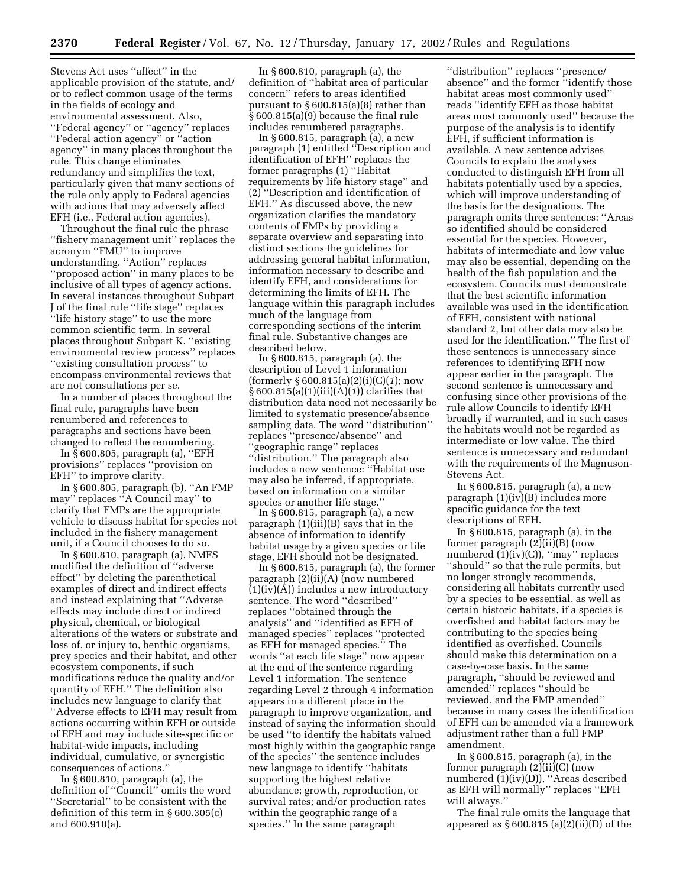Stevens Act uses ''affect'' in the applicable provision of the statute, and/or to reflect common usage of the terms in the fields of ecology and environmental assessment. Also, ''Federal agency'' or ''agency'' replaces ''Federal action agency'' or ''action agency'' in many places throughout the rule. This change eliminates redundancy and simplifies the text, particularly given that many sections of the rule only apply to Federal agencies with actions that may adversely affect EFH (i.e., Federal action agencies).

Throughout the final rule the phrase ''fishery management unit'' replaces the acronym ''FMU'' to improve understanding. ''Action'' replaces ''proposed action'' in many places to be inclusive of all types of agency actions. In several instances throughout Subpart J of the final rule ''life stage'' replaces ''life history stage'' to use the more common scientific term. In several places throughout Subpart K, ''existing environmental review process'' replaces ''existing consultation process'' to encompass environmental reviews that are not consultations per se.

In a number of places throughout the final rule, paragraphs have been renumbered and references to paragraphs and sections have been changed to reflect the renumbering.

In § 600.805, paragraph (a), ''EFH provisions'' replaces ''provision on EFH'' to improve clarity.

In § 600.805, paragraph (b), ''An FMP may'' replaces ''A Council may'' to clarify that FMPs are the appropriate vehicle to discuss habitat for species not included in the fishery management unit, if a Council chooses to do so.

In § 600.810, paragraph (a), NMFS modified the definition of ''adverse effect'' by deleting the parenthetical examples of direct and indirect effects and instead explaining that ''Adverse effects may include direct or indirect physical, chemical, or biological alterations of the waters or substrate and loss of, or injury to, benthic organisms, prey species and their habitat, and other ecosystem components, if such modifications reduce the quality and/or quantity of EFH.'' The definition also includes new language to clarify that ''Adverse effects to EFH may result from actions occurring within EFH or outside of EFH and may include site-specific or habitat-wide impacts, including individual, cumulative, or synergistic consequences of actions.''

In § 600.810, paragraph (a), the definition of ''Council'' omits the word ''Secretarial'' to be consistent with the definition of this term in § 600.305(c) and 600.910(a).

In § 600.810, paragraph (a), the definition of ''habitat area of particular concern'' refers to areas identified pursuant to § 600.815(a)(8) rather than § 600.815(a)(9) because the final rule includes renumbered paragraphs.

In § 600.815, paragraph (a), a new paragraph (1) entitled ''Description and identification of EFH'' replaces the former paragraphs (1) ''Habitat requirements by life history stage'' and (2) ''Description and identification of EFH.'' As discussed above, the new organization clarifies the mandatory contents of FMPs by providing a separate overview and separating into distinct sections the guidelines for addressing general habitat information, information necessary to describe and identify EFH, and considerations for determining the limits of EFH. The language within this paragraph includes much of the language from corresponding sections of the interim final rule. Substantive changes are described below.

In § 600.815, paragraph (a), the description of Level 1 information (formerly § 600.815(a)(2)(i)(C)(*1*); now § 600.815(a)(1)(iii)(A)(*1*)) clarifies that distribution data need not necessarily be limited to systematic presence/absence sampling data. The word ''distribution'' replaces ''presence/absence'' and ''geographic range'' replaces ''distribution.'' The paragraph also includes a new sentence: ''Habitat use may also be inferred, if appropriate, based on information on a similar species or another life stage.''

In § 600.815, paragraph (a), a new paragraph (1)(iii)(B) says that in the absence of information to identify habitat usage by a given species or life stage, EFH should not be designated.

In § 600.815, paragraph (a), the former paragraph (2)(ii)(A) (now numbered (1)(iv)(A)) includes a new introductory sentence. The word ''described'' replaces ''obtained through the analysis'' and ''identified as EFH of managed species'' replaces ''protected as EFH for managed species.'' The words ''at each life stage'' now appear at the end of the sentence regarding Level 1 information. The sentence regarding Level 2 through 4 information appears in a different place in the paragraph to improve organization, and instead of saying the information should be used ''to identify the habitats valued most highly within the geographic range of the species'' the sentence includes new language to identify ''habitats supporting the highest relative abundance; growth, reproduction, or survival rates; and/or production rates within the geographic range of a species.'' In the same paragraph ''distribution'' replaces ''presence/absence'' and the former ''identify those habitat areas most commonly used'' reads ''identify EFH as those habitat areas most commonly used'' because the purpose of the analysis is to identify EFH, if sufficient information is available. A new sentence advises Councils to explain the analyses conducted to distinguish EFH from all habitats potentially used by a species, which will improve understanding of the basis for the designations. The paragraph omits three sentences: ''Areas so identified should be considered essential for the species. However, habitats of intermediate and low value may also be essential, depending on the health of the fish population and the ecosystem. Councils must demonstrate that the best scientific information available was used in the identification of EFH, consistent with national standard 2, but other data may also be used for the identification.'' The first of these sentences is unnecessary since references to identifying EFH now appear earlier in the paragraph. The second sentence is unnecessary and confusing since other provisions of the rule allow Councils to identify EFH broadly if warranted, and in such cases the habitats would not be regarded as intermediate or low value. The third sentence is unnecessary and redundant with the requirements of the Magnuson-Stevens Act.

In § 600.815, paragraph (a), a new paragraph (1)(iv)(B) includes more specific guidance for the text descriptions of EFH.

In § 600.815, paragraph (a), in the former paragraph (2)(ii)(B) (now numbered (1)(iv)(C)), ''may'' replaces ''should'' so that the rule permits, but no longer strongly recommends, considering all habitats currently used by a species to be essential, as well as certain historic habitats, if a species is overfished and habitat factors may be contributing to the species being identified as overfished. Councils should make this determination on a case-by-case basis. In the same paragraph, ''should be reviewed and amended'' replaces ''should be reviewed, and the FMP amended'' because in many cases the identification of EFH can be amended via a framework adjustment rather than a full FMP amendment.

In § 600.815, paragraph (a), in the former paragraph (2)(ii)(C) (now numbered (1)(iv)(D)), ''Areas described as EFH will normally'' replaces ''EFH will always.''

The final rule omits the language that appeared as § 600.815 (a)(2)(ii)(D) of the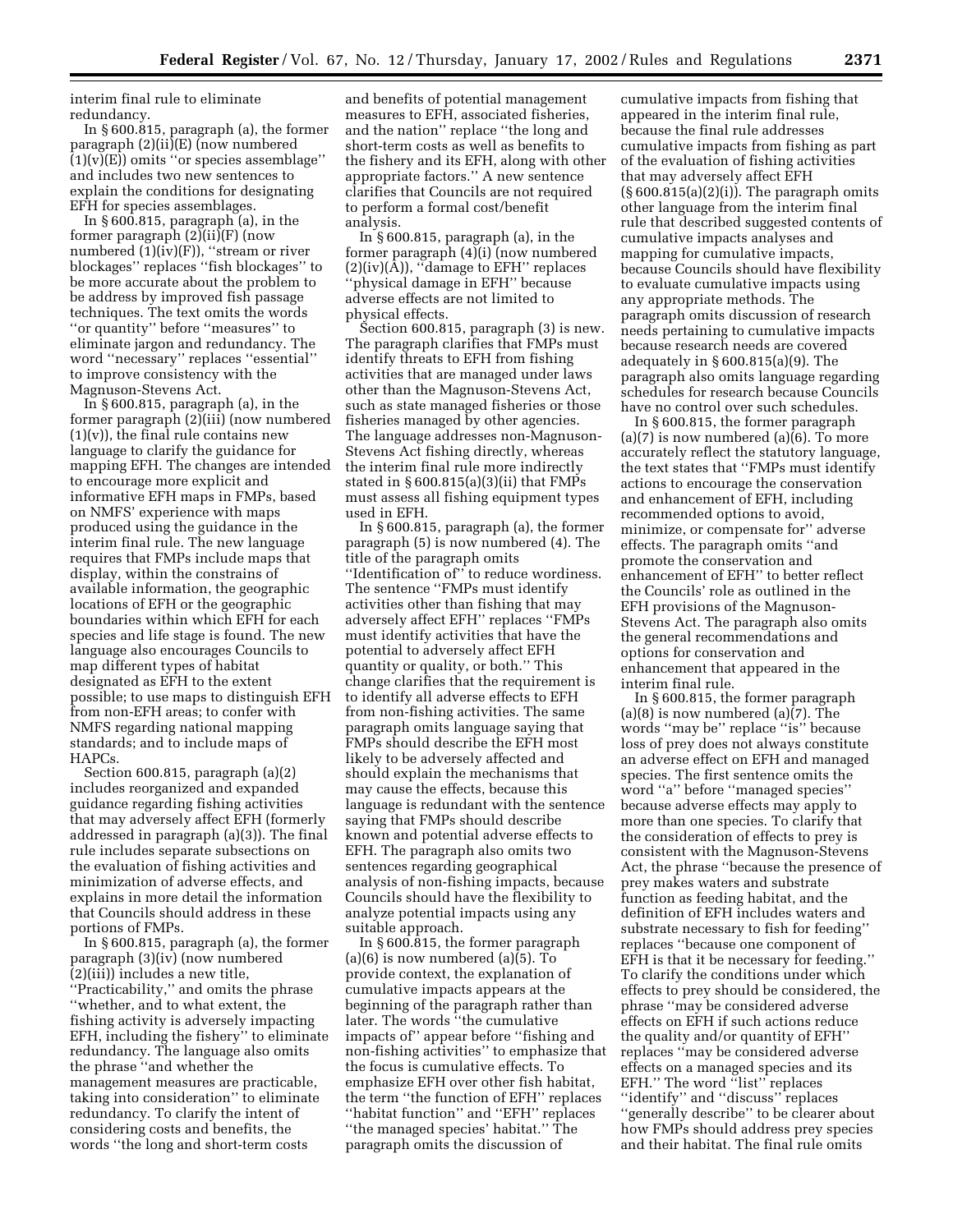interim final rule to eliminate redundancy.

In § 600.815, paragraph (a), the former paragraph (2)(ii)(E) (now numbered (1)(v)(E)) omits ''or species assemblage'' and includes two new sentences to explain the conditions for designating EFH for species assemblages.

In § 600.815, paragraph (a), in the former paragraph (2)(ii)(F) (now numbered (1)(iv)(F)), ''stream or river blockages'' replaces ''fish blockages'' to be more accurate about the problem to be address by improved fish passage techniques. The text omits the words ''or quantity'' before ''measures'' to eliminate jargon and redundancy. The word ''necessary'' replaces ''essential'' to improve consistency with the Magnuson-Stevens Act.

In § 600.815, paragraph (a), in the former paragraph (2)(iii) (now numbered (1)(v)), the final rule contains new language to clarify the guidance for mapping EFH. The changes are intended to encourage more explicit and informative EFH maps in FMPs, based on NMFS' experience with maps produced using the guidance in the interim final rule. The new language requires that FMPs include maps that display, within the constrains of available information, the geographic locations of EFH or the geographic boundaries within which EFH for each species and life stage is found. The new language also encourages Councils to map different types of habitat designated as EFH to the extent possible; to use maps to distinguish EFH from non-EFH areas; to confer with NMFS regarding national mapping standards; and to include maps of HAPCs.

Section 600.815, paragraph (a)(2) includes reorganized and expanded guidance regarding fishing activities that may adversely affect EFH (formerly addressed in paragraph (a)(3)). The final rule includes separate subsections on the evaluation of fishing activities and minimization of adverse effects, and explains in more detail the information that Councils should address in these portions of FMPs.

In § 600.815, paragraph (a), the former paragraph (3)(iv) (now numbered (2)(iii)) includes a new title, ''Practicability,'' and omits the phrase ''whether, and to what extent, the fishing activity is adversely impacting EFH, including the fishery'' to eliminate redundancy. The language also omits the phrase ''and whether the management measures are practicable, taking into consideration'' to eliminate redundancy. To clarify the intent of considering costs and benefits, the words ''the long and short-term costs and benefits of potential management measures to EFH, associated fisheries, and the nation'' replace ''the long and short-term costs as well as benefits to the fishery and its EFH, along with other appropriate factors.'' A new sentence clarifies that Councils are not required to perform a formal cost/benefit analysis.

In § 600.815, paragraph (a), in the former paragraph (4)(i) (now numbered (2)(iv)(A)), ''damage to EFH'' replaces ''physical damage in EFH'' because adverse effects are not limited to physical effects.

Section 600.815, paragraph (3) is new. The paragraph clarifies that FMPs must identify threats to EFH from fishing activities that are managed under laws other than the Magnuson-Stevens Act, such as state managed fisheries or those fisheries managed by other agencies. The language addresses non-Magnuson-Stevens Act fishing directly, whereas the interim final rule more indirectly stated in § 600.815(a)(3)(ii) that FMPs must assess all fishing equipment types used in EFH.

In § 600.815, paragraph (a), the former paragraph (5) is now numbered (4). The title of the paragraph omits ''Identification of'' to reduce wordiness. The sentence ''FMPs must identify activities other than fishing that may adversely affect EFH'' replaces ''FMPs must identify activities that have the potential to adversely affect EFH quantity or quality, or both.'' This change clarifies that the requirement is to identify all adverse effects to EFH from non-fishing activities. The same paragraph omits language saying that FMPs should describe the EFH most likely to be adversely affected and should explain the mechanisms that may cause the effects, because this language is redundant with the sentence saying that FMPs should describe known and potential adverse effects to EFH. The paragraph also omits two sentences regarding geographical analysis of non-fishing impacts, because Councils should have the flexibility to analyze potential impacts using any suitable approach.

In § 600.815, the former paragraph (a)(6) is now numbered (a)(5). To provide context, the explanation of cumulative impacts appears at the beginning of the paragraph rather than later. The words ''the cumulative impacts of'' appear before ''fishing and non-fishing activities'' to emphasize that the focus is cumulative effects. To emphasize EFH over other fish habitat, the term ''the function of EFH'' replaces ''habitat function'' and ''EFH'' replaces ''the managed species' habitat.'' The paragraph omits the discussion of cumulative impacts from fishing that appeared in the interim final rule, because the final rule addresses cumulative impacts from fishing as part of the evaluation of fishing activities that may adversely affect EFH (§ 600.815(a)(2)(i)). The paragraph omits other language from the interim final rule that described suggested contents of cumulative impacts analyses and mapping for cumulative impacts, because Councils should have flexibility to evaluate cumulative impacts using any appropriate methods. The paragraph omits discussion of research needs pertaining to cumulative impacts because research needs are covered adequately in § 600.815(a)(9). The paragraph also omits language regarding schedules for research because Councils have no control over such schedules.

In § 600.815, the former paragraph (a)(7) is now numbered (a)(6). To more accurately reflect the statutory language, the text states that ''FMPs must identify actions to encourage the conservation and enhancement of EFH, including recommended options to avoid, minimize, or compensate for'' adverse effects. The paragraph omits ''and promote the conservation and enhancement of EFH'' to better reflect the Councils' role as outlined in the EFH provisions of the Magnuson-Stevens Act. The paragraph also omits the general recommendations and options for conservation and enhancement that appeared in the interim final rule.

In § 600.815, the former paragraph (a)(8) is now numbered (a)(7). The words ''may be'' replace ''is'' because loss of prey does not always constitute an adverse effect on EFH and managed species. The first sentence omits the word ''a'' before ''managed species'' because adverse effects may apply to more than one species. To clarify that the consideration of effects to prey is consistent with the Magnuson-Stevens Act, the phrase ''because the presence of prey makes waters and substrate function as feeding habitat, and the definition of EFH includes waters and substrate necessary to fish for feeding'' replaces ''because one component of EFH is that it be necessary for feeding.'' To clarify the conditions under which effects to prey should be considered, the phrase ''may be considered adverse effects on EFH if such actions reduce the quality and/or quantity of EFH'' replaces ''may be considered adverse effects on a managed species and its EFH.'' The word ''list'' replaces ''identify'' and ''discuss'' replaces ''generally describe'' to be clearer about how FMPs should address prey species and their habitat. The final rule omits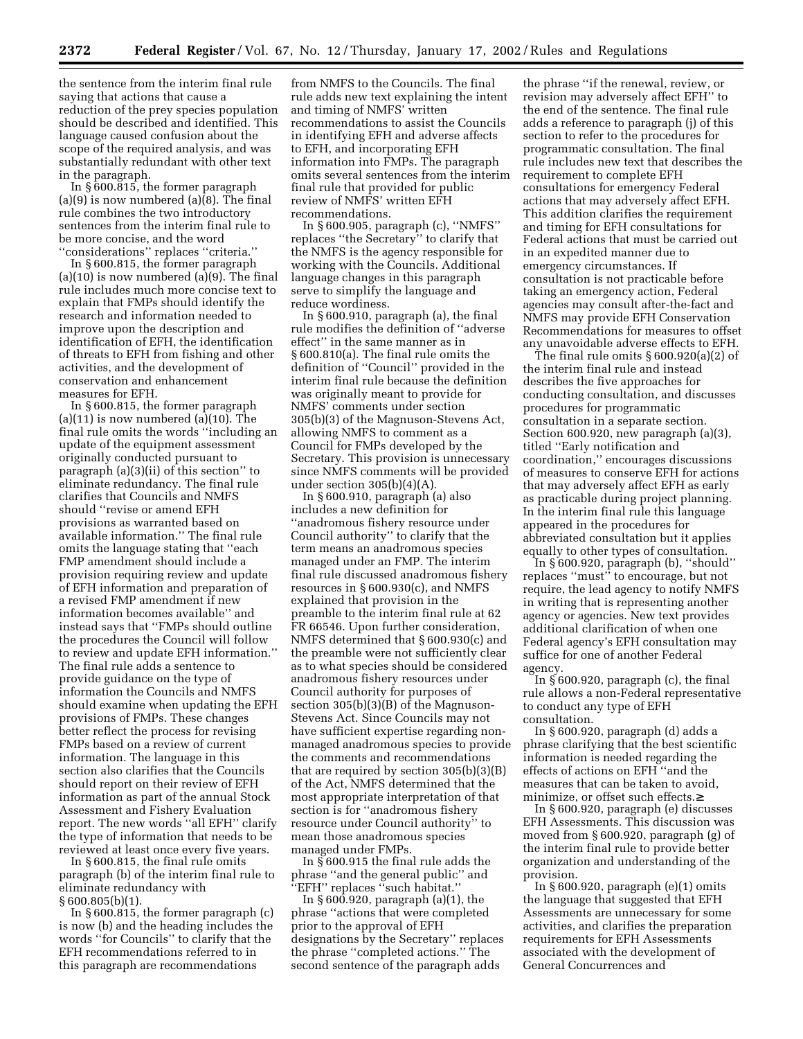the sentence from the interim final rule saying that actions that cause a reduction of the prey species population should be described and identified. This language caused confusion about the scope of the required analysis, and was substantially redundant with other text in the paragraph.

In § 600.815, the former paragraph (a)(9) is now numbered (a)(8). The final rule combines the two introductory sentences from the interim final rule to be more concise, and the word ''considerations'' replaces ''criteria.''

In § 600.815, the former paragraph (a)(10) is now numbered (a)(9). The final rule includes much more concise text to explain that FMPs should identify the research and information needed to improve upon the description and identification of EFH, the identification of threats to EFH from fishing and other activities, and the development of conservation and enhancement measures for EFH.

In § 600.815, the former paragraph (a)(11) is now numbered (a)(10). The final rule omits the words ''including an update of the equipment assessment originally conducted pursuant to paragraph (a)(3)(ii) of this section'' to eliminate redundancy. The final rule clarifies that Councils and NMFS should ''revise or amend EFH provisions as warranted based on available information.'' The final rule omits the language stating that ''each FMP amendment should include a provision requiring review and update of EFH information and preparation of a revised FMP amendment if new information becomes available'' and instead says that ''FMPs should outline the procedures the Council will follow to review and update EFH information.'' The final rule adds a sentence to provide guidance on the type of information the Councils and NMFS should examine when updating the EFH provisions of FMPs. These changes better reflect the process for revising FMPs based on a review of current information. The language in this section also clarifies that the Councils should report on their review of EFH information as part of the annual Stock Assessment and Fishery Evaluation report. The new words ''all EFH'' clarify the type of information that needs to be reviewed at least once every five years.

In § 600.815, the final rule omits paragraph (b) of the interim final rule to eliminate redundancy with § 600.805(b)(1).

In § 600.815, the former paragraph (c) is now (b) and the heading includes the words ''for Councils'' to clarify that the EFH recommendations referred to in this paragraph are recommendations from NMFS to the Councils. The final rule adds new text explaining the intent and timing of NMFS' written recommendations to assist the Councils in identifying EFH and adverse affects to EFH, and incorporating EFH information into FMPs. The paragraph omits several sentences from the interim final rule that provided for public review of NMFS' written EFH recommendations.

In § 600.905, paragraph (c), ''NMFS'' replaces ''the Secretary'' to clarify that the NMFS is the agency responsible for working with the Councils. Additional language changes in this paragraph serve to simplify the language and reduce wordiness.

In § 600.910, paragraph (a), the final rule modifies the definition of ''adverse effect'' in the same manner as in § 600.810(a). The final rule omits the definition of ''Council'' provided in the interim final rule because the definition was originally meant to provide for NMFS' comments under section 305(b)(3) of the Magnuson-Stevens Act, allowing NMFS to comment as a Council for FMPs developed by the Secretary. This provision is unnecessary since NMFS comments will be provided under section 305(b)(4)(A).

In § 600.910, paragraph (a) also includes a new definition for ''anadromous fishery resource under Council authority'' to clarify that the term means an anadromous species managed under an FMP. The interim final rule discussed anadromous fishery resources in § 600.930(c), and NMFS explained that provision in the preamble to the interim final rule at 62 FR 66546. Upon further consideration, NMFS determined that § 600.930(c) and the preamble were not sufficiently clear as to what species should be considered anadromous fishery resources under Council authority for purposes of section 305(b)(3)(B) of the Magnuson-Stevens Act. Since Councils may not have sufficient expertise regarding non-managed anadromous species to provide the comments and recommendations that are required by section 305(b)(3)(B) of the Act, NMFS determined that the most appropriate interpretation of that section is for ''anadromous fishery resource under Council authority'' to mean those anadromous species managed under FMPs.

In § 600.915 the final rule adds the phrase ''and the general public'' and ''EFH'' replaces ''such habitat.''

In § 600.920, paragraph (a)(1), the phrase ''actions that were completed prior to the approval of EFH designations by the Secretary'' replaces the phrase ''completed actions.'' The second sentence of the paragraph adds the phrase ''if the renewal, review, or revision may adversely affect EFH'' to the end of the sentence. The final rule adds a reference to paragraph (j) of this section to refer to the procedures for programmatic consultation. The final rule includes new text that describes the requirement to complete EFH consultations for emergency Federal actions that may adversely affect EFH. This addition clarifies the requirement and timing for EFH consultations for Federal actions that must be carried out in an expedited manner due to emergency circumstances. If consultation is not practicable before taking an emergency action, Federal agencies may consult after-the-fact and NMFS may provide EFH Conservation Recommendations for measures to offset any unavoidable adverse effects to EFH.

The final rule omits § 600.920(a)(2) of the interim final rule and instead describes the five approaches for conducting consultation, and discusses procedures for programmatic consultation in a separate section. Section 600.920, new paragraph (a)(3), titled ''Early notification and coordination,'' encourages discussions of measures to conserve EFH for actions that may adversely affect EFH as early as practicable during project planning. In the interim final rule this language appeared in the procedures for abbreviated consultation but it applies equally to other types of consultation.

In § 600.920, paragraph (b), ''should'' replaces ''must'' to encourage, but not require, the lead agency to notify NMFS in writing that is representing another agency or agencies. New text provides additional clarification of when one Federal agency's EFH consultation may suffice for one of another Federal agency.

In § 600.920, paragraph (c), the final rule allows a non-Federal representative to conduct any type of EFH consultation.

In § 600.920, paragraph (d) adds a phrase clarifying that the best scientific information is needed regarding the effects of actions on EFH ''and the measures that can be taken to avoid, minimize, or offset such effects.≥

In § 600.920, paragraph (e) discusses EFH Assessments. This discussion was moved from § 600.920, paragraph (g) of the interim final rule to provide better organization and understanding of the provision.

In § 600.920, paragraph (e)(1) omits the language that suggested that EFH Assessments are unnecessary for some activities, and clarifies the preparation requirements for EFH Assessments associated with the development of General Concurrences and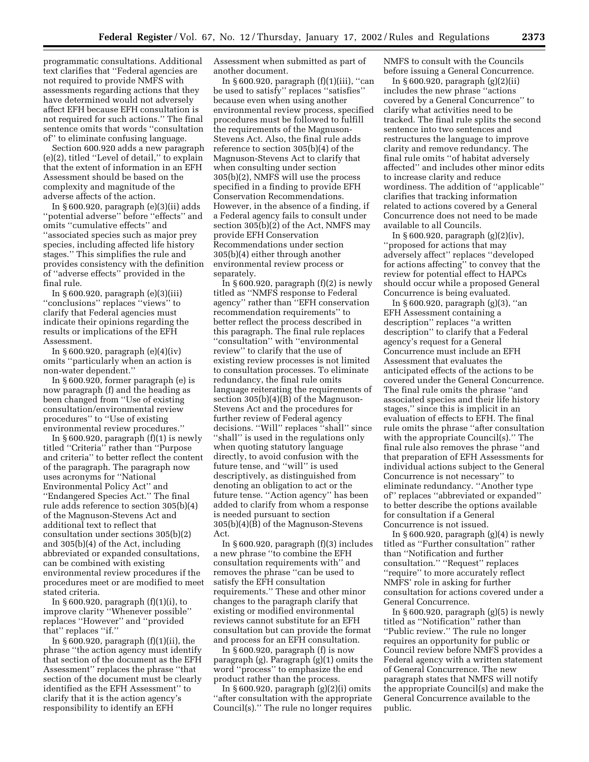programmatic consultations. Additional text clarifies that "Federal agencies are not required to provide NMFS with assessments regarding actions that they have determined would not adversely affect EFH because EFH consultation is not required for such actions." The final sentence omits that words "consultation of" to eliminate confusing language.

Section 600.920 adds a new paragraph (e)(2), titled "Level of detail," to explain that the extent of information in an EFH Assessment should be based on the complexity and magnitude of the adverse affects of the action.

In § 600.920, paragraph (e)(3)(ii) adds "potential adverse" before "effects" and omits "cumulative effects" and "associated species such as major prey species, including affected life history stages." This simplifies the rule and provides consistency with the definition of "adverse effects" provided in the final rule.

In § 600.920, paragraph (e)(3)(iii) "conclusions" replaces "views" to clarify that Federal agencies must indicate their opinions regarding the results or implications of the EFH Assessment.

In § 600.920, paragraph (e)(4)(iv) omits "particularly when an action is non-water dependent."

In § 600.920, former paragraph (e) is now paragraph (f) and the heading as been changed from "Use of existing consultation/environmental review procedures" to "Use of existing environmental review procedures."

In § 600.920, paragraph (f)(1) is newly titled "Criteria" rather than "Purpose and criteria" to better reflect the content of the paragraph. The paragraph now uses acronyms for "National Environmental Policy Act" and "Endangered Species Act." The final rule adds reference to section 305(b)(4) of the Magnuson-Stevens Act and additional text to reflect that consultation under sections 305(b)(2) and 305(b)(4) of the Act, including abbreviated or expanded consultations, can be combined with existing environmental review procedures if the procedures meet or are modified to meet stated criteria.

In § 600.920, paragraph (f)(1)(i), to improve clarity "Whenever possible" replaces "However" and "provided that" replaces "if."

In § 600.920, paragraph (f)(1)(ii), the phrase "the action agency must identify that section of the document as the EFH Assessment" replaces the phrase "that section of the document must be clearly identified as the EFH Assessment" to clarify that it is the action agency's responsibility to identify an EFH Assessment when submitted as part of another document.

In § 600.920, paragraph (f)(1)(iii), "can be used to satisfy" replaces "satisfies" because even when using another environmental review process, specified procedures must be followed to fulfill the requirements of the Magnuson-Stevens Act. Also, the final rule adds reference to section 305(b)(4) of the Magnuson-Stevens Act to clarify that when consulting under section 305(b)(2), NMFS will use the process specified in a finding to provide EFH Conservation Recommendations. However, in the absence of a finding, if a Federal agency fails to consult under section 305(b)(2) of the Act, NMFS may provide EFH Conservation Recommendations under section 305(b)(4) either through another environmental review process or separately.

In § 600.920, paragraph (f)(2) is newly titled as "NMFS response to Federal agency" rather than "EFH conservation recommendation requirements" to better reflect the process described in this paragraph. The final rule replaces "consultation" with "environmental review" to clarify that the use of existing review processes is not limited to consultation processes. To eliminate redundancy, the final rule omits language reiterating the requirements of section 305(b)(4)(B) of the Magnuson-Stevens Act and the procedures for further review of Federal agency decisions. "Will" replaces "shall" since "shall" is used in the regulations only when quoting statutory language directly, to avoid confusion with the future tense, and "will" is used descriptively, as distinguished from denoting an obligation to act or the future tense. "Action agency" has been added to clarify from whom a response is needed pursuant to section 305(b)(4)(B) of the Magnuson-Stevens Act.

In § 600.920, paragraph (f)(3) includes a new phrase "to combine the EFH consultation requirements with" and removes the phrase "can be used to satisfy the EFH consultation requirements." These and other minor changes to the paragraph clarify that existing or modified environmental reviews cannot substitute for an EFH consultation but can provide the format and process for an EFH consultation.

In § 600.920, paragraph (f) is now paragraph (g). Paragraph (g)(1) omits the word "process" to emphasize the end product rather than the process.

In § 600.920, paragraph (g)(2)(i) omits "after consultation with the appropriate Council(s)." The rule no longer requires NMFS to consult with the Councils before issuing a General Concurrence.

In § 600.920, paragraph (g)(2)(ii) includes the new phrase "actions covered by a General Concurrence" to clarify what activities need to be tracked. The final rule splits the second sentence into two sentences and restructures the language to improve clarity and remove redundancy. The final rule omits "of habitat adversely affected" and includes other minor edits to increase clarity and reduce wordiness. The addition of "applicable" clarifies that tracking information related to actions covered by a General Concurrence does not need to be made available to all Councils.

In § 600.920, paragraph (g)(2)(iv), "proposed for actions that may adversely affect" replaces "developed for actions affecting" to convey that the review for potential effect to HAPCs should occur while a proposed General Concurrence is being evaluated.

In § 600.920, paragraph (g)(3), "an EFH Assessment containing a description" replaces "a written description" to clarify that a Federal agency's request for a General Concurrence must include an EFH Assessment that evaluates the anticipated effects of the actions to be covered under the General Concurrence. The final rule omits the phrase "and associated species and their life history stages," since this is implicit in an evaluation of effects to EFH. The final rule omits the phrase "after consultation with the appropriate Council(s)." The final rule also removes the phrase "and that preparation of EFH Assessments for individual actions subject to the General Concurrence is not necessary" to eliminate redundancy. "Another type of" replaces "abbreviated or expanded" to better describe the options available for consultation if a General Concurrence is not issued.

In § 600.920, paragraph (g)(4) is newly titled as "Further consultation" rather than "Notification and further consultation." "Request" replaces "require" to more accurately reflect NMFS' role in asking for further consultation for actions covered under a General Concurrence.

In § 600.920, paragraph (g)(5) is newly titled as "Notification" rather than "Public review." The rule no longer requires an opportunity for public or Council review before NMFS provides a Federal agency with a written statement of General Concurrence. The new paragraph states that NMFS will notify the appropriate Council(s) and make the General Concurrence available to the public.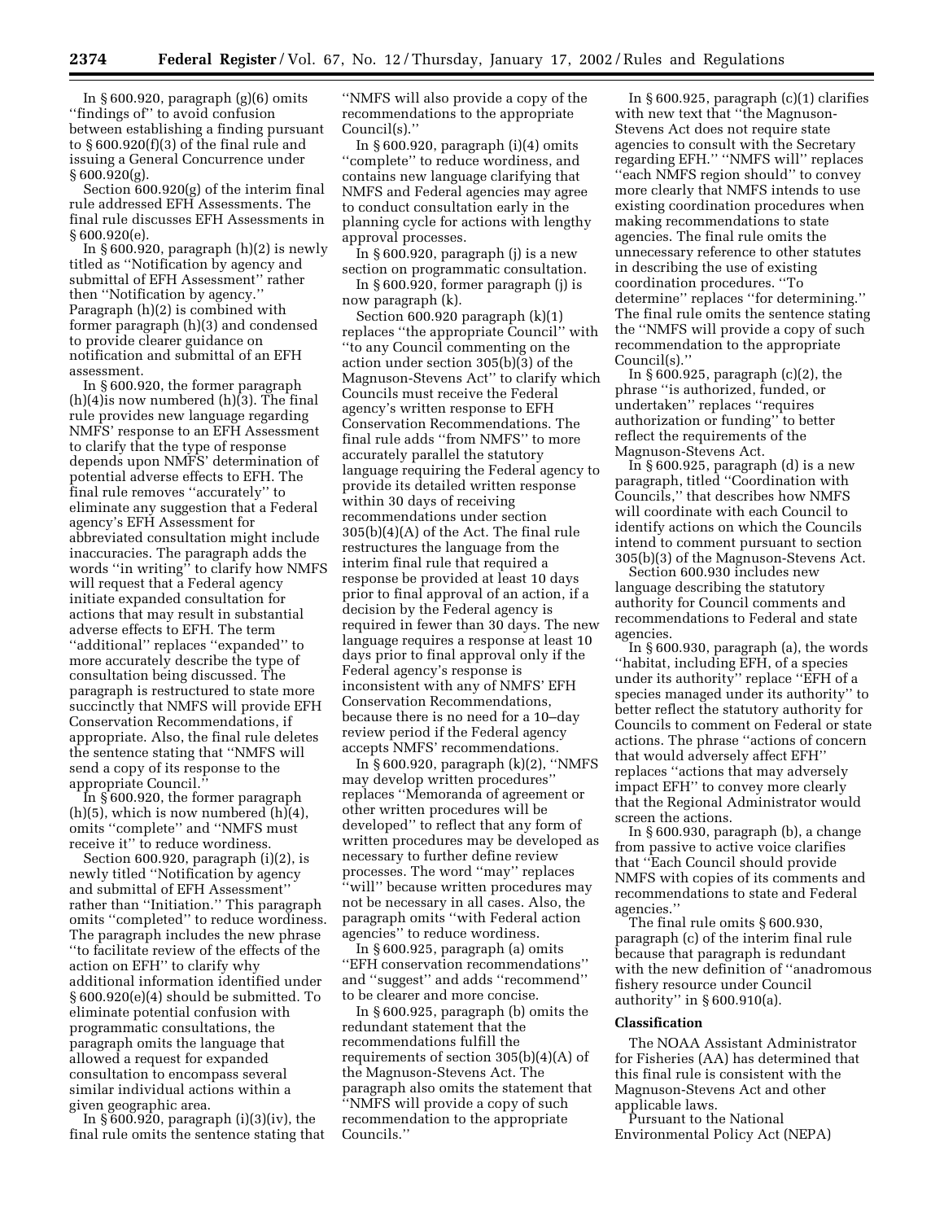In § 600.920, paragraph (g)(6) omits ''findings of'' to avoid confusion between establishing a finding pursuant to § 600.920(f)(3) of the final rule and issuing a General Concurrence under § 600.920(g).

Section 600.920(g) of the interim final rule addressed EFH Assessments. The final rule discusses EFH Assessments in § 600.920(e).

In § 600.920, paragraph (h)(2) is newly titled as ''Notification by agency and submittal of EFH Assessment'' rather then ''Notification by agency.'' Paragraph (h)(2) is combined with former paragraph (h)(3) and condensed to provide clearer guidance on notification and submittal of an EFH assessment.

In § 600.920, the former paragraph (h)(4)is now numbered (h)(3). The final rule provides new language regarding NMFS' response to an EFH Assessment to clarify that the type of response depends upon NMFS' determination of potential adverse effects to EFH. The final rule removes ''accurately'' to eliminate any suggestion that a Federal agency's EFH Assessment for abbreviated consultation might include inaccuracies. The paragraph adds the words ''in writing'' to clarify how NMFS will request that a Federal agency initiate expanded consultation for actions that may result in substantial adverse effects to EFH. The term ''additional'' replaces ''expanded'' to more accurately describe the type of consultation being discussed. The paragraph is restructured to state more succinctly that NMFS will provide EFH Conservation Recommendations, if appropriate. Also, the final rule deletes the sentence stating that ''NMFS will send a copy of its response to the appropriate Council.''

In § 600.920, the former paragraph (h)(5), which is now numbered (h)(4), omits ''complete'' and ''NMFS must receive it'' to reduce wordiness.

Section 600.920, paragraph (i)(2), is newly titled ''Notification by agency and submittal of EFH Assessment'' rather than ''Initiation.'' This paragraph omits ''completed'' to reduce wordiness. The paragraph includes the new phrase ''to facilitate review of the effects of the action on EFH'' to clarify why additional information identified under § 600.920(e)(4) should be submitted. To eliminate potential confusion with programmatic consultations, the paragraph omits the language that allowed a request for expanded consultation to encompass several similar individual actions within a given geographic area.

In § 600.920, paragraph (i)(3)(iv), the final rule omits the sentence stating that ''NMFS will also provide a copy of the recommendations to the appropriate Council(s).''

In § 600.920, paragraph (i)(4) omits ''complete'' to reduce wordiness, and contains new language clarifying that NMFS and Federal agencies may agree to conduct consultation early in the planning cycle for actions with lengthy approval processes.

In § 600.920, paragraph (j) is a new section on programmatic consultation.

In § 600.920, former paragraph (j) is now paragraph (k).

Section 600.920 paragraph (k)(1) replaces ''the appropriate Council'' with ''to any Council commenting on the action under section 305(b)(3) of the Magnuson-Stevens Act'' to clarify which Councils must receive the Federal agency's written response to EFH Conservation Recommendations. The final rule adds ''from NMFS'' to more accurately parallel the statutory language requiring the Federal agency to provide its detailed written response within 30 days of receiving recommendations under section 305(b)(4)(A) of the Act. The final rule restructures the language from the interim final rule that required a response be provided at least 10 days prior to final approval of an action, if a decision by the Federal agency is required in fewer than 30 days. The new language requires a response at least 10 days prior to final approval only if the Federal agency's response is inconsistent with any of NMFS' EFH Conservation Recommendations, because there is no need for a 10–day review period if the Federal agency accepts NMFS' recommendations.

In § 600.920, paragraph (k)(2), ''NMFS may develop written procedures'' replaces ''Memoranda of agreement or other written procedures will be developed'' to reflect that any form of written procedures may be developed as necessary to further define review processes. The word ''may'' replaces ''will'' because written procedures may not be necessary in all cases. Also, the paragraph omits ''with Federal action agencies'' to reduce wordiness.

In § 600.925, paragraph (a) omits ''EFH conservation recommendations'' and ''suggest'' and adds ''recommend'' to be clearer and more concise.

In § 600.925, paragraph (b) omits the redundant statement that the recommendations fulfill the requirements of section 305(b)(4)(A) of the Magnuson-Stevens Act. The paragraph also omits the statement that ''NMFS will provide a copy of such recommendation to the appropriate Councils.''

In § 600.925, paragraph (c)(1) clarifies with new text that ''the Magnuson-Stevens Act does not require state agencies to consult with the Secretary regarding EFH.'' ''NMFS will'' replaces ''each NMFS region should'' to convey more clearly that NMFS intends to use existing coordination procedures when making recommendations to state agencies. The final rule omits the unnecessary reference to other statutes in describing the use of existing coordination procedures. ''To determine'' replaces ''for determining.'' The final rule omits the sentence stating the ''NMFS will provide a copy of such recommendation to the appropriate Council(s).''

In § 600.925, paragraph (c)(2), the phrase ''is authorized, funded, or undertaken'' replaces ''requires authorization or funding'' to better reflect the requirements of the Magnuson-Stevens Act.

In § 600.925, paragraph (d) is a new paragraph, titled ''Coordination with Councils,'' that describes how NMFS will coordinate with each Council to identify actions on which the Councils intend to comment pursuant to section 305(b)(3) of the Magnuson-Stevens Act.

Section 600.930 includes new language describing the statutory authority for Council comments and recommendations to Federal and state agencies.

In § 600.930, paragraph (a), the words ''habitat, including EFH, of a species under its authority'' replace ''EFH of a species managed under its authority'' to better reflect the statutory authority for Councils to comment on Federal or state actions. The phrase ''actions of concern that would adversely affect EFH'' replaces ''actions that may adversely impact EFH'' to convey more clearly that the Regional Administrator would screen the actions.

In § 600.930, paragraph (b), a change from passive to active voice clarifies that ''Each Council should provide NMFS with copies of its comments and recommendations to state and Federal agencies.''

The final rule omits § 600.930, paragraph (c) of the interim final rule because that paragraph is redundant with the new definition of ''anadromous fishery resource under Council authority'' in § 600.910(a).

### Classification

The NOAA Assistant Administrator for Fisheries (AA) has determined that this final rule is consistent with the Magnuson-Stevens Act and other applicable laws.

Pursuant to the National Environmental Policy Act (NEPA)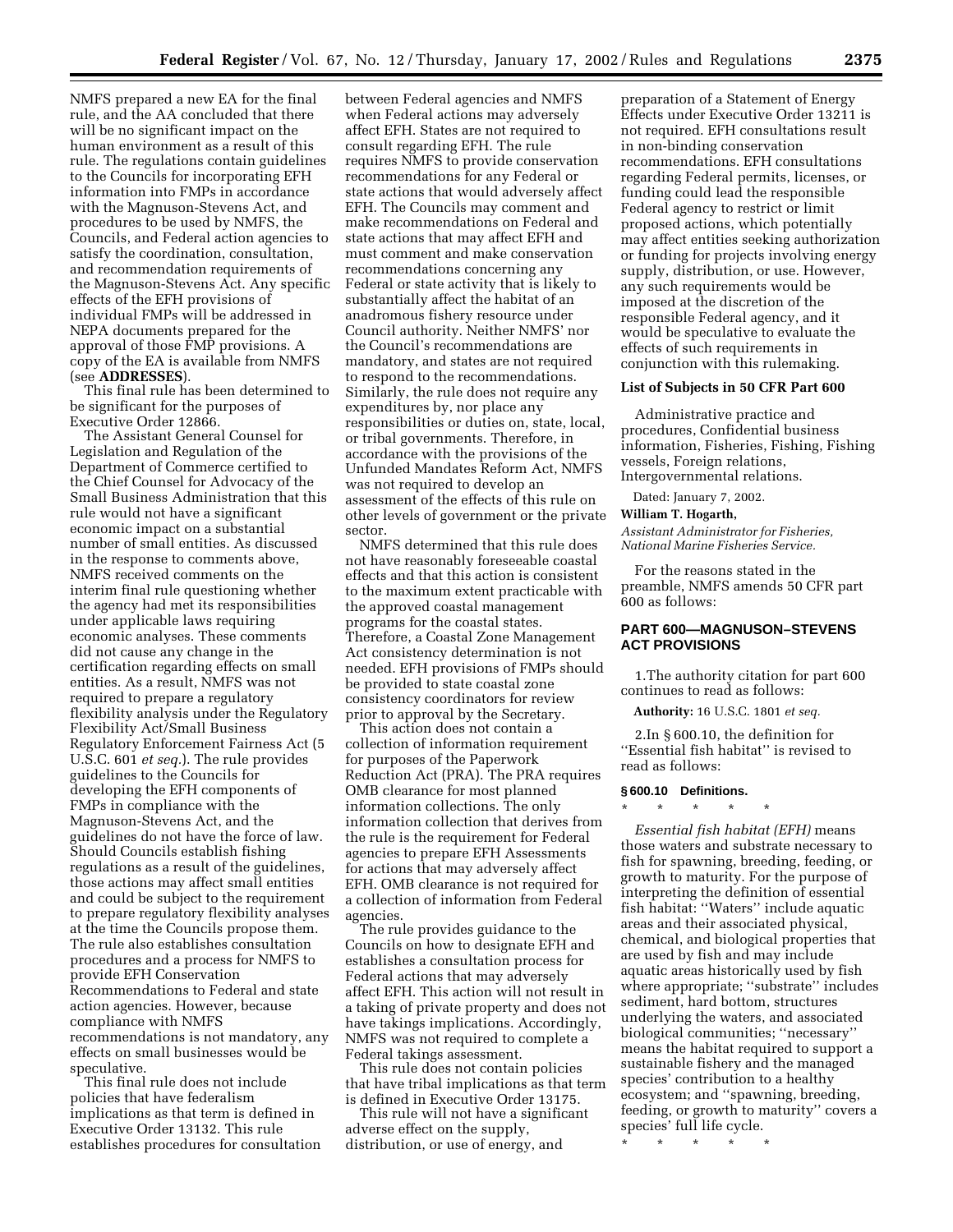NMFS prepared a new EA for the final rule, and the AA concluded that there will be no significant impact on the human environment as a result of this rule. The regulations contain guidelines to the Councils for incorporating EFH information into FMPs in accordance with the Magnuson-Stevens Act, and procedures to be used by NMFS, the Councils, and Federal action agencies to satisfy the coordination, consultation, and recommendation requirements of the Magnuson-Stevens Act. Any specific effects of the EFH provisions of individual FMPs will be addressed in NEPA documents prepared for the approval of those FMP provisions. A copy of the EA is available from NMFS (see **ADDRESSES**).

This final rule has been determined to be significant for the purposes of Executive Order 12866.

The Assistant General Counsel for Legislation and Regulation of the Department of Commerce certified to the Chief Counsel for Advocacy of the Small Business Administration that this rule would not have a significant economic impact on a substantial number of small entities. As discussed in the response to comments above, NMFS received comments on the interim final rule questioning whether the agency had met its responsibilities under applicable laws requiring economic analyses. These comments did not cause any change in the certification regarding effects on small entities. As a result, NMFS was not required to prepare a regulatory flexibility analysis under the Regulatory Flexibility Act/Small Business Regulatory Enforcement Fairness Act (5 U.S.C. 601 *et seq.*). The rule provides guidelines to the Councils for developing the EFH components of FMPs in compliance with the Magnuson-Stevens Act, and the guidelines do not have the force of law. Should Councils establish fishing regulations as a result of the guidelines, those actions may affect small entities and could be subject to the requirement to prepare regulatory flexibility analyses at the time the Councils propose them. The rule also establishes consultation procedures and a process for NMFS to provide EFH Conservation Recommendations to Federal and state action agencies. However, because compliance with NMFS recommendations is not mandatory, any effects on small businesses would be speculative.

This final rule does not include policies that have federalism implications as that term is defined in Executive Order 13132. This rule establishes procedures for consultation between Federal agencies and NMFS when Federal actions may adversely affect EFH. States are not required to consult regarding EFH. The rule requires NMFS to provide conservation recommendations for any Federal or state actions that would adversely affect EFH. The Councils may comment and make recommendations on Federal and state actions that may affect EFH and must comment and make conservation recommendations concerning any Federal or state activity that is likely to substantially affect the habitat of an anadromous fishery resource under Council authority. Neither NMFS' nor the Council's recommendations are mandatory, and states are not required to respond to the recommendations. Similarly, the rule does not require any expenditures by, nor place any responsibilities or duties on, state, local, or tribal governments. Therefore, in accordance with the provisions of the Unfunded Mandates Reform Act, NMFS was not required to develop an assessment of the effects of this rule on other levels of government or the private sector.

NMFS determined that this rule does not have reasonably foreseeable coastal effects and that this action is consistent to the maximum extent practicable with the approved coastal management programs for the coastal states. Therefore, a Coastal Zone Management Act consistency determination is not needed. EFH provisions of FMPs should be provided to state coastal zone consistency coordinators for review prior to approval by the Secretary.

This action does not contain a collection of information requirement for purposes of the Paperwork Reduction Act (PRA). The PRA requires OMB clearance for most planned information collections. The only information collection that derives from the rule is the requirement for Federal agencies to prepare EFH Assessments for actions that may adversely affect EFH. OMB clearance is not required for a collection of information from Federal agencies.

The rule provides guidance to the Councils on how to designate EFH and establishes a consultation process for Federal actions that may adversely affect EFH. This action will not result in a taking of private property and does not have takings implications. Accordingly, NMFS was not required to complete a Federal takings assessment.

This rule does not contain policies that have tribal implications as that term is defined in Executive Order 13175.

This rule will not have a significant adverse effect on the supply, distribution, or use of energy, and preparation of a Statement of Energy Effects under Executive Order 13211 is not required. EFH consultations result in non-binding conservation recommendations. EFH consultations regarding Federal permits, licenses, or funding could lead the responsible Federal agency to restrict or limit proposed actions, which potentially may affect entities seeking authorization or funding for projects involving energy supply, distribution, or use. However, any such requirements would be imposed at the discretion of the responsible Federal agency, and it would be speculative to evaluate the effects of such requirements in conjunction with this rulemaking.

### List of Subjects in 50 CFR Part 600

Administrative practice and procedures, Confidential business information, Fisheries, Fishing, Fishing vessels, Foreign relations, Intergovernmental relations.

Dated: January 7, 2002.

**William T. Hogarth,**

*Assistant Administrator for Fisheries, National Marine Fisheries Service.*

For the reasons stated in the preamble, NMFS amends 50 CFR part 600 as follows:

## PART 600—MAGNUSON–STEVENS ACT PROVISIONS

1.The authority citation for part 600 continues to read as follows:

**Authority:** 16 U.S.C. 1801 *et seq.*

2.In § 600.10, the definition for ''Essential fish habitat'' is revised to read as follows:

### § 600.10 Definitions.

\* \* \* \* \*

*Essential fish habitat (EFH)* means those waters and substrate necessary to fish for spawning, breeding, feeding, or growth to maturity. For the purpose of interpreting the definition of essential fish habitat: ''Waters'' include aquatic areas and their associated physical, chemical, and biological properties that are used by fish and may include aquatic areas historically used by fish where appropriate; ''substrate'' includes sediment, hard bottom, structures underlying the waters, and associated biological communities; ''necessary'' means the habitat required to support a sustainable fishery and the managed species' contribution to a healthy ecosystem; and ''spawning, breeding, feeding, or growth to maturity'' covers a species' full life cycle.

\* \* \* \* \*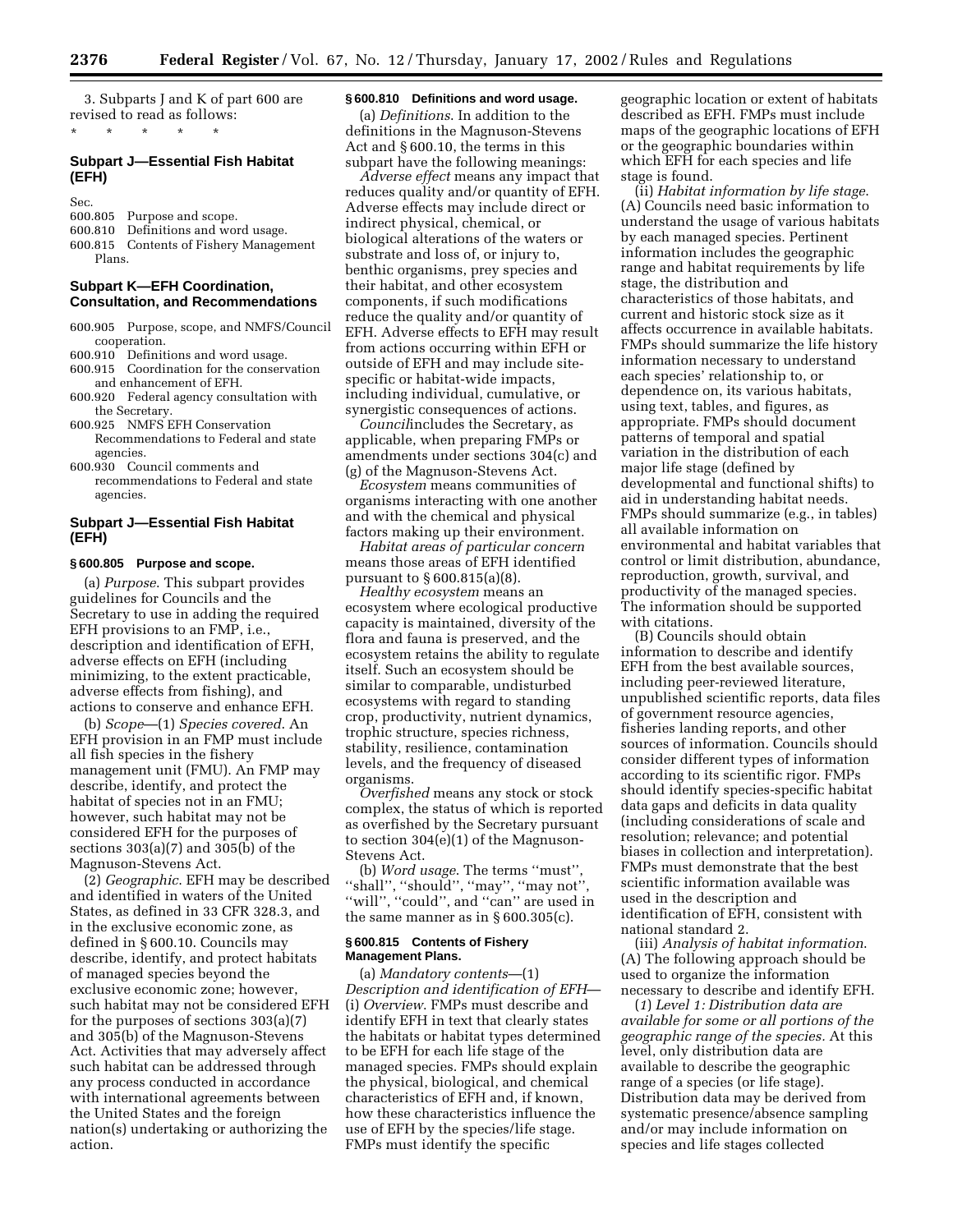3. Subparts J and K of part 600 are revised to read as follows:

\* \* \* \* \*

## Subpart J—Essential Fish Habitat (EFH)

Sec.
600.805 Purpose and scope.
600.810 Definitions and word usage.
600.815 Contents of Fishery Management Plans.

## Subpart K—EFH Coordination, Consultation, and Recommendations

600.905 Purpose, scope, and NMFS/Council cooperation.
600.910 Definitions and word usage.
600.915 Coordination for the conservation and enhancement of EFH.
600.920 Federal agency consultation with the Secretary.
600.925 NMFS EFH Conservation Recommendations to Federal and state agencies.
600.930 Council comments and recommendations to Federal and state agencies.

## Subpart J—Essential Fish Habitat (EFH)

### § 600.805 Purpose and scope.

(a) *Purpose*. This subpart provides guidelines for Councils and the Secretary to use in adding the required EFH provisions to an FMP, i.e., description and identification of EFH, adverse effects on EFH (including minimizing, to the extent practicable, adverse effects from fishing), and actions to conserve and enhance EFH.

(b) *Scope*—(1) *Species covered*. An EFH provision in an FMP must include all fish species in the fishery management unit (FMU). An FMP may describe, identify, and protect the habitat of species not in an FMU; however, such habitat may not be considered EFH for the purposes of sections 303(a)(7) and 305(b) of the Magnuson-Stevens Act.

(2) *Geographic*. EFH may be described and identified in waters of the United States, as defined in 33 CFR 328.3, and in the exclusive economic zone, as defined in § 600.10. Councils may describe, identify, and protect habitats of managed species beyond the exclusive economic zone; however, such habitat may not be considered EFH for the purposes of sections 303(a)(7) and 305(b) of the Magnuson-Stevens Act. Activities that may adversely affect such habitat can be addressed through any process conducted in accordance with international agreements between the United States and the foreign nation(s) undertaking or authorizing the action.

### § 600.810 Definitions and word usage.

(a) *Definitions*. In addition to the definitions in the Magnuson-Stevens Act and § 600.10, the terms in this subpart have the following meanings:

*Adverse effect* means any impact that reduces quality and/or quantity of EFH. Adverse effects may include direct or indirect physical, chemical, or biological alterations of the waters or substrate and loss of, or injury to, benthic organisms, prey species and their habitat, and other ecosystem components, if such modifications reduce the quality and/or quantity of EFH. Adverse effects to EFH may result from actions occurring within EFH or outside of EFH and may include site-specific or habitat-wide impacts, including individual, cumulative, or synergistic consequences of actions.

*Council* includes the Secretary, as applicable, when preparing FMPs or amendments under sections 304(c) and (g) of the Magnuson-Stevens Act.

*Ecosystem* means communities of organisms interacting with one another and with the chemical and physical factors making up their environment.

*Habitat areas of particular concern* means those areas of EFH identified pursuant to § 600.815(a)(8).

*Healthy ecosystem* means an ecosystem where ecological productive capacity is maintained, diversity of the flora and fauna is preserved, and the ecosystem retains the ability to regulate itself. Such an ecosystem should be similar to comparable, undisturbed ecosystems with regard to standing crop, productivity, nutrient dynamics, trophic structure, species richness, stability, resilience, contamination levels, and the frequency of diseased organisms.

*Overfished* means any stock or stock complex, the status of which is reported as overfished by the Secretary pursuant to section 304(e)(1) of the Magnuson-Stevens Act.

(b) *Word usage*. The terms "must", "shall", "should", "may", "may not", "will", "could", and "can" are used in the same manner as in § 600.305(c).

### § 600.815 Contents of Fishery Management Plans.

(a) *Mandatory contents*—(1) *Description and identification of EFH*—(i) *Overview*. FMPs must describe and identify EFH in text that clearly states the habitats or habitat types determined to be EFH for each life stage of the managed species. FMPs should explain the physical, biological, and chemical characteristics of EFH and, if known, how these characteristics influence the use of EFH by the species/life stage. FMPs must identify the specific geographic location or extent of habitats described as EFH. FMPs must include maps of the geographic locations of EFH or the geographic boundaries within which EFH for each species and life stage is found.

(ii) *Habitat information by life stage.* (A) Councils need basic information to understand the usage of various habitats by each managed species. Pertinent information includes the geographic range and habitat requirements by life stage, the distribution and characteristics of those habitats, and current and historic stock size as it affects occurrence in available habitats. FMPs should summarize the life history information necessary to understand each species' relationship to, or dependence on, its various habitats, using text, tables, and figures, as appropriate. FMPs should document patterns of temporal and spatial variation in the distribution of each major life stage (defined by developmental and functional shifts) to aid in understanding habitat needs. FMPs should summarize (e.g., in tables) all available information on environmental and habitat variables that control or limit distribution, abundance, reproduction, growth, survival, and productivity of the managed species. The information should be supported with citations.

(B) Councils should obtain information to describe and identify EFH from the best available sources, including peer-reviewed literature, unpublished scientific reports, data files of government resource agencies, fisheries landing reports, and other sources of information. Councils should consider different types of information according to its scientific rigor. FMPs should identify species-specific habitat data gaps and deficits in data quality (including considerations of scale and resolution; relevance; and potential biases in collection and interpretation). FMPs must demonstrate that the best scientific information available was used in the description and identification of EFH, consistent with national standard 2.

(iii) *Analysis of habitat information*. (A) The following approach should be used to organize the information necessary to describe and identify EFH.

(*1*) *Level 1: Distribution data are available for some or all portions of the geographic range of the species.* At this level, only distribution data are available to describe the geographic range of a species (or life stage). Distribution data may be derived from systematic presence/absence sampling and/or may include information on species and life stages collected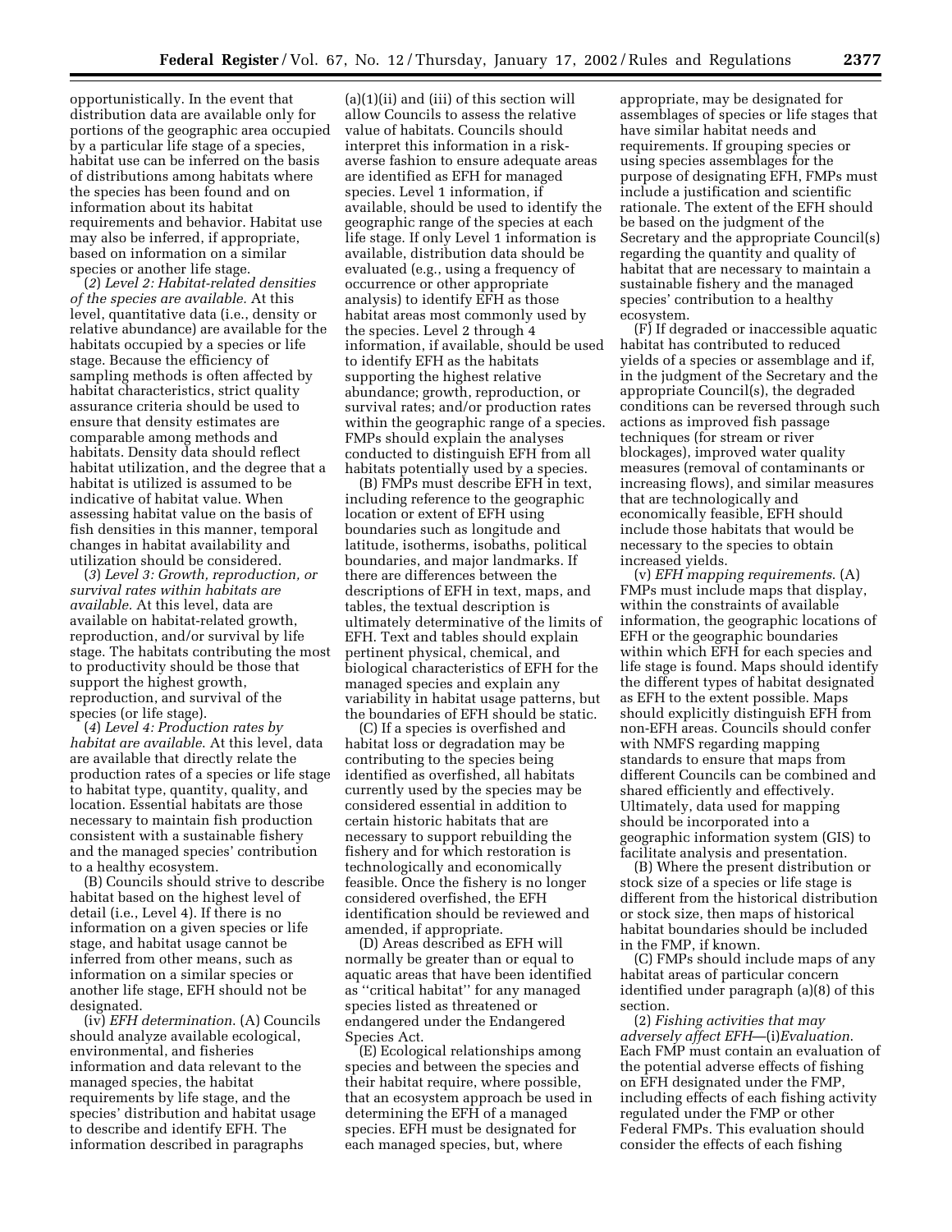opportunistically. In the event that distribution data are available only for portions of the geographic area occupied by a particular life stage of a species, habitat use can be inferred on the basis of distributions among habitats where the species has been found and on information about its habitat requirements and behavior. Habitat use may also be inferred, if appropriate, based on information on a similar species or another life stage.

(*2*) *Level 2: Habitat-related densities of the species are available.* At this level, quantitative data (i.e., density or relative abundance) are available for the habitats occupied by a species or life stage. Because the efficiency of sampling methods is often affected by habitat characteristics, strict quality assurance criteria should be used to ensure that density estimates are comparable among methods and habitats. Density data should reflect habitat utilization, and the degree that a habitat is utilized is assumed to be indicative of habitat value. When assessing habitat value on the basis of fish densities in this manner, temporal changes in habitat availability and utilization should be considered.

(*3*) *Level 3: Growth, reproduction, or survival rates within habitats are available.* At this level, data are available on habitat-related growth, reproduction, and/or survival by life stage. The habitats contributing the most to productivity should be those that support the highest growth, reproduction, and survival of the species (or life stage).

(*4*) *Level 4: Production rates by habitat are available.* At this level, data are available that directly relate the production rates of a species or life stage to habitat type, quantity, quality, and location. Essential habitats are those necessary to maintain fish production consistent with a sustainable fishery and the managed species' contribution to a healthy ecosystem.

(B) Councils should strive to describe habitat based on the highest level of detail (i.e., Level 4). If there is no information on a given species or life stage, and habitat usage cannot be inferred from other means, such as information on a similar species or another life stage, EFH should not be designated.

(iv) *EFH determination.* (A) Councils should analyze available ecological, environmental, and fisheries information and data relevant to the managed species, the habitat requirements by life stage, and the species' distribution and habitat usage to describe and identify EFH. The information described in paragraphs (a)(1)(ii) and (iii) of this section will allow Councils to assess the relative value of habitats. Councils should interpret this information in a risk-averse fashion to ensure adequate areas are identified as EFH for managed species. Level 1 information, if available, should be used to identify the geographic range of the species at each life stage. If only Level 1 information is available, distribution data should be evaluated (e.g., using a frequency of occurrence or other appropriate analysis) to identify EFH as those habitat areas most commonly used by the species. Level 2 through 4 information, if available, should be used to identify EFH as the habitats supporting the highest relative abundance; growth, reproduction, or survival rates; and/or production rates within the geographic range of a species. FMPs should explain the analyses conducted to distinguish EFH from all habitats potentially used by a species.

(B) FMPs must describe EFH in text, including reference to the geographic location or extent of EFH using boundaries such as longitude and latitude, isotherms, isobaths, political boundaries, and major landmarks. If there are differences between the descriptions of EFH in text, maps, and tables, the textual description is ultimately determinative of the limits of EFH. Text and tables should explain pertinent physical, chemical, and biological characteristics of EFH for the managed species and explain any variability in habitat usage patterns, but the boundaries of EFH should be static.

(C) If a species is overfished and habitat loss or degradation may be contributing to the species being identified as overfished, all habitats currently used by the species may be considered essential in addition to certain historic habitats that are necessary to support rebuilding the fishery and for which restoration is technologically and economically feasible. Once the fishery is no longer considered overfished, the EFH identification should be reviewed and amended, if appropriate.

(D) Areas described as EFH will normally be greater than or equal to aquatic areas that have been identified as ''critical habitat'' for any managed species listed as threatened or endangered under the Endangered Species Act.

(E) Ecological relationships among species and between the species and their habitat require, where possible, that an ecosystem approach be used in determining the EFH of a managed species. EFH must be designated for each managed species, but, where appropriate, may be designated for assemblages of species or life stages that have similar habitat needs and requirements. If grouping species or using species assemblages for the purpose of designating EFH, FMPs must include a justification and scientific rationale. The extent of the EFH should be based on the judgment of the Secretary and the appropriate Council(s) regarding the quantity and quality of habitat that are necessary to maintain a sustainable fishery and the managed species' contribution to a healthy ecosystem.

(F) If degraded or inaccessible aquatic habitat has contributed to reduced yields of a species or assemblage and if, in the judgment of the Secretary and the appropriate Council(s), the degraded conditions can be reversed through such actions as improved fish passage techniques (for stream or river blockages), improved water quality measures (removal of contaminants or increasing flows), and similar measures that are technologically and economically feasible, EFH should include those habitats that would be necessary to the species to obtain increased yields.

(v) *EFH mapping requirements.* (A) FMPs must include maps that display, within the constraints of available information, the geographic locations of EFH or the geographic boundaries within which EFH for each species and life stage is found. Maps should identify the different types of habitat designated as EFH to the extent possible. Maps should explicitly distinguish EFH from non-EFH areas. Councils should confer with NMFS regarding mapping standards to ensure that maps from different Councils can be combined and shared efficiently and effectively. Ultimately, data used for mapping should be incorporated into a geographic information system (GIS) to facilitate analysis and presentation.

(B) Where the present distribution or stock size of a species or life stage is different from the historical distribution or stock size, then maps of historical habitat boundaries should be included in the FMP, if known.

(C) FMPs should include maps of any habitat areas of particular concern identified under paragraph (a)(8) of this section.

(2) *Fishing activities that may adversely affect EFH*—(i)*Evaluation.* Each FMP must contain an evaluation of the potential adverse effects of fishing on EFH designated under the FMP, including effects of each fishing activity regulated under the FMP or other Federal FMPs. This evaluation should consider the effects of each fishing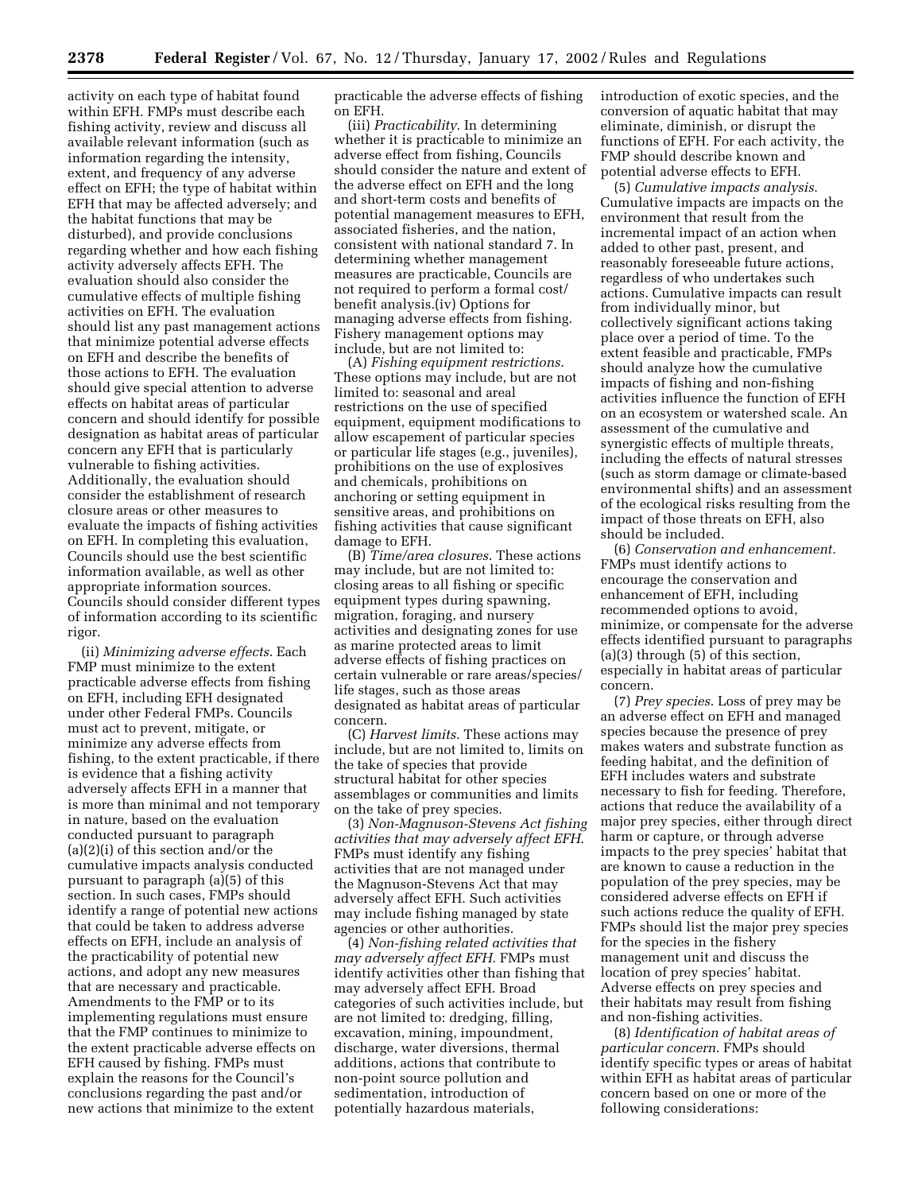activity on each type of habitat found within EFH. FMPs must describe each fishing activity, review and discuss all available relevant information (such as information regarding the intensity, extent, and frequency of any adverse effect on EFH; the type of habitat within EFH that may be affected adversely; and the habitat functions that may be disturbed), and provide conclusions regarding whether and how each fishing activity adversely affects EFH. The evaluation should also consider the cumulative effects of multiple fishing activities on EFH. The evaluation should list any past management actions that minimize potential adverse effects on EFH and describe the benefits of those actions to EFH. The evaluation should give special attention to adverse effects on habitat areas of particular concern and should identify for possible designation as habitat areas of particular concern any EFH that is particularly vulnerable to fishing activities. Additionally, the evaluation should consider the establishment of research closure areas or other measures to evaluate the impacts of fishing activities on EFH. In completing this evaluation, Councils should use the best scientific information available, as well as other appropriate information sources. Councils should consider different types of information according to its scientific rigor.

(ii) *Minimizing adverse effects*. Each FMP must minimize to the extent practicable adverse effects from fishing on EFH, including EFH designated under other Federal FMPs. Councils must act to prevent, mitigate, or minimize any adverse effects from fishing, to the extent practicable, if there is evidence that a fishing activity adversely affects EFH in a manner that is more than minimal and not temporary in nature, based on the evaluation conducted pursuant to paragraph (a)(2)(i) of this section and/or the cumulative impacts analysis conducted pursuant to paragraph (a)(5) of this section. In such cases, FMPs should identify a range of potential new actions that could be taken to address adverse effects on EFH, include an analysis of the practicability of potential new actions, and adopt any new measures that are necessary and practicable. Amendments to the FMP or to its implementing regulations must ensure that the FMP continues to minimize to the extent practicable adverse effects on EFH caused by fishing. FMPs must explain the reasons for the Council's conclusions regarding the past and/or new actions that minimize to the extent practicable the adverse effects of fishing on EFH.

(iii) *Practicability*. In determining whether it is practicable to minimize an adverse effect from fishing, Councils should consider the nature and extent of the adverse effect on EFH and the long and short-term costs and benefits of potential management measures to EFH, associated fisheries, and the nation, consistent with national standard 7. In determining whether management measures are practicable, Councils are not required to perform a formal cost/benefit analysis.(iv) Options for managing adverse effects from fishing. Fishery management options may include, but are not limited to:

(A) *Fishing equipment restrictions*. These options may include, but are not limited to: seasonal and areal restrictions on the use of specified equipment, equipment modifications to allow escapement of particular species or particular life stages (e.g., juveniles), prohibitions on the use of explosives and chemicals, prohibitions on anchoring or setting equipment in sensitive areas, and prohibitions on fishing activities that cause significant damage to EFH.

(B) *Time/area closures*. These actions may include, but are not limited to: closing areas to all fishing or specific equipment types during spawning, migration, foraging, and nursery activities and designating zones for use as marine protected areas to limit adverse effects of fishing practices on certain vulnerable or rare areas/species/life stages, such as those areas designated as habitat areas of particular concern.

(C) *Harvest limits*. These actions may include, but are not limited to, limits on the take of species that provide structural habitat for other species assemblages or communities and limits on the take of prey species.

(3) *Non-Magnuson-Stevens Act fishing activities that may adversely affect EFH*. FMPs must identify any fishing activities that are not managed under the Magnuson-Stevens Act that may adversely affect EFH. Such activities may include fishing managed by state agencies or other authorities.

(4) *Non-fishing related activities that may adversely affect EFH*. FMPs must identify activities other than fishing that may adversely affect EFH. Broad categories of such activities include, but are not limited to: dredging, filling, excavation, mining, impoundment, discharge, water diversions, thermal additions, actions that contribute to non-point source pollution and sedimentation, introduction of potentially hazardous materials, introduction of exotic species, and the conversion of aquatic habitat that may eliminate, diminish, or disrupt the functions of EFH. For each activity, the FMP should describe known and potential adverse effects to EFH.

(5) *Cumulative impacts analysis*. Cumulative impacts are impacts on the environment that result from the incremental impact of an action when added to other past, present, and reasonably foreseeable future actions, regardless of who undertakes such actions. Cumulative impacts can result from individually minor, but collectively significant actions taking place over a period of time. To the extent feasible and practicable, FMPs should analyze how the cumulative impacts of fishing and non-fishing activities influence the function of EFH on an ecosystem or watershed scale. An assessment of the cumulative and synergistic effects of multiple threats, including the effects of natural stresses (such as storm damage or climate-based environmental shifts) and an assessment of the ecological risks resulting from the impact of those threats on EFH, also should be included.

(6) *Conservation and enhancement*. FMPs must identify actions to encourage the conservation and enhancement of EFH, including recommended options to avoid, minimize, or compensate for the adverse effects identified pursuant to paragraphs (a)(3) through (5) of this section, especially in habitat areas of particular concern.

(7) *Prey species*. Loss of prey may be an adverse effect on EFH and managed species because the presence of prey makes waters and substrate function as feeding habitat, and the definition of EFH includes waters and substrate necessary to fish for feeding. Therefore, actions that reduce the availability of a major prey species, either through direct harm or capture, or through adverse impacts to the prey species' habitat that are known to cause a reduction in the population of the prey species, may be considered adverse effects on EFH if such actions reduce the quality of EFH. FMPs should list the major prey species for the species in the fishery management unit and discuss the location of prey species' habitat. Adverse effects on prey species and their habitats may result from fishing and non-fishing activities.

(8) *Identification of habitat areas of particular concern*. FMPs should identify specific types or areas of habitat within EFH as habitat areas of particular concern based on one or more of the following considerations: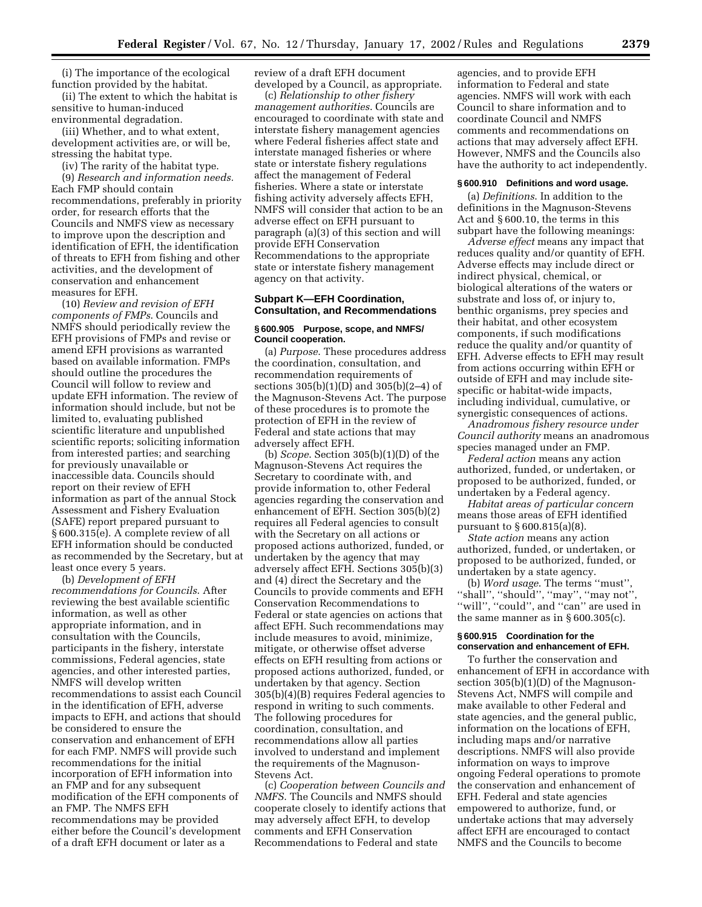(i) The importance of the ecological function provided by the habitat.

(ii) The extent to which the habitat is sensitive to human-induced environmental degradation.

(iii) Whether, and to what extent, development activities are, or will be, stressing the habitat type.

(iv) The rarity of the habitat type.

(9) *Research and information needs.* Each FMP should contain recommendations, preferably in priority order, for research efforts that the Councils and NMFS view as necessary to improve upon the description and identification of EFH, the identification of threats to EFH from fishing and other activities, and the development of conservation and enhancement measures for EFH.

(10) *Review and revision of EFH components of FMPs.* Councils and NMFS should periodically review the EFH provisions of FMPs and revise or amend EFH provisions as warranted based on available information. FMPs should outline the procedures the Council will follow to review and update EFH information. The review of information should include, but not be limited to, evaluating published scientific literature and unpublished scientific reports; soliciting information from interested parties; and searching for previously unavailable or inaccessible data. Councils should report on their review of EFH information as part of the annual Stock Assessment and Fishery Evaluation (SAFE) report prepared pursuant to § 600.315(e). A complete review of all EFH information should be conducted as recommended by the Secretary, but at least once every 5 years.

(b) *Development of EFH recommendations for Councils.* After reviewing the best available scientific information, as well as other appropriate information, and in consultation with the Councils, participants in the fishery, interstate commissions, Federal agencies, state agencies, and other interested parties, NMFS will develop written recommendations to assist each Council in the identification of EFH, adverse impacts to EFH, and actions that should be considered to ensure the conservation and enhancement of EFH for each FMP. NMFS will provide such recommendations for the initial incorporation of EFH information into an FMP and for any subsequent modification of the EFH components of an FMP. The NMFS EFH recommendations may be provided either before the Council's development of a draft EFH document or later as a review of a draft EFH document developed by a Council, as appropriate.

(c) *Relationship to other fishery management authorities.* Councils are encouraged to coordinate with state and interstate fishery management agencies where Federal fisheries affect state and interstate managed fisheries or where state or interstate fishery regulations affect the management of Federal fisheries. Where a state or interstate fishing activity adversely affects EFH, NMFS will consider that action to be an adverse effect on EFH pursuant to paragraph (a)(3) of this section and will provide EFH Conservation Recommendations to the appropriate state or interstate fishery management agency on that activity.

## Subpart K—EFH Coordination, Consultation, and Recommendations

### § 600.905 Purpose, scope, and NMFS/Council cooperation.

(a) *Purpose.* These procedures address the coordination, consultation, and recommendation requirements of sections 305(b)(1)(D) and 305(b)(2–4) of the Magnuson-Stevens Act. The purpose of these procedures is to promote the protection of EFH in the review of Federal and state actions that may adversely affect EFH.

(b) *Scope.* Section 305(b)(1)(D) of the Magnuson-Stevens Act requires the Secretary to coordinate with, and provide information to, other Federal agencies regarding the conservation and enhancement of EFH. Section 305(b)(2) requires all Federal agencies to consult with the Secretary on all actions or proposed actions authorized, funded, or undertaken by the agency that may adversely affect EFH. Sections 305(b)(3) and (4) direct the Secretary and the Councils to provide comments and EFH Conservation Recommendations to Federal or state agencies on actions that affect EFH. Such recommendations may include measures to avoid, minimize, mitigate, or otherwise offset adverse effects on EFH resulting from actions or proposed actions authorized, funded, or undertaken by that agency. Section 305(b)(4)(B) requires Federal agencies to respond in writing to such comments. The following procedures for coordination, consultation, and recommendations allow all parties involved to understand and implement the requirements of the Magnuson-Stevens Act.

(c) *Cooperation between Councils and NMFS.* The Councils and NMFS should cooperate closely to identify actions that may adversely affect EFH, to develop comments and EFH Conservation Recommendations to Federal and state agencies, and to provide EFH information to Federal and state agencies. NMFS will work with each Council to share information and to coordinate Council and NMFS comments and recommendations on actions that may adversely affect EFH. However, NMFS and the Councils also have the authority to act independently.

### § 600.910 Definitions and word usage.

(a) *Definitions.* In addition to the definitions in the Magnuson-Stevens Act and § 600.10, the terms in this subpart have the following meanings:

*Adverse effect* means any impact that reduces quality and/or quantity of EFH. Adverse effects may include direct or indirect physical, chemical, or biological alterations of the waters or substrate and loss of, or injury to, benthic organisms, prey species and their habitat, and other ecosystem components, if such modifications reduce the quality and/or quantity of EFH. Adverse effects to EFH may result from actions occurring within EFH or outside of EFH and may include site-specific or habitat-wide impacts, including individual, cumulative, or synergistic consequences of actions.

*Anadromous fishery resource under Council authority* means an anadromous species managed under an FMP.

*Federal action* means any action authorized, funded, or undertaken, or proposed to be authorized, funded, or undertaken by a Federal agency.

*Habitat areas of particular concern* means those areas of EFH identified pursuant to § 600.815(a)(8).

*State action* means any action authorized, funded, or undertaken, or proposed to be authorized, funded, or undertaken by a state agency.

(b) *Word usage.* The terms ''must'', ''shall'', ''should'', ''may'', ''may not'', ''will'', ''could'', and ''can'' are used in the same manner as in § 600.305(c).

### § 600.915 Coordination for the conservation and enhancement of EFH.

To further the conservation and enhancement of EFH in accordance with section 305(b)(1)(D) of the Magnuson-Stevens Act, NMFS will compile and make available to other Federal and state agencies, and the general public, information on the locations of EFH, including maps and/or narrative descriptions. NMFS will also provide information on ways to improve ongoing Federal operations to promote the conservation and enhancement of EFH. Federal and state agencies empowered to authorize, fund, or undertake actions that may adversely affect EFH are encouraged to contact NMFS and the Councils to become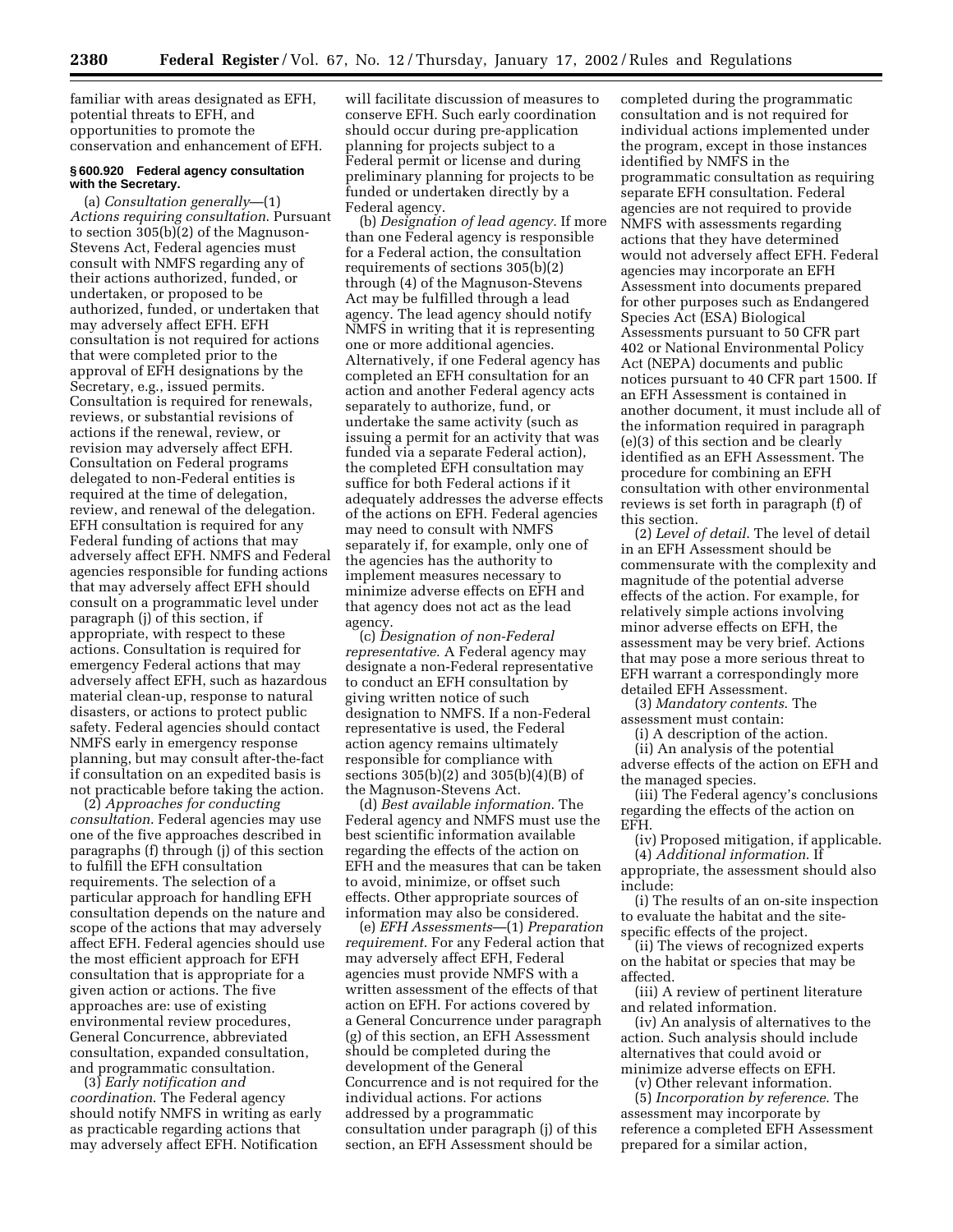familiar with areas designated as EFH, potential threats to EFH, and opportunities to promote the conservation and enhancement of EFH.

#### § 600.920 Federal agency consultation with the Secretary.

(a) *Consultation generally*—(1) *Actions requiring consultation*. Pursuant to section 305(b)(2) of the Magnuson-Stevens Act, Federal agencies must consult with NMFS regarding any of their actions authorized, funded, or undertaken, or proposed to be authorized, funded, or undertaken that may adversely affect EFH. EFH consultation is not required for actions that were completed prior to the approval of EFH designations by the Secretary, e.g., issued permits. Consultation is required for renewals, reviews, or substantial revisions of actions if the renewal, review, or revision may adversely affect EFH. Consultation on Federal programs delegated to non-Federal entities is required at the time of delegation, review, and renewal of the delegation. EFH consultation is required for any Federal funding of actions that may adversely affect EFH. NMFS and Federal agencies responsible for funding actions that may adversely affect EFH should consult on a programmatic level under paragraph (j) of this section, if appropriate, with respect to these actions. Consultation is required for emergency Federal actions that may adversely affect EFH, such as hazardous material clean-up, response to natural disasters, or actions to protect public safety. Federal agencies should contact NMFS early in emergency response planning, but may consult after-the-fact if consultation on an expedited basis is not practicable before taking the action.

(2) *Approaches for conducting consultation*. Federal agencies may use one of the five approaches described in paragraphs (f) through (j) of this section to fulfill the EFH consultation requirements. The selection of a particular approach for handling EFH consultation depends on the nature and scope of the actions that may adversely affect EFH. Federal agencies should use the most efficient approach for EFH consultation that is appropriate for a given action or actions. The five approaches are: use of existing environmental review procedures, General Concurrence, abbreviated consultation, expanded consultation, and programmatic consultation.

(3) *Early notification and coordination*. The Federal agency should notify NMFS in writing as early as practicable regarding actions that may adversely affect EFH. Notification will facilitate discussion of measures to conserve EFH. Such early coordination should occur during pre-application planning for projects subject to a Federal permit or license and during preliminary planning for projects to be funded or undertaken directly by a Federal agency.

(b) *Designation of lead agency*. If more than one Federal agency is responsible for a Federal action, the consultation requirements of sections 305(b)(2) through (4) of the Magnuson-Stevens Act may be fulfilled through a lead agency. The lead agency should notify NMFS in writing that it is representing one or more additional agencies. Alternatively, if one Federal agency has completed an EFH consultation for an action and another Federal agency acts separately to authorize, fund, or undertake the same activity (such as issuing a permit for an activity that was funded via a separate Federal action), the completed EFH consultation may suffice for both Federal actions if it adequately addresses the adverse effects of the actions on EFH. Federal agencies may need to consult with NMFS separately if, for example, only one of the agencies has the authority to implement measures necessary to minimize adverse effects on EFH and that agency does not act as the lead agency.

(c) *Designation of non-Federal representative*. A Federal agency may designate a non-Federal representative to conduct an EFH consultation by giving written notice of such designation to NMFS. If a non-Federal representative is used, the Federal action agency remains ultimately responsible for compliance with sections 305(b)(2) and 305(b)(4)(B) of the Magnuson-Stevens Act.

(d) *Best available information*. The Federal agency and NMFS must use the best scientific information available regarding the effects of the action on EFH and the measures that can be taken to avoid, minimize, or offset such effects. Other appropriate sources of information may also be considered.

(e) *EFH Assessments*—(1) *Preparation requirement*. For any Federal action that may adversely affect EFH, Federal agencies must provide NMFS with a written assessment of the effects of that action on EFH. For actions covered by a General Concurrence under paragraph (g) of this section, an EFH Assessment should be completed during the development of the General Concurrence and is not required for the individual actions. For actions addressed by a programmatic consultation under paragraph (j) of this section, an EFH Assessment should be completed during the programmatic consultation and is not required for individual actions implemented under the program, except in those instances identified by NMFS in the programmatic consultation as requiring separate EFH consultation. Federal agencies are not required to provide NMFS with assessments regarding actions that they have determined would not adversely affect EFH. Federal agencies may incorporate an EFH Assessment into documents prepared for other purposes such as Endangered Species Act (ESA) Biological Assessments pursuant to 50 CFR part 402 or National Environmental Policy Act (NEPA) documents and public notices pursuant to 40 CFR part 1500. If an EFH Assessment is contained in another document, it must include all of the information required in paragraph (e)(3) of this section and be clearly identified as an EFH Assessment. The procedure for combining an EFH consultation with other environmental reviews is set forth in paragraph (f) of this section.

(2) *Level of detail*. The level of detail in an EFH Assessment should be commensurate with the complexity and magnitude of the potential adverse effects of the action. For example, for relatively simple actions involving minor adverse effects on EFH, the assessment may be very brief. Actions that may pose a more serious threat to EFH warrant a correspondingly more detailed EFH Assessment.

(3) *Mandatory contents*. The assessment must contain:

(i) A description of the action.

(ii) An analysis of the potential adverse effects of the action on EFH and the managed species.

(iii) The Federal agency's conclusions regarding the effects of the action on EFH.

(iv) Proposed mitigation, if applicable.

(4) *Additional information*. If appropriate, the assessment should also include:

(i) The results of an on-site inspection to evaluate the habitat and the site-specific effects of the project.

(ii) The views of recognized experts on the habitat or species that may be affected.

(iii) A review of pertinent literature and related information.

(iv) An analysis of alternatives to the action. Such analysis should include alternatives that could avoid or minimize adverse effects on EFH.

(v) Other relevant information.

(5) *Incorporation by reference*. The assessment may incorporate by reference a completed EFH Assessment prepared for a similar action,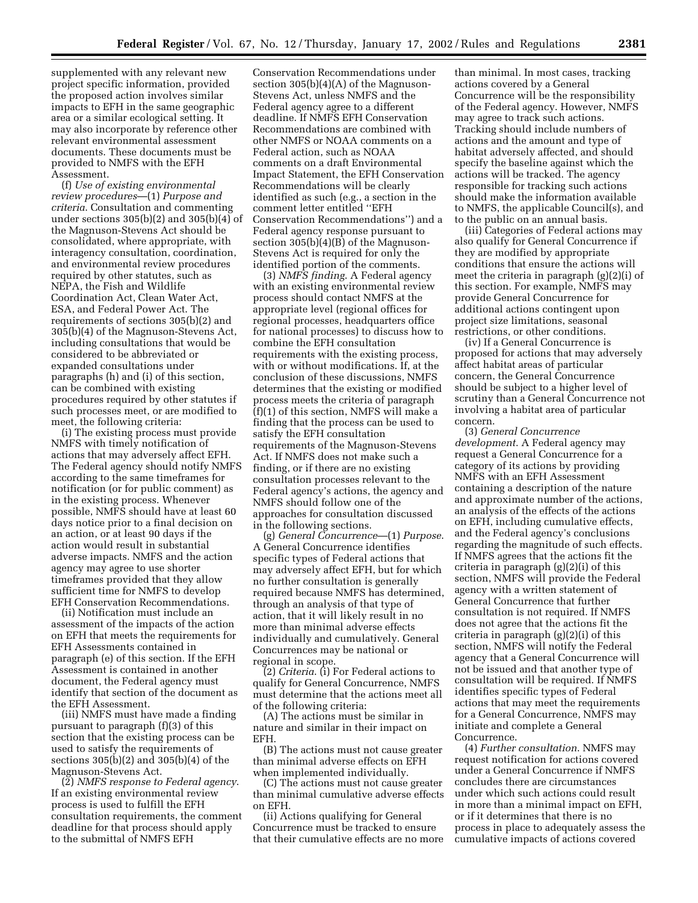supplemented with any relevant new project specific information, provided the proposed action involves similar impacts to EFH in the same geographic area or a similar ecological setting. It may also incorporate by reference other relevant environmental assessment documents. These documents must be provided to NMFS with the EFH Assessment.

(f) *Use of existing environmental review procedures*—(1) *Purpose and criteria*. Consultation and commenting under sections 305(b)(2) and 305(b)(4) of the Magnuson-Stevens Act should be consolidated, where appropriate, with interagency consultation, coordination, and environmental review procedures required by other statutes, such as NEPA, the Fish and Wildlife Coordination Act, Clean Water Act, ESA, and Federal Power Act. The requirements of sections 305(b)(2) and 305(b)(4) of the Magnuson-Stevens Act, including consultations that would be considered to be abbreviated or expanded consultations under paragraphs (h) and (i) of this section, can be combined with existing procedures required by other statutes if such processes meet, or are modified to meet, the following criteria:

(i) The existing process must provide NMFS with timely notification of actions that may adversely affect EFH. The Federal agency should notify NMFS according to the same timeframes for notification (or for public comment) as in the existing process. Whenever possible, NMFS should have at least 60 days notice prior to a final decision on an action, or at least 90 days if the action would result in substantial adverse impacts. NMFS and the action agency may agree to use shorter timeframes provided that they allow sufficient time for NMFS to develop EFH Conservation Recommendations.

(ii) Notification must include an assessment of the impacts of the action on EFH that meets the requirements for EFH Assessments contained in paragraph (e) of this section. If the EFH Assessment is contained in another document, the Federal agency must identify that section of the document as the EFH Assessment.

(iii) NMFS must have made a finding pursuant to paragraph (f)(3) of this section that the existing process can be used to satisfy the requirements of sections 305(b)(2) and 305(b)(4) of the Magnuson-Stevens Act.

(2) *NMFS response to Federal agency*. If an existing environmental review process is used to fulfill the EFH consultation requirements, the comment deadline for that process should apply to the submittal of NMFS EFH Conservation Recommendations under section 305(b)(4)(A) of the Magnuson-Stevens Act, unless NMFS and the Federal agency agree to a different deadline. If NMFS EFH Conservation Recommendations are combined with other NMFS or NOAA comments on a Federal action, such as NOAA comments on a draft Environmental Impact Statement, the EFH Conservation Recommendations will be clearly identified as such (e.g., a section in the comment letter entitled "EFH Conservation Recommendations") and a Federal agency response pursuant to section 305(b)(4)(B) of the Magnuson-Stevens Act is required for only the identified portion of the comments.

(3) *NMFS finding*. A Federal agency with an existing environmental review process should contact NMFS at the appropriate level (regional offices for regional processes, headquarters office for national processes) to discuss how to combine the EFH consultation requirements with the existing process, with or without modifications. If, at the conclusion of these discussions, NMFS determines that the existing or modified process meets the criteria of paragraph (f)(1) of this section, NMFS will make a finding that the process can be used to satisfy the EFH consultation requirements of the Magnuson-Stevens Act. If NMFS does not make such a finding, or if there are no existing consultation processes relevant to the Federal agency's actions, the agency and NMFS should follow one of the approaches for consultation discussed in the following sections.

(g) *General Concurrence*—(1) *Purpose*. A General Concurrence identifies specific types of Federal actions that may adversely affect EFH, but for which no further consultation is generally required because NMFS has determined, through an analysis of that type of action, that it will likely result in no more than minimal adverse effects individually and cumulatively. General Concurrences may be national or regional in scope.

(2) *Criteria*. (i) For Federal actions to qualify for General Concurrence, NMFS must determine that the actions meet all of the following criteria:

(A) The actions must be similar in nature and similar in their impact on EFH.

(B) The actions must not cause greater than minimal adverse effects on EFH when implemented individually.

(C) The actions must not cause greater than minimal cumulative adverse effects on EFH.

(ii) Actions qualifying for General Concurrence must be tracked to ensure that their cumulative effects are no more than minimal. In most cases, tracking actions covered by a General Concurrence will be the responsibility of the Federal agency. However, NMFS may agree to track such actions. Tracking should include numbers of actions and the amount and type of habitat adversely affected, and should specify the baseline against which the actions will be tracked. The agency responsible for tracking such actions should make the information available to NMFS, the applicable Council(s), and to the public on an annual basis.

(iii) Categories of Federal actions may also qualify for General Concurrence if they are modified by appropriate conditions that ensure the actions will meet the criteria in paragraph (g)(2)(i) of this section. For example, NMFS may provide General Concurrence for additional actions contingent upon project size limitations, seasonal restrictions, or other conditions.

(iv) If a General Concurrence is proposed for actions that may adversely affect habitat areas of particular concern, the General Concurrence should be subject to a higher level of scrutiny than a General Concurrence not involving a habitat area of particular concern.

(3) *General Concurrence development*. A Federal agency may request a General Concurrence for a category of its actions by providing NMFS with an EFH Assessment containing a description of the nature and approximate number of the actions, an analysis of the effects of the actions on EFH, including cumulative effects, and the Federal agency's conclusions regarding the magnitude of such effects. If NMFS agrees that the actions fit the criteria in paragraph (g)(2)(i) of this section, NMFS will provide the Federal agency with a written statement of General Concurrence that further consultation is not required. If NMFS does not agree that the actions fit the criteria in paragraph (g)(2)(i) of this section, NMFS will notify the Federal agency that a General Concurrence will not be issued and that another type of consultation will be required. If NMFS identifies specific types of Federal actions that may meet the requirements for a General Concurrence, NMFS may initiate and complete a General Concurrence.

(4) *Further consultation*. NMFS may request notification for actions covered under a General Concurrence if NMFS concludes there are circumstances under which such actions could result in more than a minimal impact on EFH, or if it determines that there is no process in place to adequately assess the cumulative impacts of actions covered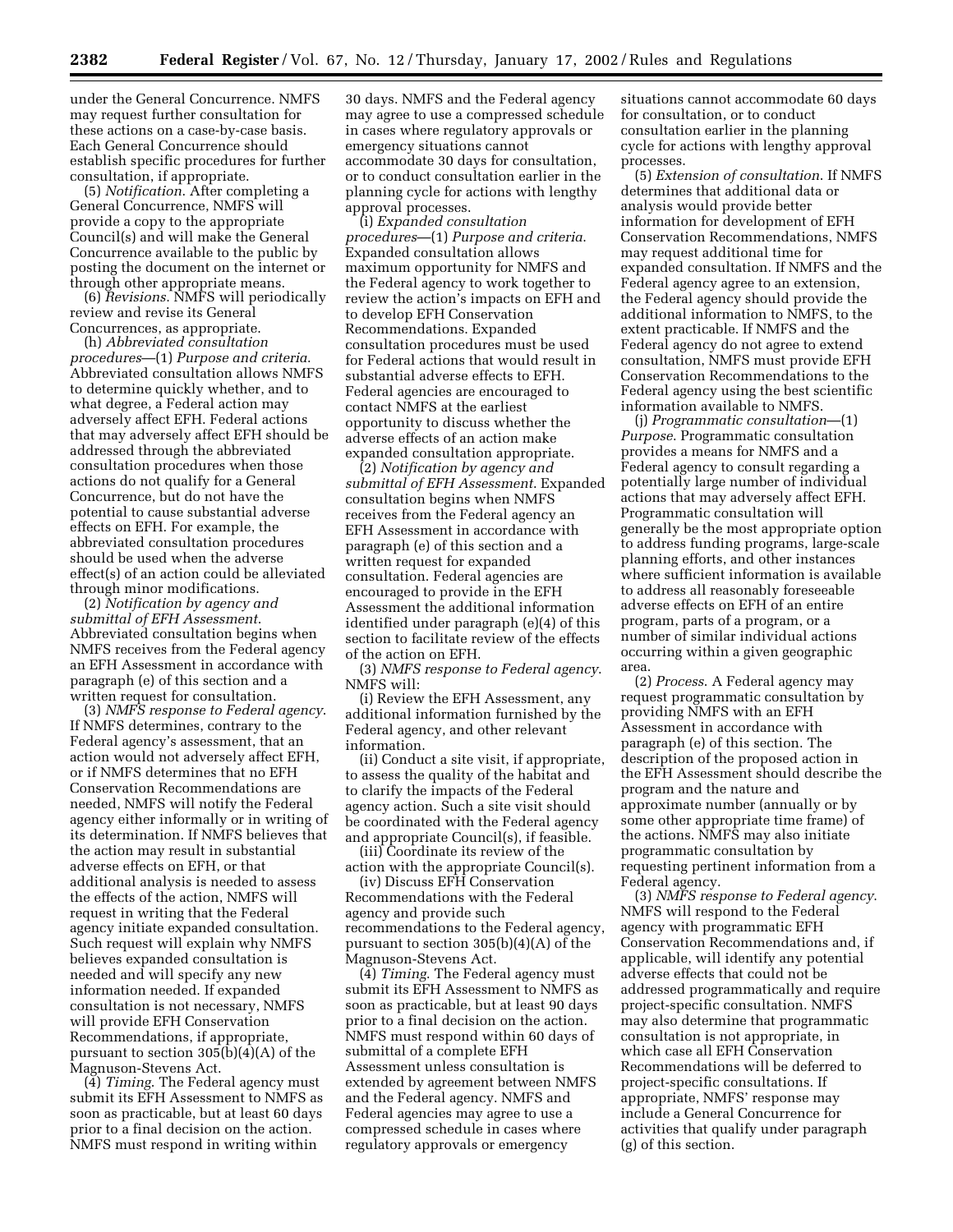under the General Concurrence. NMFS may request further consultation for these actions on a case-by-case basis. Each General Concurrence should establish specific procedures for further consultation, if appropriate.

(5) *Notification.* After completing a General Concurrence, NMFS will provide a copy to the appropriate Council(s) and will make the General Concurrence available to the public by posting the document on the internet or through other appropriate means.

(6) *Revisions.* NMFS will periodically review and revise its General Concurrences, as appropriate.

(h) *Abbreviated consultation procedures*—(1) *Purpose and criteria.* Abbreviated consultation allows NMFS to determine quickly whether, and to what degree, a Federal action may adversely affect EFH. Federal actions that may adversely affect EFH should be addressed through the abbreviated consultation procedures when those actions do not qualify for a General Concurrence, but do not have the potential to cause substantial adverse effects on EFH. For example, the abbreviated consultation procedures should be used when the adverse effect(s) of an action could be alleviated through minor modifications.

(2) *Notification by agency and submittal of EFH Assessment.* Abbreviated consultation begins when NMFS receives from the Federal agency an EFH Assessment in accordance with paragraph (e) of this section and a written request for consultation.

(3) *NMFS response to Federal agency.* If NMFS determines, contrary to the Federal agency's assessment, that an action would not adversely affect EFH, or if NMFS determines that no EFH Conservation Recommendations are needed, NMFS will notify the Federal agency either informally or in writing of its determination. If NMFS believes that the action may result in substantial adverse effects on EFH, or that additional analysis is needed to assess the effects of the action, NMFS will request in writing that the Federal agency initiate expanded consultation. Such request will explain why NMFS believes expanded consultation is needed and will specify any new information needed. If expanded consultation is not necessary, NMFS will provide EFH Conservation Recommendations, if appropriate, pursuant to section 305(b)(4)(A) of the Magnuson-Stevens Act.

(4) *Timing.* The Federal agency must submit its EFH Assessment to NMFS as soon as practicable, but at least 60 days prior to a final decision on the action. NMFS must respond in writing within 30 days. NMFS and the Federal agency may agree to use a compressed schedule in cases where regulatory approvals or emergency situations cannot accommodate 30 days for consultation, or to conduct consultation earlier in the planning cycle for actions with lengthy approval processes.

(i) *Expanded consultation procedures*—(1) *Purpose and criteria.* Expanded consultation allows maximum opportunity for NMFS and the Federal agency to work together to review the action's impacts on EFH and to develop EFH Conservation Recommendations. Expanded consultation procedures must be used for Federal actions that would result in substantial adverse effects to EFH. Federal agencies are encouraged to contact NMFS at the earliest opportunity to discuss whether the adverse effects of an action make expanded consultation appropriate.

(2) *Notification by agency and submittal of EFH Assessment.* Expanded consultation begins when NMFS receives from the Federal agency an EFH Assessment in accordance with paragraph (e) of this section and a written request for expanded consultation. Federal agencies are encouraged to provide in the EFH Assessment the additional information identified under paragraph (e)(4) of this section to facilitate review of the effects of the action on EFH.

(3) *NMFS response to Federal agency.* NMFS will:

(i) Review the EFH Assessment, any additional information furnished by the Federal agency, and other relevant information.

(ii) Conduct a site visit, if appropriate, to assess the quality of the habitat and to clarify the impacts of the Federal agency action. Such a site visit should be coordinated with the Federal agency and appropriate Council(s), if feasible.

(iii) Coordinate its review of the action with the appropriate Council(s).

(iv) Discuss EFH Conservation Recommendations with the Federal agency and provide such recommendations to the Federal agency, pursuant to section 305(b)(4)(A) of the Magnuson-Stevens Act.

(4) *Timing.* The Federal agency must submit its EFH Assessment to NMFS as soon as practicable, but at least 90 days prior to a final decision on the action. NMFS must respond within 60 days of submittal of a complete EFH Assessment unless consultation is extended by agreement between NMFS and the Federal agency. NMFS and Federal agencies may agree to use a compressed schedule in cases where regulatory approvals or emergency situations cannot accommodate 60 days for consultation, or to conduct consultation earlier in the planning cycle for actions with lengthy approval processes.

(5) *Extension of consultation.* If NMFS determines that additional data or analysis would provide better information for development of EFH Conservation Recommendations, NMFS may request additional time for expanded consultation. If NMFS and the Federal agency agree to an extension, the Federal agency should provide the additional information to NMFS, to the extent practicable. If NMFS and the Federal agency do not agree to extend consultation, NMFS must provide EFH Conservation Recommendations to the Federal agency using the best scientific information available to NMFS.

(j) *Programmatic consultation*—(1) *Purpose.* Programmatic consultation provides a means for NMFS and a Federal agency to consult regarding a potentially large number of individual actions that may adversely affect EFH. Programmatic consultation will generally be the most appropriate option to address funding programs, large-scale planning efforts, and other instances where sufficient information is available to address all reasonably foreseeable adverse effects on EFH of an entire program, parts of a program, or a number of similar individual actions occurring within a given geographic area.

(2) *Process.* A Federal agency may request programmatic consultation by providing NMFS with an EFH Assessment in accordance with paragraph (e) of this section. The description of the proposed action in the EFH Assessment should describe the program and the nature and approximate number (annually or by some other appropriate time frame) of the actions. NMFS may also initiate programmatic consultation by requesting pertinent information from a Federal agency.

(3) *NMFS response to Federal agency.* NMFS will respond to the Federal agency with programmatic EFH Conservation Recommendations and, if applicable, will identify any potential adverse effects that could not be addressed programmatically and require project-specific consultation. NMFS may also determine that programmatic consultation is not appropriate, in which case all EFH Conservation Recommendations will be deferred to project-specific consultations. If appropriate, NMFS' response may include a General Concurrence for activities that qualify under paragraph (g) of this section.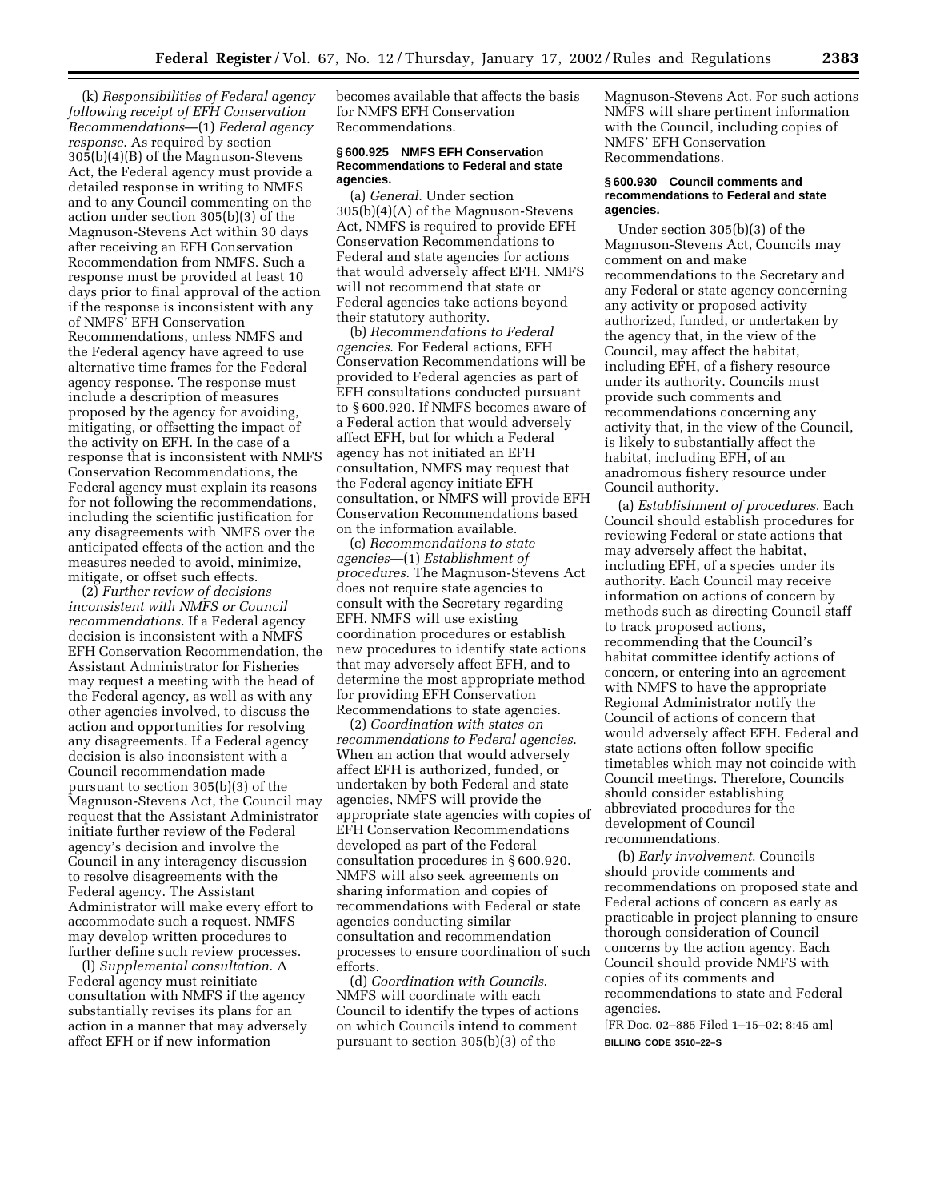(k) *Responsibilities of Federal agency following receipt of EFH Conservation Recommendations*—(1) *Federal agency response*. As required by section 305(b)(4)(B) of the Magnuson-Stevens Act, the Federal agency must provide a detailed response in writing to NMFS and to any Council commenting on the action under section 305(b)(3) of the Magnuson-Stevens Act within 30 days after receiving an EFH Conservation Recommendation from NMFS. Such a response must be provided at least 10 days prior to final approval of the action if the response is inconsistent with any of NMFS' EFH Conservation Recommendations, unless NMFS and the Federal agency have agreed to use alternative time frames for the Federal agency response. The response must include a description of measures proposed by the agency for avoiding, mitigating, or offsetting the impact of the activity on EFH. In the case of a response that is inconsistent with NMFS Conservation Recommendations, the Federal agency must explain its reasons for not following the recommendations, including the scientific justification for any disagreements with NMFS over the anticipated effects of the action and the measures needed to avoid, minimize, mitigate, or offset such effects.

(2) *Further review of decisions inconsistent with NMFS or Council recommendations*. If a Federal agency decision is inconsistent with a NMFS EFH Conservation Recommendation, the Assistant Administrator for Fisheries may request a meeting with the head of the Federal agency, as well as with any other agencies involved, to discuss the action and opportunities for resolving any disagreements. If a Federal agency decision is also inconsistent with a Council recommendation made pursuant to section 305(b)(3) of the Magnuson-Stevens Act, the Council may request that the Assistant Administrator initiate further review of the Federal agency's decision and involve the Council in any interagency discussion to resolve disagreements with the Federal agency. The Assistant Administrator will make every effort to accommodate such a request. NMFS may develop written procedures to further define such review processes.

(l) *Supplemental consultation*. A Federal agency must reinitiate consultation with NMFS if the agency substantially revises its plans for an action in a manner that may adversely affect EFH or if new information becomes available that affects the basis for NMFS EFH Conservation Recommendations.

### § 600.925 NMFS EFH Conservation Recommendations to Federal and state agencies.

(a) *General*. Under section 305(b)(4)(A) of the Magnuson-Stevens Act, NMFS is required to provide EFH Conservation Recommendations to Federal and state agencies for actions that would adversely affect EFH. NMFS will not recommend that state or Federal agencies take actions beyond their statutory authority.

(b) *Recommendations to Federal agencies*. For Federal actions, EFH Conservation Recommendations will be provided to Federal agencies as part of EFH consultations conducted pursuant to § 600.920. If NMFS becomes aware of a Federal action that would adversely affect EFH, but for which a Federal agency has not initiated an EFH consultation, NMFS may request that the Federal agency initiate EFH consultation, or NMFS will provide EFH Conservation Recommendations based on the information available.

(c) *Recommendations to state agencies*—(1) *Establishment of procedures*. The Magnuson-Stevens Act does not require state agencies to consult with the Secretary regarding EFH. NMFS will use existing coordination procedures or establish new procedures to identify state actions that may adversely affect EFH, and to determine the most appropriate method for providing EFH Conservation Recommendations to state agencies.

(2) *Coordination with states on recommendations to Federal agencies*. When an action that would adversely affect EFH is authorized, funded, or undertaken by both Federal and state agencies, NMFS will provide the appropriate state agencies with copies of EFH Conservation Recommendations developed as part of the Federal consultation procedures in § 600.920. NMFS will also seek agreements on sharing information and copies of recommendations with Federal or state agencies conducting similar consultation and recommendation processes to ensure coordination of such efforts.

(d) *Coordination with Councils*. NMFS will coordinate with each Council to identify the types of actions on which Councils intend to comment pursuant to section 305(b)(3) of the Magnuson-Stevens Act. For such actions NMFS will share pertinent information with the Council, including copies of NMFS' EFH Conservation Recommendations.

### § 600.930 Council comments and recommendations to Federal and state agencies.

Under section 305(b)(3) of the Magnuson-Stevens Act, Councils may comment on and make recommendations to the Secretary and any Federal or state agency concerning any activity or proposed activity authorized, funded, or undertaken by the agency that, in the view of the Council, may affect the habitat, including EFH, of a fishery resource under its authority. Councils must provide such comments and recommendations concerning any activity that, in the view of the Council, is likely to substantially affect the habitat, including EFH, of an anadromous fishery resource under Council authority.

(a) *Establishment of procedures*. Each Council should establish procedures for reviewing Federal or state actions that may adversely affect the habitat, including EFH, of a species under its authority. Each Council may receive information on actions of concern by methods such as directing Council staff to track proposed actions, recommending that the Council's habitat committee identify actions of concern, or entering into an agreement with NMFS to have the appropriate Regional Administrator notify the Council of actions of concern that would adversely affect EFH. Federal and state actions often follow specific timetables which may not coincide with Council meetings. Therefore, Councils should consider establishing abbreviated procedures for the development of Council recommendations.

(b) *Early involvement*. Councils should provide comments and recommendations on proposed state and Federal actions of concern as early as practicable in project planning to ensure thorough consideration of Council concerns by the action agency. Each Council should provide NMFS with copies of its comments and recommendations to state and Federal agencies.

[FR Doc. 02–885 Filed 1–15–02; 8:45 am]

**BILLING CODE 3510–22–S**